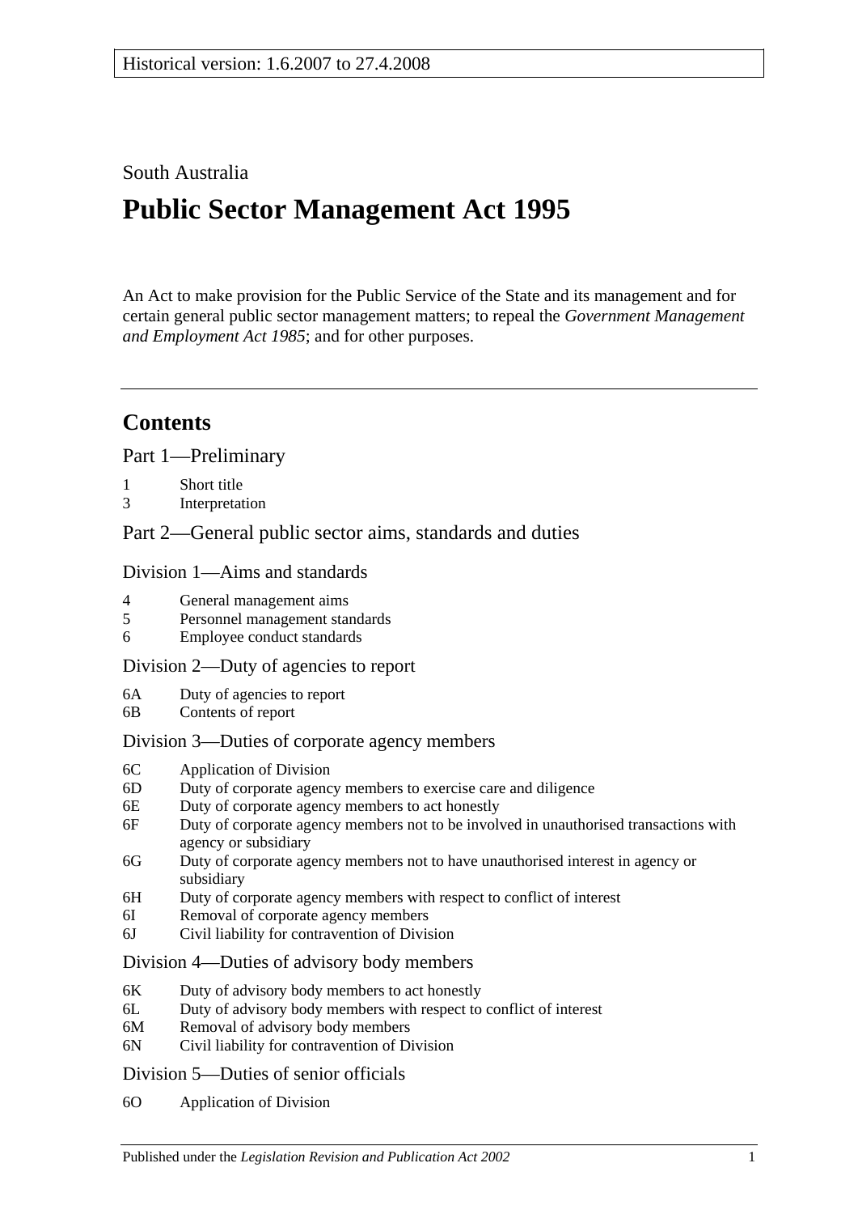Historical version: 1.6.2007 to 27.4.2008

South Australia

# Public Sector Management Act 1995

An Act to make provision for the Public Service of the State and its management and for certain general public sector management matters; to repeal the *Government Management and Employment Act 1985*; and for other purposes.

## Contents

Part 1—Preliminary

1 Short title
3 Interpretation

Part 2—General public sector aims, standards and duties

Division 1—Aims and standards

4 General management aims
5 Personnel management standards
6 Employee conduct standards

Division 2—Duty of agencies to report

6A Duty of agencies to report
6B Contents of report

Division 3—Duties of corporate agency members

6C Application of Division
6D Duty of corporate agency members to exercise care and diligence
6E Duty of corporate agency members to act honestly
6F Duty of corporate agency members not to be involved in unauthorised transactions with agency or subsidiary
6G Duty of corporate agency members not to have unauthorised interest in agency or subsidiary
6H Duty of corporate agency members with respect to conflict of interest
6I Removal of corporate agency members
6J Civil liability for contravention of Division

Division 4—Duties of advisory body members

6K Duty of advisory body members to act honestly
6L Duty of advisory body members with respect to conflict of interest
6M Removal of advisory body members
6N Civil liability for contravention of Division

Division 5—Duties of senior officials

6O Application of Division

Published under the *Legislation Revision and Publication Act 2002*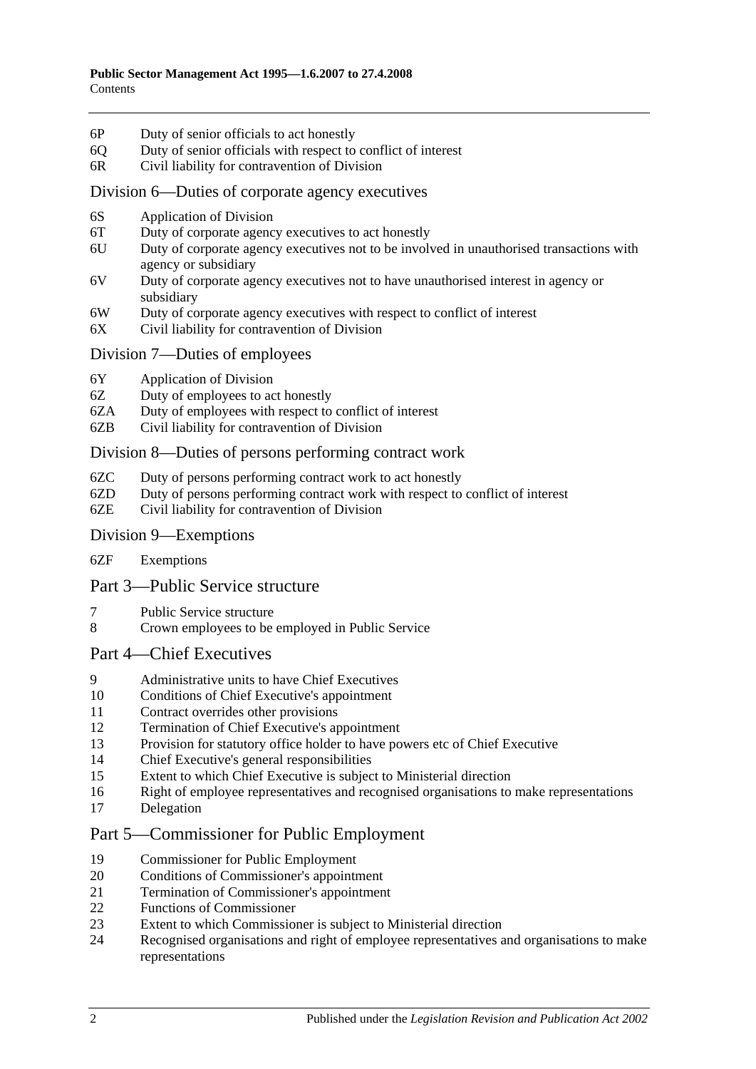6P Duty of senior officials to act honestly
6Q Duty of senior officials with respect to conflict of interest
6R Civil liability for contravention of Division

## Division 6—Duties of corporate agency executives

6S Application of Division
6T Duty of corporate agency executives to act honestly
6U Duty of corporate agency executives not to be involved in unauthorised transactions with agency or subsidiary
6V Duty of corporate agency executives not to have unauthorised interest in agency or subsidiary
6W Duty of corporate agency executives with respect to conflict of interest
6X Civil liability for contravention of Division

## Division 7—Duties of employees

6Y Application of Division
6Z Duty of employees to act honestly
6ZA Duty of employees with respect to conflict of interest
6ZB Civil liability for contravention of Division

## Division 8—Duties of persons performing contract work

6ZC Duty of persons performing contract work to act honestly
6ZD Duty of persons performing contract work with respect to conflict of interest
6ZE Civil liability for contravention of Division

## Division 9—Exemptions

6ZF Exemptions

## Part 3—Public Service structure

7 Public Service structure
8 Crown employees to be employed in Public Service

## Part 4—Chief Executives

9 Administrative units to have Chief Executives
10 Conditions of Chief Executive's appointment
11 Contract overrides other provisions
12 Termination of Chief Executive's appointment
13 Provision for statutory office holder to have powers etc of Chief Executive
14 Chief Executive's general responsibilities
15 Extent to which Chief Executive is subject to Ministerial direction
16 Right of employee representatives and recognised organisations to make representations
17 Delegation

## Part 5—Commissioner for Public Employment

19 Commissioner for Public Employment
20 Conditions of Commissioner's appointment
21 Termination of Commissioner's appointment
22 Functions of Commissioner
23 Extent to which Commissioner is subject to Ministerial direction
24 Recognised organisations and right of employee representatives and organisations to make representations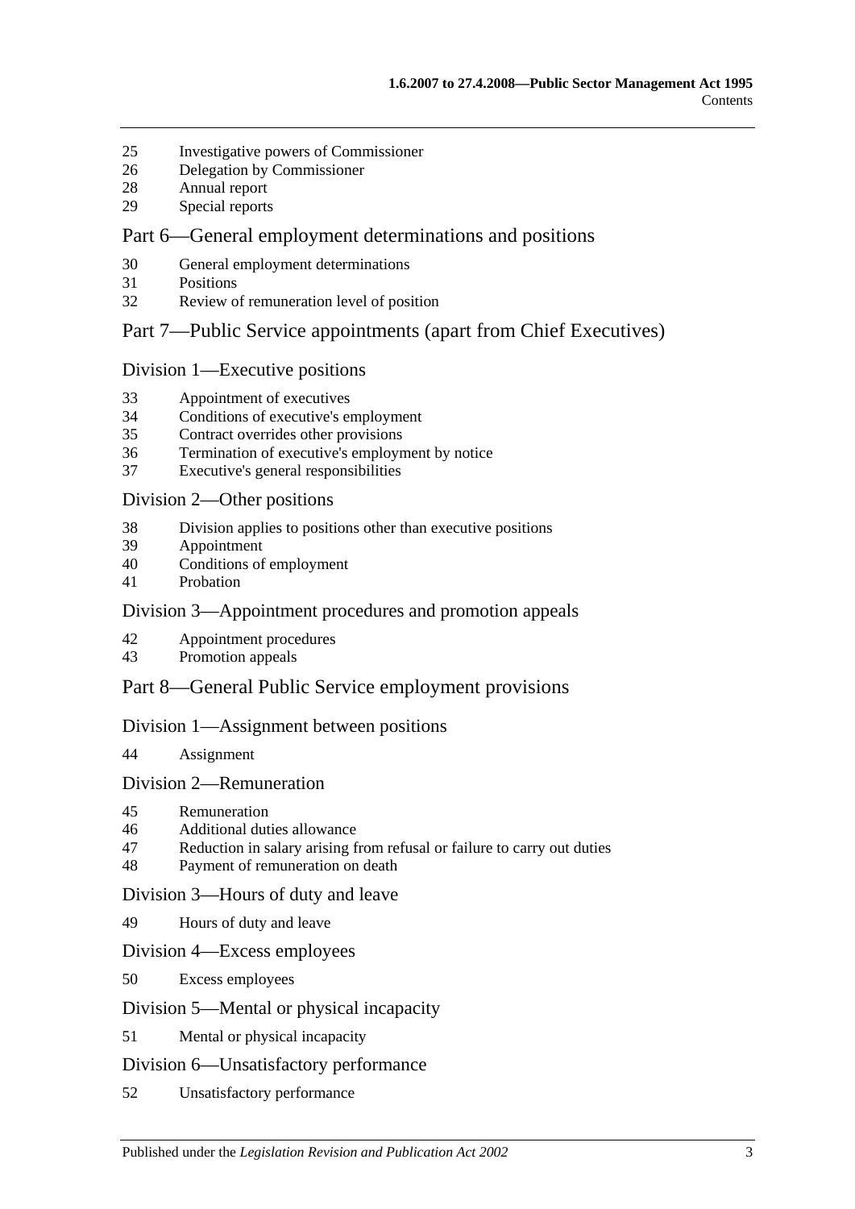25 Investigative powers of Commissioner
26 Delegation by Commissioner
28 Annual report
29 Special reports

## Part 6—General employment determinations and positions

30 General employment determinations
31 Positions
32 Review of remuneration level of position

## Part 7—Public Service appointments (apart from Chief Executives)

### Division 1—Executive positions

33 Appointment of executives
34 Conditions of executive's employment
35 Contract overrides other provisions
36 Termination of executive's employment by notice
37 Executive's general responsibilities

### Division 2—Other positions

38 Division applies to positions other than executive positions
39 Appointment
40 Conditions of employment
41 Probation

### Division 3—Appointment procedures and promotion appeals

42 Appointment procedures
43 Promotion appeals

## Part 8—General Public Service employment provisions

### Division 1—Assignment between positions

44 Assignment

### Division 2—Remuneration

45 Remuneration
46 Additional duties allowance
47 Reduction in salary arising from refusal or failure to carry out duties
48 Payment of remuneration on death

### Division 3—Hours of duty and leave

49 Hours of duty and leave

### Division 4—Excess employees

50 Excess employees

### Division 5—Mental or physical incapacity

51 Mental or physical incapacity

### Division 6—Unsatisfactory performance

52 Unsatisfactory performance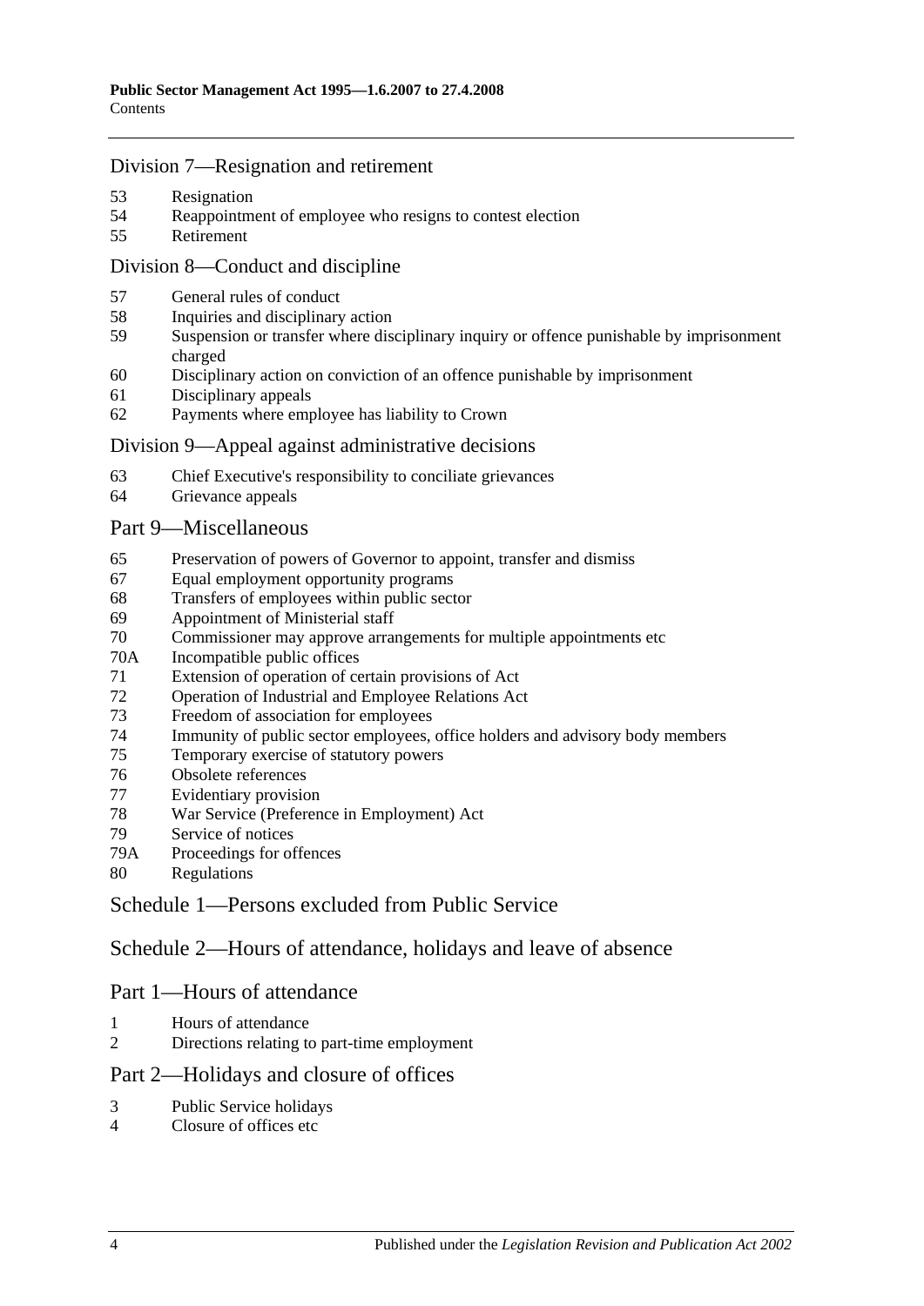## Division 7—Resignation and retirement

53 Resignation
54 Reappointment of employee who resigns to contest election
55 Retirement

## Division 8—Conduct and discipline

57 General rules of conduct
58 Inquiries and disciplinary action
59 Suspension or transfer where disciplinary inquiry or offence punishable by imprisonment charged
60 Disciplinary action on conviction of an offence punishable by imprisonment
61 Disciplinary appeals
62 Payments where employee has liability to Crown

## Division 9—Appeal against administrative decisions

63 Chief Executive's responsibility to conciliate grievances
64 Grievance appeals

## Part 9—Miscellaneous

65 Preservation of powers of Governor to appoint, transfer and dismiss
67 Equal employment opportunity programs
68 Transfers of employees within public sector
69 Appointment of Ministerial staff
70 Commissioner may approve arrangements for multiple appointments etc
70A Incompatible public offices
71 Extension of operation of certain provisions of Act
72 Operation of Industrial and Employee Relations Act
73 Freedom of association for employees
74 Immunity of public sector employees, office holders and advisory body members
75 Temporary exercise of statutory powers
76 Obsolete references
77 Evidentiary provision
78 War Service (Preference in Employment) Act
79 Service of notices
79A Proceedings for offences
80 Regulations

## Schedule 1—Persons excluded from Public Service

## Schedule 2—Hours of attendance, holidays and leave of absence

## Part 1—Hours of attendance

1 Hours of attendance
2 Directions relating to part-time employment

## Part 2—Holidays and closure of offices

3 Public Service holidays
4 Closure of offices etc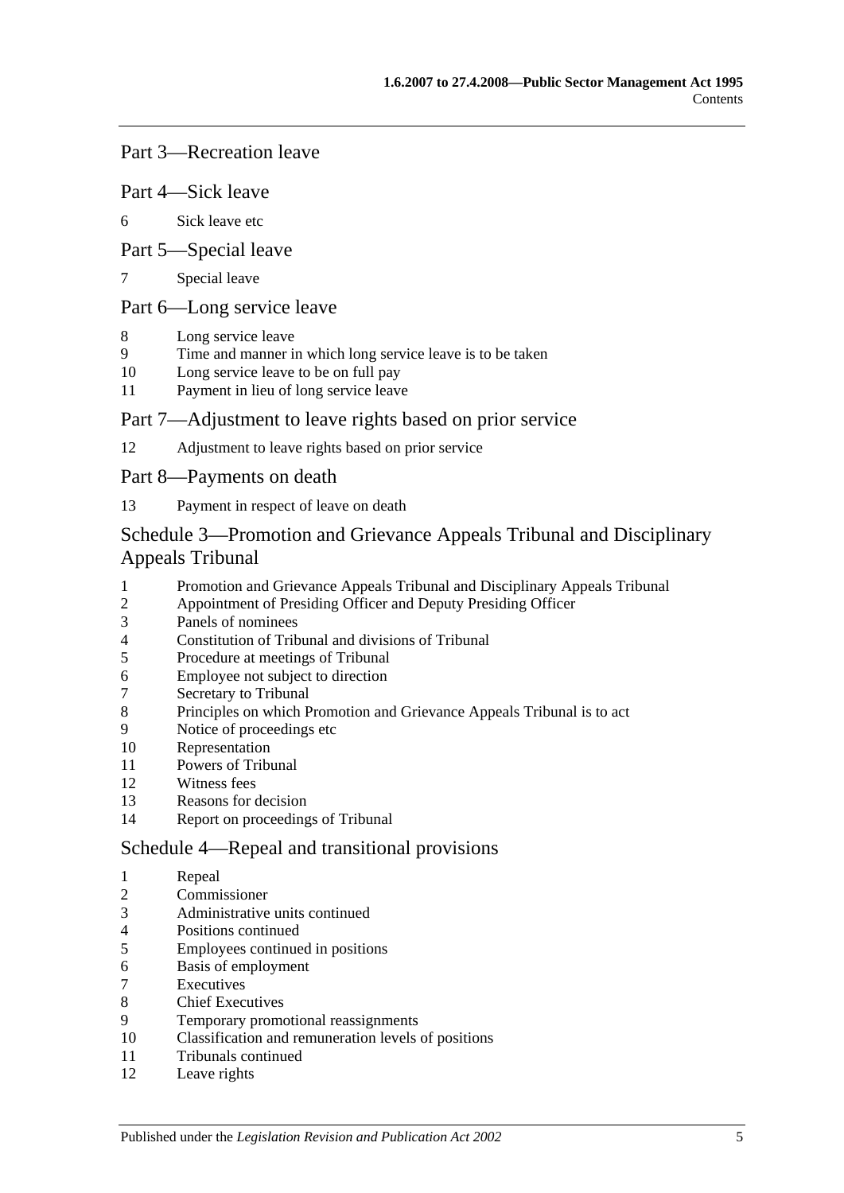## Part 3—Recreation leave

## Part 4—Sick leave

6 Sick leave etc

## Part 5—Special leave

7 Special leave

## Part 6—Long service leave

8 Long service leave
9 Time and manner in which long service leave is to be taken
10 Long service leave to be on full pay
11 Payment in lieu of long service leave

## Part 7—Adjustment to leave rights based on prior service

12 Adjustment to leave rights based on prior service

## Part 8—Payments on death

13 Payment in respect of leave on death

## Schedule 3—Promotion and Grievance Appeals Tribunal and Disciplinary Appeals Tribunal

1 Promotion and Grievance Appeals Tribunal and Disciplinary Appeals Tribunal
2 Appointment of Presiding Officer and Deputy Presiding Officer
3 Panels of nominees
4 Constitution of Tribunal and divisions of Tribunal
5 Procedure at meetings of Tribunal
6 Employee not subject to direction
7 Secretary to Tribunal
8 Principles on which Promotion and Grievance Appeals Tribunal is to act
9 Notice of proceedings etc
10 Representation
11 Powers of Tribunal
12 Witness fees
13 Reasons for decision
14 Report on proceedings of Tribunal

## Schedule 4—Repeal and transitional provisions

1 Repeal
2 Commissioner
3 Administrative units continued
4 Positions continued
5 Employees continued in positions
6 Basis of employment
7 Executives
8 Chief Executives
9 Temporary promotional reassignments
10 Classification and remuneration levels of positions
11 Tribunals continued
12 Leave rights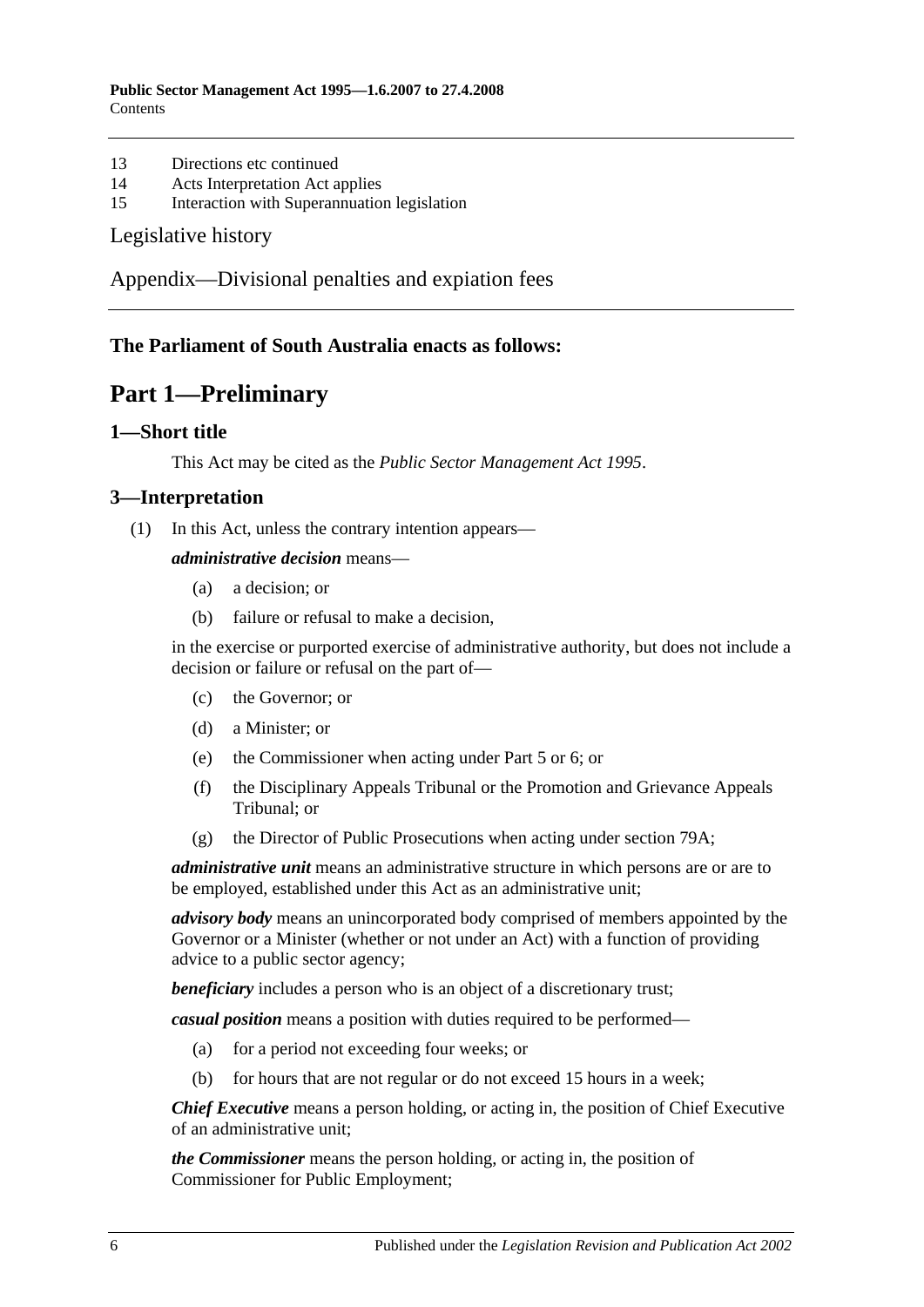13 Directions etc continued
14 Acts Interpretation Act applies
15 Interaction with Superannuation legislation

Legislative history

Appendix—Divisional penalties and expiation fees

**The Parliament of South Australia enacts as follows:**

# Part 1—Preliminary

## 1—Short title

This Act may be cited as the *Public Sector Management Act 1995*.

## 3—Interpretation

(1) In this Act, unless the contrary intention appears—

***administrative decision*** means—

(a) a decision; or

(b) failure or refusal to make a decision,

in the exercise or purported exercise of administrative authority, but does not include a decision or failure or refusal on the part of—

(c) the Governor; or

(d) a Minister; or

(e) the Commissioner when acting under Part 5 or 6; or

(f) the Disciplinary Appeals Tribunal or the Promotion and Grievance Appeals Tribunal; or

(g) the Director of Public Prosecutions when acting under section 79A;

***administrative unit*** means an administrative structure in which persons are or are to be employed, established under this Act as an administrative unit;

***advisory body*** means an unincorporated body comprised of members appointed by the Governor or a Minister (whether or not under an Act) with a function of providing advice to a public sector agency;

***beneficiary*** includes a person who is an object of a discretionary trust;

***casual position*** means a position with duties required to be performed—

(a) for a period not exceeding four weeks; or

(b) for hours that are not regular or do not exceed 15 hours in a week;

***Chief Executive*** means a person holding, or acting in, the position of Chief Executive of an administrative unit;

***the Commissioner*** means the person holding, or acting in, the position of Commissioner for Public Employment;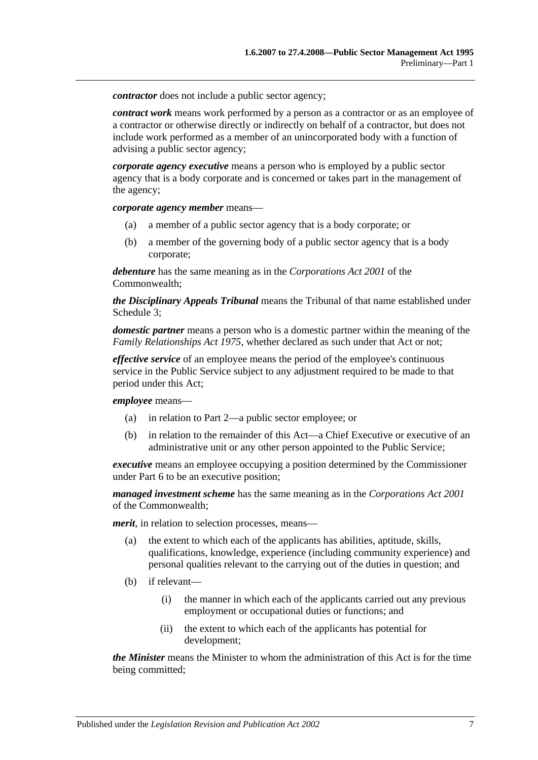***contractor*** does not include a public sector agency;

***contract work*** means work performed by a person as a contractor or as an employee of a contractor or otherwise directly or indirectly on behalf of a contractor, but does not include work performed as a member of an unincorporated body with a function of advising a public sector agency;

***corporate agency executive*** means a person who is employed by a public sector agency that is a body corporate and is concerned or takes part in the management of the agency;

***corporate agency member*** means—

(a) a member of a public sector agency that is a body corporate; or

(b) a member of the governing body of a public sector agency that is a body corporate;

***debenture*** has the same meaning as in the *Corporations Act 2001* of the Commonwealth;

***the Disciplinary Appeals Tribunal*** means the Tribunal of that name established under Schedule 3;

***domestic partner*** means a person who is a domestic partner within the meaning of the *Family Relationships Act 1975*, whether declared as such under that Act or not;

***effective service*** of an employee means the period of the employee's continuous service in the Public Service subject to any adjustment required to be made to that period under this Act;

***employee*** means—

(a) in relation to Part 2—a public sector employee; or

(b) in relation to the remainder of this Act—a Chief Executive or executive of an administrative unit or any other person appointed to the Public Service;

***executive*** means an employee occupying a position determined by the Commissioner under Part 6 to be an executive position;

***managed investment scheme*** has the same meaning as in the *Corporations Act 2001* of the Commonwealth;

***merit***, in relation to selection processes, means—

(a) the extent to which each of the applicants has abilities, aptitude, skills, qualifications, knowledge, experience (including community experience) and personal qualities relevant to the carrying out of the duties in question; and

(b) if relevant—

(i) the manner in which each of the applicants carried out any previous employment or occupational duties or functions; and

(ii) the extent to which each of the applicants has potential for development;

***the Minister*** means the Minister to whom the administration of this Act is for the time being committed;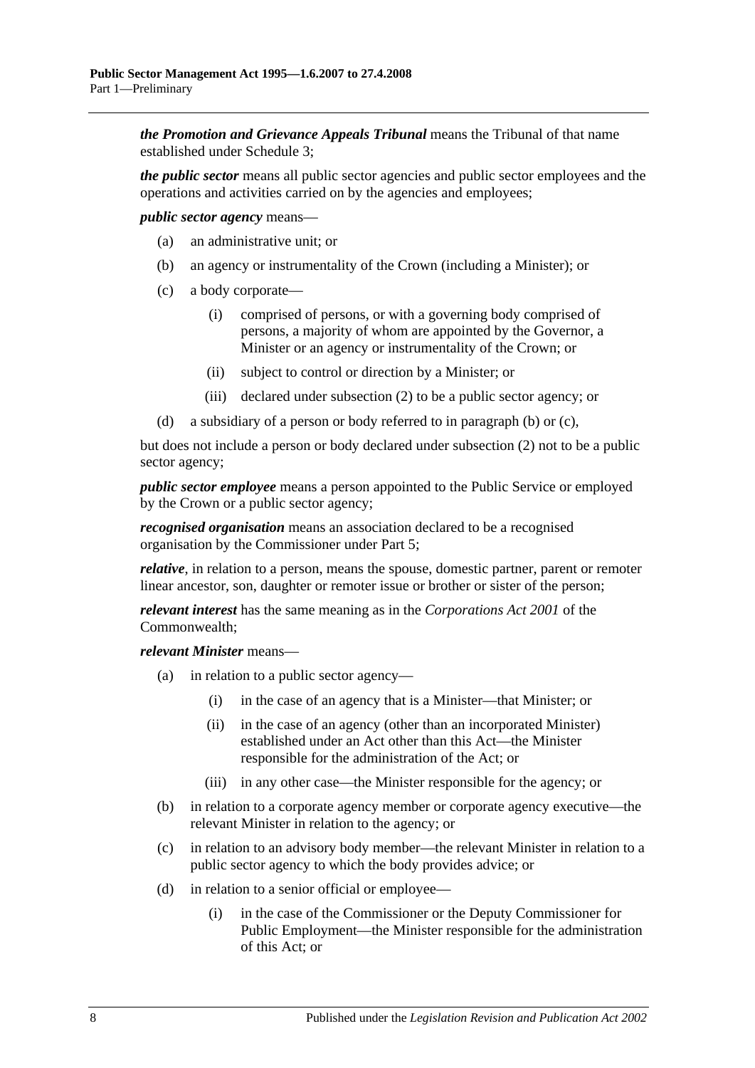***the Promotion and Grievance Appeals Tribunal*** means the Tribunal of that name established under Schedule 3;

***the public sector*** means all public sector agencies and public sector employees and the operations and activities carried on by the agencies and employees;

***public sector agency*** means—

- (a) an administrative unit; or
- (b) an agency or instrumentality of the Crown (including a Minister); or
- (c) a body corporate—
  - (i) comprised of persons, or with a governing body comprised of persons, a majority of whom are appointed by the Governor, a Minister or an agency or instrumentality of the Crown; or
  - (ii) subject to control or direction by a Minister; or
  - (iii) declared under subsection (2) to be a public sector agency; or
- (d) a subsidiary of a person or body referred to in paragraph (b) or (c),

but does not include a person or body declared under subsection (2) not to be a public sector agency;

***public sector employee*** means a person appointed to the Public Service or employed by the Crown or a public sector agency;

***recognised organisation*** means an association declared to be a recognised organisation by the Commissioner under Part 5;

***relative***, in relation to a person, means the spouse, domestic partner, parent or remoter linear ancestor, son, daughter or remoter issue or brother or sister of the person;

***relevant interest*** has the same meaning as in the *Corporations Act 2001* of the Commonwealth;

***relevant Minister*** means—

- (a) in relation to a public sector agency—
  - (i) in the case of an agency that is a Minister—that Minister; or
  - (ii) in the case of an agency (other than an incorporated Minister) established under an Act other than this Act—the Minister responsible for the administration of the Act; or
  - (iii) in any other case—the Minister responsible for the agency; or
- (b) in relation to a corporate agency member or corporate agency executive—the relevant Minister in relation to the agency; or
- (c) in relation to an advisory body member—the relevant Minister in relation to a public sector agency to which the body provides advice; or
- (d) in relation to a senior official or employee—
  - (i) in the case of the Commissioner or the Deputy Commissioner for Public Employment—the Minister responsible for the administration of this Act; or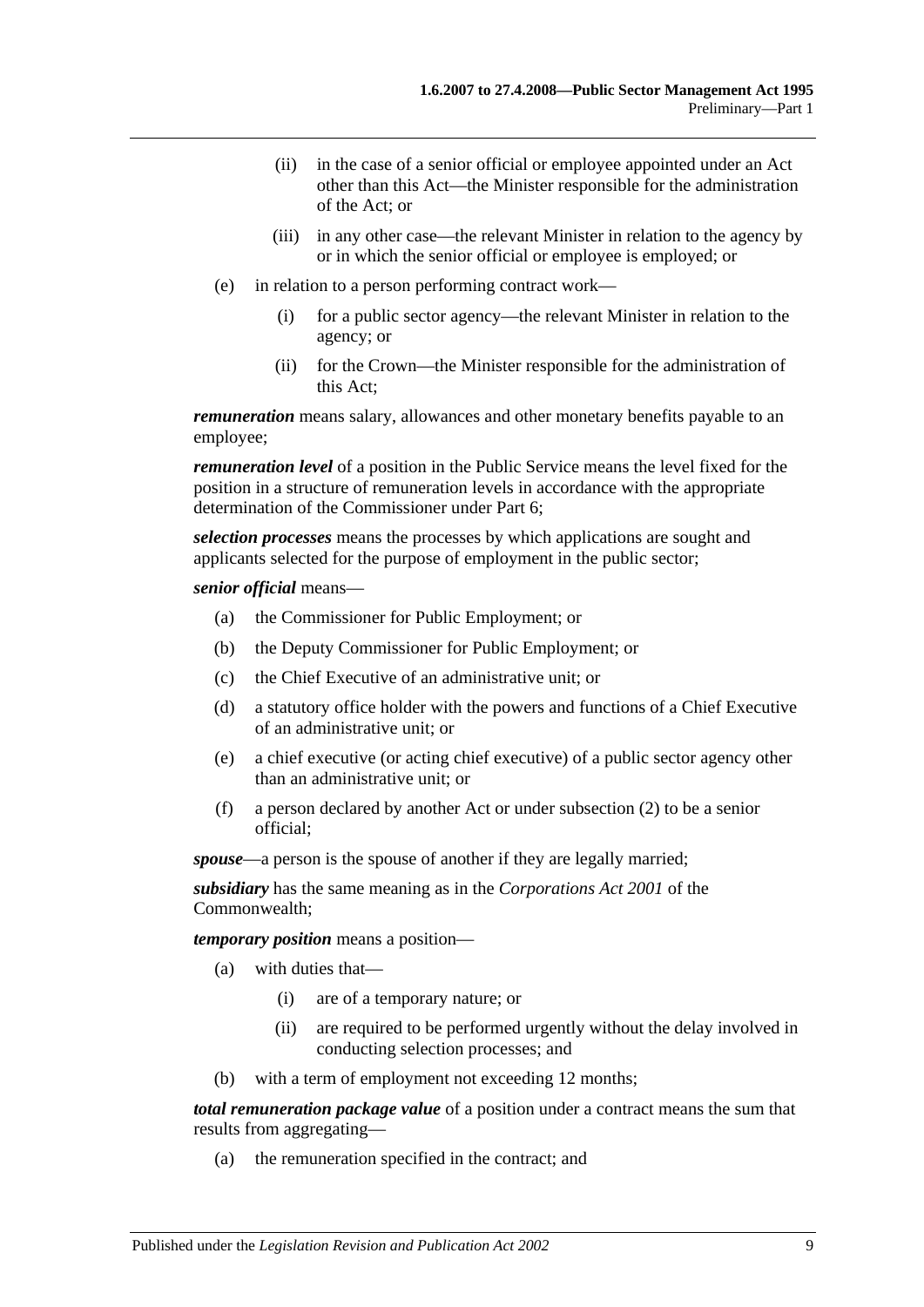(ii) in the case of a senior official or employee appointed under an Act other than this Act—the Minister responsible for the administration of the Act; or

(iii) in any other case—the relevant Minister in relation to the agency by or in which the senior official or employee is employed; or

(e) in relation to a person performing contract work—

(i) for a public sector agency—the relevant Minister in relation to the agency; or

(ii) for the Crown—the Minister responsible for the administration of this Act;

***remuneration*** means salary, allowances and other monetary benefits payable to an employee;

***remuneration level*** of a position in the Public Service means the level fixed for the position in a structure of remuneration levels in accordance with the appropriate determination of the Commissioner under Part 6;

***selection processes*** means the processes by which applications are sought and applicants selected for the purpose of employment in the public sector;

***senior official*** means—

(a) the Commissioner for Public Employment; or

(b) the Deputy Commissioner for Public Employment; or

(c) the Chief Executive of an administrative unit; or

(d) a statutory office holder with the powers and functions of a Chief Executive of an administrative unit; or

(e) a chief executive (or acting chief executive) of a public sector agency other than an administrative unit; or

(f) a person declared by another Act or under subsection (2) to be a senior official;

***spouse***—a person is the spouse of another if they are legally married;

***subsidiary*** has the same meaning as in the *Corporations Act 2001* of the Commonwealth;

***temporary position*** means a position—

(a) with duties that—

(i) are of a temporary nature; or

(ii) are required to be performed urgently without the delay involved in conducting selection processes; and

(b) with a term of employment not exceeding 12 months;

***total remuneration package value*** of a position under a contract means the sum that results from aggregating—

(a) the remuneration specified in the contract; and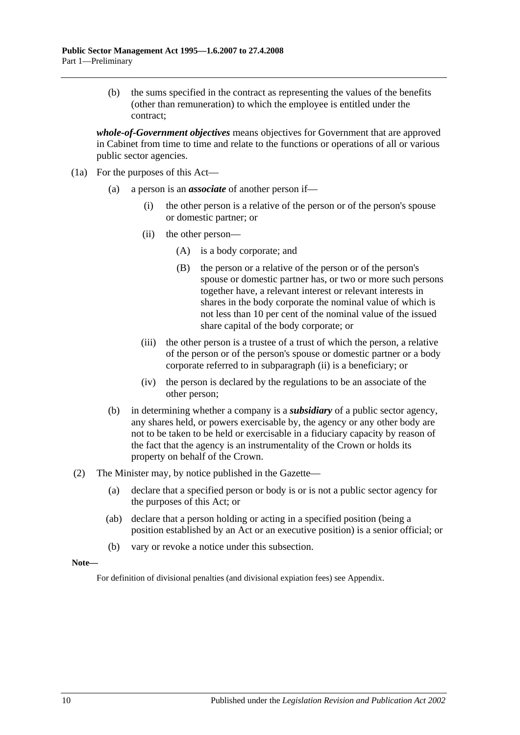(b) the sums specified in the contract as representing the values of the benefits (other than remuneration) to which the employee is entitled under the contract;

***whole-of-Government objectives*** means objectives for Government that are approved in Cabinet from time to time and relate to the functions or operations of all or various public sector agencies.

(1a) For the purposes of this Act—

(a) a person is an ***associate*** of another person if—

(i) the other person is a relative of the person or of the person's spouse or domestic partner; or

(ii) the other person—

(A) is a body corporate; and

(B) the person or a relative of the person or of the person's spouse or domestic partner has, or two or more such persons together have, a relevant interest or relevant interests in shares in the body corporate the nominal value of which is not less than 10 per cent of the nominal value of the issued share capital of the body corporate; or

(iii) the other person is a trustee of a trust of which the person, a relative of the person or of the person's spouse or domestic partner or a body corporate referred to in subparagraph (ii) is a beneficiary; or

(iv) the person is declared by the regulations to be an associate of the other person;

(b) in determining whether a company is a ***subsidiary*** of a public sector agency, any shares held, or powers exercisable by, the agency or any other body are not to be taken to be held or exercisable in a fiduciary capacity by reason of the fact that the agency is an instrumentality of the Crown or holds its property on behalf of the Crown.

(2) The Minister may, by notice published in the Gazette—

(a) declare that a specified person or body is or is not a public sector agency for the purposes of this Act; or

(ab) declare that a person holding or acting in a specified position (being a position established by an Act or an executive position) is a senior official; or

(b) vary or revoke a notice under this subsection.

**Note—**

For definition of divisional penalties (and divisional expiation fees) see Appendix.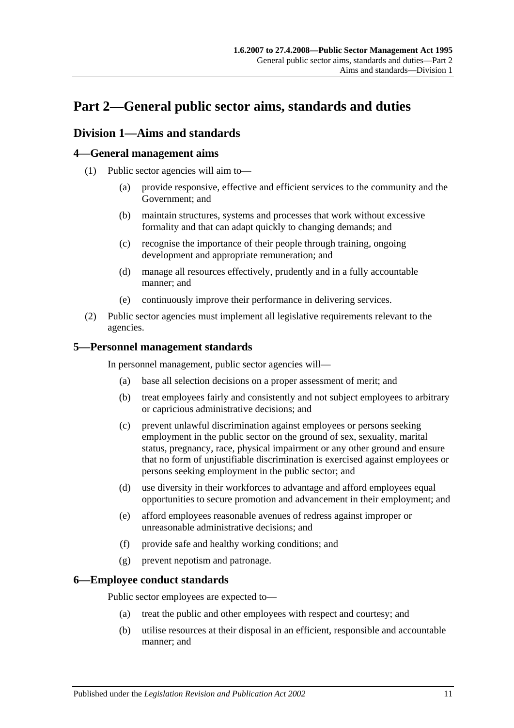# Part 2—General public sector aims, standards and duties

## Division 1—Aims and standards

### 4—General management aims

(1) Public sector agencies will aim to—

(a) provide responsive, effective and efficient services to the community and the Government; and

(b) maintain structures, systems and processes that work without excessive formality and that can adapt quickly to changing demands; and

(c) recognise the importance of their people through training, ongoing development and appropriate remuneration; and

(d) manage all resources effectively, prudently and in a fully accountable manner; and

(e) continuously improve their performance in delivering services.

(2) Public sector agencies must implement all legislative requirements relevant to the agencies.

### 5—Personnel management standards

In personnel management, public sector agencies will—

(a) base all selection decisions on a proper assessment of merit; and

(b) treat employees fairly and consistently and not subject employees to arbitrary or capricious administrative decisions; and

(c) prevent unlawful discrimination against employees or persons seeking employment in the public sector on the ground of sex, sexuality, marital status, pregnancy, race, physical impairment or any other ground and ensure that no form of unjustifiable discrimination is exercised against employees or persons seeking employment in the public sector; and

(d) use diversity in their workforces to advantage and afford employees equal opportunities to secure promotion and advancement in their employment; and

(e) afford employees reasonable avenues of redress against improper or unreasonable administrative decisions; and

(f) provide safe and healthy working conditions; and

(g) prevent nepotism and patronage.

### 6—Employee conduct standards

Public sector employees are expected to—

(a) treat the public and other employees with respect and courtesy; and

(b) utilise resources at their disposal in an efficient, responsible and accountable manner; and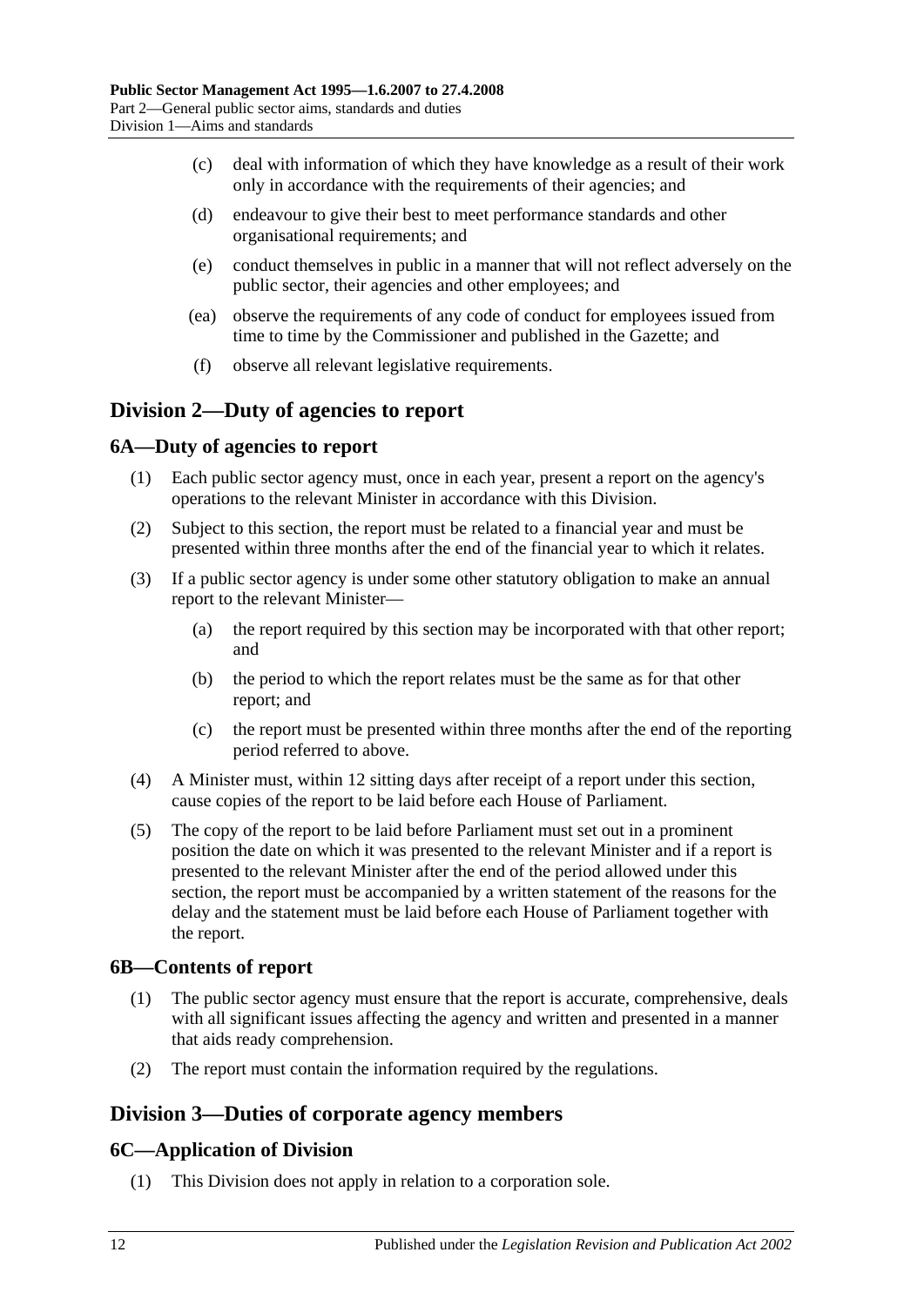(c) deal with information of which they have knowledge as a result of their work only in accordance with the requirements of their agencies; and

(d) endeavour to give their best to meet performance standards and other organisational requirements; and

(e) conduct themselves in public in a manner that will not reflect adversely on the public sector, their agencies and other employees; and

(ea) observe the requirements of any code of conduct for employees issued from time to time by the Commissioner and published in the Gazette; and

(f) observe all relevant legislative requirements.

## Division 2—Duty of agencies to report

### 6A—Duty of agencies to report

(1) Each public sector agency must, once in each year, present a report on the agency's operations to the relevant Minister in accordance with this Division.

(2) Subject to this section, the report must be related to a financial year and must be presented within three months after the end of the financial year to which it relates.

(3) If a public sector agency is under some other statutory obligation to make an annual report to the relevant Minister—

(a) the report required by this section may be incorporated with that other report; and

(b) the period to which the report relates must be the same as for that other report; and

(c) the report must be presented within three months after the end of the reporting period referred to above.

(4) A Minister must, within 12 sitting days after receipt of a report under this section, cause copies of the report to be laid before each House of Parliament.

(5) The copy of the report to be laid before Parliament must set out in a prominent position the date on which it was presented to the relevant Minister and if a report is presented to the relevant Minister after the end of the period allowed under this section, the report must be accompanied by a written statement of the reasons for the delay and the statement must be laid before each House of Parliament together with the report.

### 6B—Contents of report

(1) The public sector agency must ensure that the report is accurate, comprehensive, deals with all significant issues affecting the agency and written and presented in a manner that aids ready comprehension.

(2) The report must contain the information required by the regulations.

## Division 3—Duties of corporate agency members

### 6C—Application of Division

(1) This Division does not apply in relation to a corporation sole.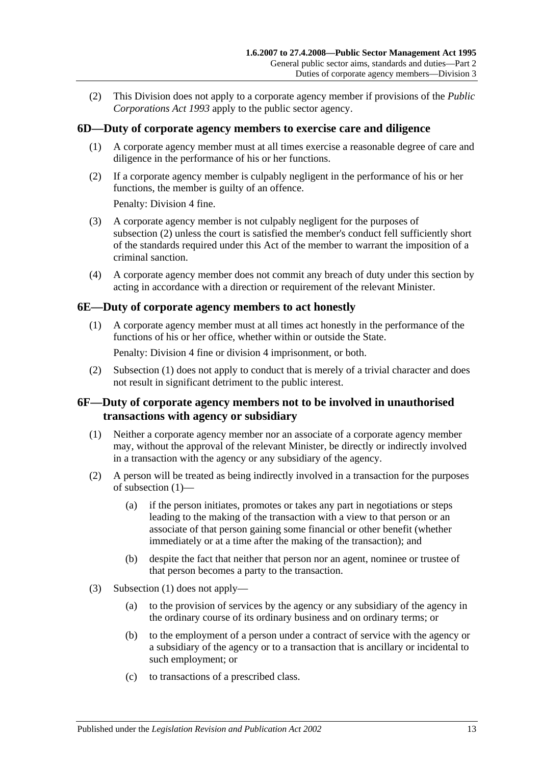(2) This Division does not apply to a corporate agency member if provisions of the *Public Corporations Act 1993* apply to the public sector agency.

## 6D—Duty of corporate agency members to exercise care and diligence

(1) A corporate agency member must at all times exercise a reasonable degree of care and diligence in the performance of his or her functions.

(2) If a corporate agency member is culpably negligent in the performance of his or her functions, the member is guilty of an offence.

Penalty: Division 4 fine.

(3) A corporate agency member is not culpably negligent for the purposes of subsection (2) unless the court is satisfied the member's conduct fell sufficiently short of the standards required under this Act of the member to warrant the imposition of a criminal sanction.

(4) A corporate agency member does not commit any breach of duty under this section by acting in accordance with a direction or requirement of the relevant Minister.

## 6E—Duty of corporate agency members to act honestly

(1) A corporate agency member must at all times act honestly in the performance of the functions of his or her office, whether within or outside the State.

Penalty: Division 4 fine or division 4 imprisonment, or both.

(2) Subsection (1) does not apply to conduct that is merely of a trivial character and does not result in significant detriment to the public interest.

## 6F—Duty of corporate agency members not to be involved in unauthorised transactions with agency or subsidiary

(1) Neither a corporate agency member nor an associate of a corporate agency member may, without the approval of the relevant Minister, be directly or indirectly involved in a transaction with the agency or any subsidiary of the agency.

(2) A person will be treated as being indirectly involved in a transaction for the purposes of subsection (1)—

(a) if the person initiates, promotes or takes any part in negotiations or steps leading to the making of the transaction with a view to that person or an associate of that person gaining some financial or other benefit (whether immediately or at a time after the making of the transaction); and

(b) despite the fact that neither that person nor an agent, nominee or trustee of that person becomes a party to the transaction.

(3) Subsection (1) does not apply—

(a) to the provision of services by the agency or any subsidiary of the agency in the ordinary course of its ordinary business and on ordinary terms; or

(b) to the employment of a person under a contract of service with the agency or a subsidiary of the agency or to a transaction that is ancillary or incidental to such employment; or

(c) to transactions of a prescribed class.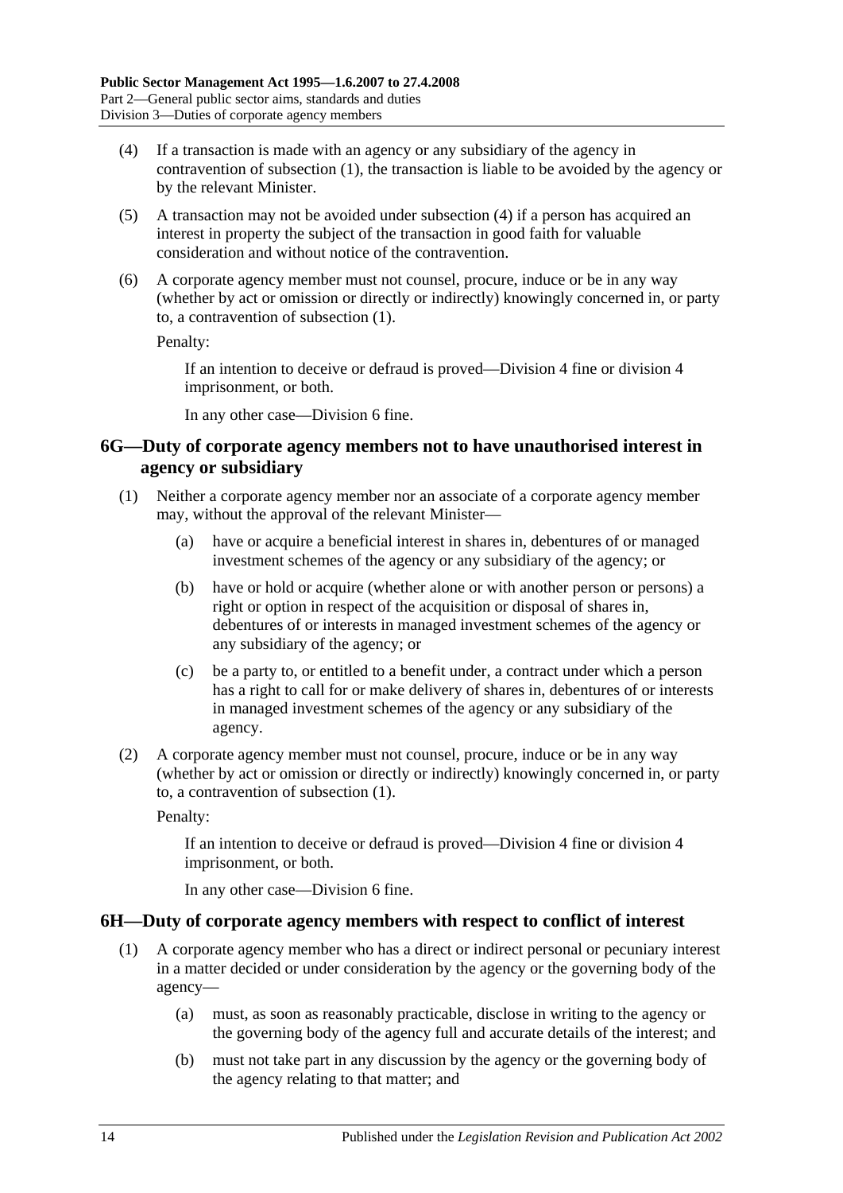(4) If a transaction is made with an agency or any subsidiary of the agency in contravention of subsection (1), the transaction is liable to be avoided by the agency or by the relevant Minister.

(5) A transaction may not be avoided under subsection (4) if a person has acquired an interest in property the subject of the transaction in good faith for valuable consideration and without notice of the contravention.

(6) A corporate agency member must not counsel, procure, induce or be in any way (whether by act or omission or directly or indirectly) knowingly concerned in, or party to, a contravention of subsection (1).

Penalty:

If an intention to deceive or defraud is proved—Division 4 fine or division 4 imprisonment, or both.

In any other case—Division 6 fine.

## 6G—Duty of corporate agency members not to have unauthorised interest in agency or subsidiary

(1) Neither a corporate agency member nor an associate of a corporate agency member may, without the approval of the relevant Minister—

(a) have or acquire a beneficial interest in shares in, debentures of or managed investment schemes of the agency or any subsidiary of the agency; or

(b) have or hold or acquire (whether alone or with another person or persons) a right or option in respect of the acquisition or disposal of shares in, debentures of or interests in managed investment schemes of the agency or any subsidiary of the agency; or

(c) be a party to, or entitled to a benefit under, a contract under which a person has a right to call for or make delivery of shares in, debentures of or interests in managed investment schemes of the agency or any subsidiary of the agency.

(2) A corporate agency member must not counsel, procure, induce or be in any way (whether by act or omission or directly or indirectly) knowingly concerned in, or party to, a contravention of subsection (1).

Penalty:

If an intention to deceive or defraud is proved—Division 4 fine or division 4 imprisonment, or both.

In any other case—Division 6 fine.

## 6H—Duty of corporate agency members with respect to conflict of interest

(1) A corporate agency member who has a direct or indirect personal or pecuniary interest in a matter decided or under consideration by the agency or the governing body of the agency—

(a) must, as soon as reasonably practicable, disclose in writing to the agency or the governing body of the agency full and accurate details of the interest; and

(b) must not take part in any discussion by the agency or the governing body of the agency relating to that matter; and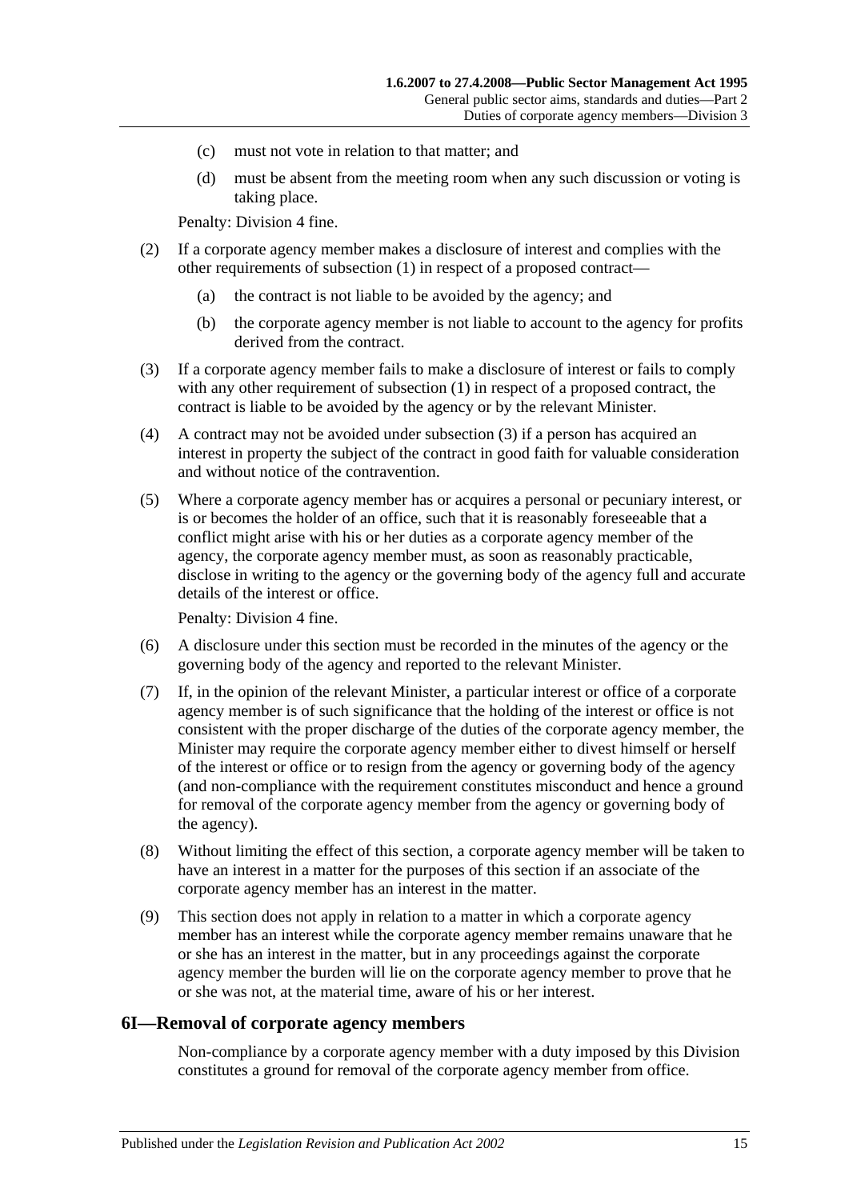(c) must not vote in relation to that matter; and

(d) must be absent from the meeting room when any such discussion or voting is taking place.

Penalty: Division 4 fine.

(2) If a corporate agency member makes a disclosure of interest and complies with the other requirements of subsection (1) in respect of a proposed contract—

(a) the contract is not liable to be avoided by the agency; and

(b) the corporate agency member is not liable to account to the agency for profits derived from the contract.

(3) If a corporate agency member fails to make a disclosure of interest or fails to comply with any other requirement of subsection (1) in respect of a proposed contract, the contract is liable to be avoided by the agency or by the relevant Minister.

(4) A contract may not be avoided under subsection (3) if a person has acquired an interest in property the subject of the contract in good faith for valuable consideration and without notice of the contravention.

(5) Where a corporate agency member has or acquires a personal or pecuniary interest, or is or becomes the holder of an office, such that it is reasonably foreseeable that a conflict might arise with his or her duties as a corporate agency member of the agency, the corporate agency member must, as soon as reasonably practicable, disclose in writing to the agency or the governing body of the agency full and accurate details of the interest or office.

Penalty: Division 4 fine.

(6) A disclosure under this section must be recorded in the minutes of the agency or the governing body of the agency and reported to the relevant Minister.

(7) If, in the opinion of the relevant Minister, a particular interest or office of a corporate agency member is of such significance that the holding of the interest or office is not consistent with the proper discharge of the duties of the corporate agency member, the Minister may require the corporate agency member either to divest himself or herself of the interest or office or to resign from the agency or governing body of the agency (and non-compliance with the requirement constitutes misconduct and hence a ground for removal of the corporate agency member from the agency or governing body of the agency).

(8) Without limiting the effect of this section, a corporate agency member will be taken to have an interest in a matter for the purposes of this section if an associate of the corporate agency member has an interest in the matter.

(9) This section does not apply in relation to a matter in which a corporate agency member has an interest while the corporate agency member remains unaware that he or she has an interest in the matter, but in any proceedings against the corporate agency member the burden will lie on the corporate agency member to prove that he or she was not, at the material time, aware of his or her interest.

## 6I—Removal of corporate agency members

Non-compliance by a corporate agency member with a duty imposed by this Division constitutes a ground for removal of the corporate agency member from office.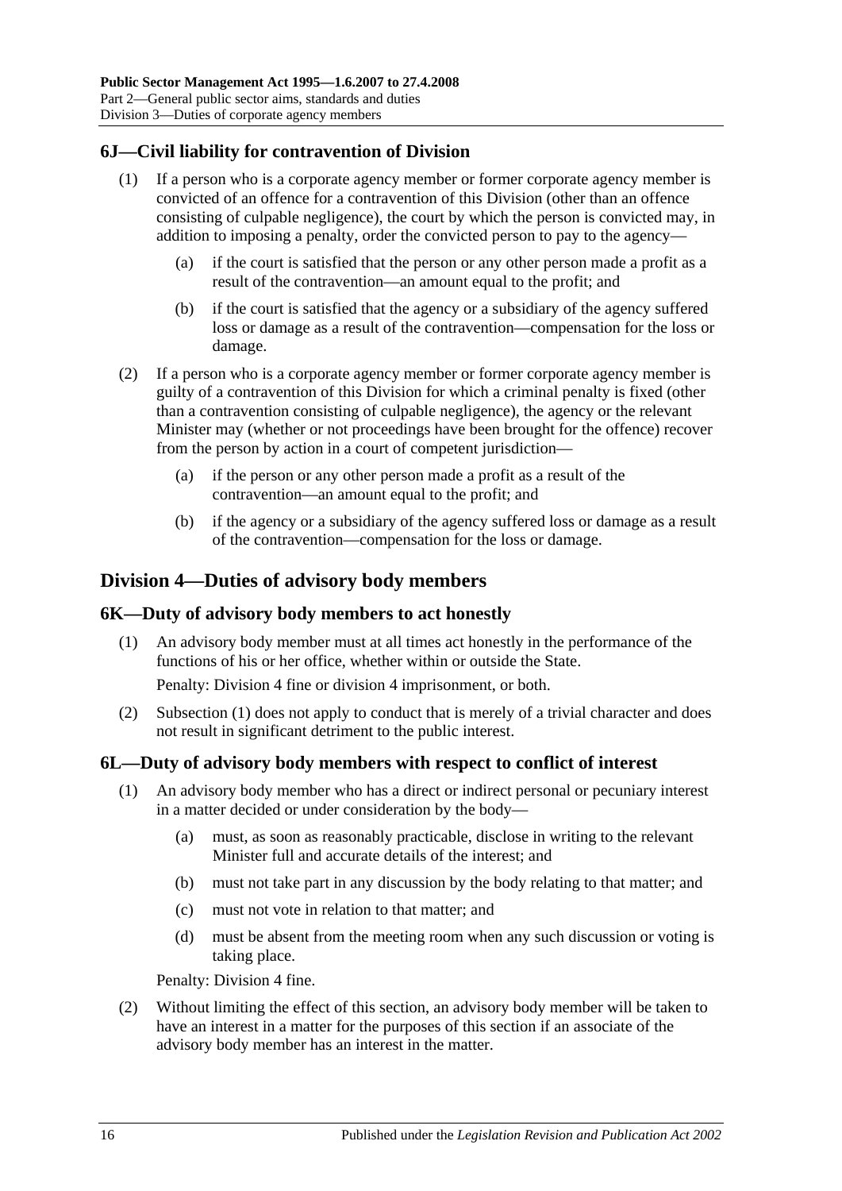## 6J—Civil liability for contravention of Division

(1) If a person who is a corporate agency member or former corporate agency member is convicted of an offence for a contravention of this Division (other than an offence consisting of culpable negligence), the court by which the person is convicted may, in addition to imposing a penalty, order the convicted person to pay to the agency—

(a) if the court is satisfied that the person or any other person made a profit as a result of the contravention—an amount equal to the profit; and

(b) if the court is satisfied that the agency or a subsidiary of the agency suffered loss or damage as a result of the contravention—compensation for the loss or damage.

(2) If a person who is a corporate agency member or former corporate agency member is guilty of a contravention of this Division for which a criminal penalty is fixed (other than a contravention consisting of culpable negligence), the agency or the relevant Minister may (whether or not proceedings have been brought for the offence) recover from the person by action in a court of competent jurisdiction—

(a) if the person or any other person made a profit as a result of the contravention—an amount equal to the profit; and

(b) if the agency or a subsidiary of the agency suffered loss or damage as a result of the contravention—compensation for the loss or damage.

# Division 4—Duties of advisory body members

## 6K—Duty of advisory body members to act honestly

(1) An advisory body member must at all times act honestly in the performance of the functions of his or her office, whether within or outside the State.

Penalty: Division 4 fine or division 4 imprisonment, or both.

(2) Subsection (1) does not apply to conduct that is merely of a trivial character and does not result in significant detriment to the public interest.

## 6L—Duty of advisory body members with respect to conflict of interest

(1) An advisory body member who has a direct or indirect personal or pecuniary interest in a matter decided or under consideration by the body—

(a) must, as soon as reasonably practicable, disclose in writing to the relevant Minister full and accurate details of the interest; and

(b) must not take part in any discussion by the body relating to that matter; and

(c) must not vote in relation to that matter; and

(d) must be absent from the meeting room when any such discussion or voting is taking place.

Penalty: Division 4 fine.

(2) Without limiting the effect of this section, an advisory body member will be taken to have an interest in a matter for the purposes of this section if an associate of the advisory body member has an interest in the matter.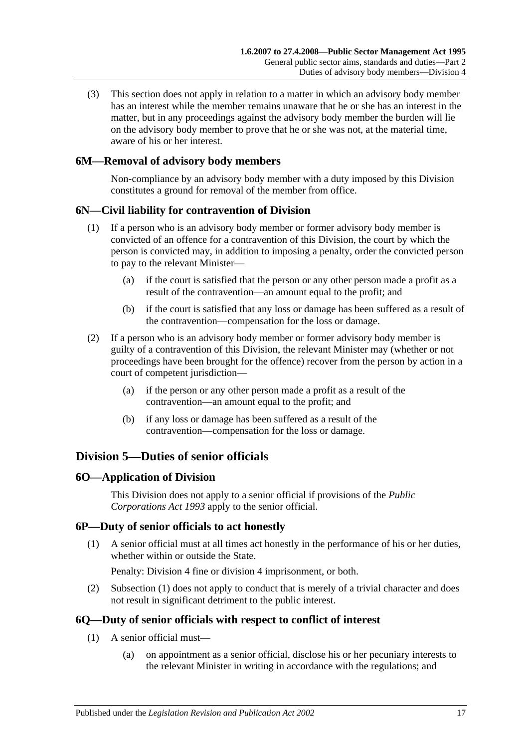(3) This section does not apply in relation to a matter in which an advisory body member has an interest while the member remains unaware that he or she has an interest in the matter, but in any proceedings against the advisory body member the burden will lie on the advisory body member to prove that he or she was not, at the material time, aware of his or her interest.

### 6M—Removal of advisory body members

Non-compliance by an advisory body member with a duty imposed by this Division constitutes a ground for removal of the member from office.

### 6N—Civil liability for contravention of Division

(1) If a person who is an advisory body member or former advisory body member is convicted of an offence for a contravention of this Division, the court by which the person is convicted may, in addition to imposing a penalty, order the convicted person to pay to the relevant Minister—

- (a) if the court is satisfied that the person or any other person made a profit as a result of the contravention—an amount equal to the profit; and
- (b) if the court is satisfied that any loss or damage has been suffered as a result of the contravention—compensation for the loss or damage.

(2) If a person who is an advisory body member or former advisory body member is guilty of a contravention of this Division, the relevant Minister may (whether or not proceedings have been brought for the offence) recover from the person by action in a court of competent jurisdiction—

- (a) if the person or any other person made a profit as a result of the contravention—an amount equal to the profit; and
- (b) if any loss or damage has been suffered as a result of the contravention—compensation for the loss or damage.

## Division 5—Duties of senior officials

### 6O—Application of Division

This Division does not apply to a senior official if provisions of the *Public Corporations Act 1993* apply to the senior official.

### 6P—Duty of senior officials to act honestly

(1) A senior official must at all times act honestly in the performance of his or her duties, whether within or outside the State.

Penalty: Division 4 fine or division 4 imprisonment, or both.

(2) Subsection (1) does not apply to conduct that is merely of a trivial character and does not result in significant detriment to the public interest.

### 6Q—Duty of senior officials with respect to conflict of interest

(1) A senior official must—

- (a) on appointment as a senior official, disclose his or her pecuniary interests to the relevant Minister in writing in accordance with the regulations; and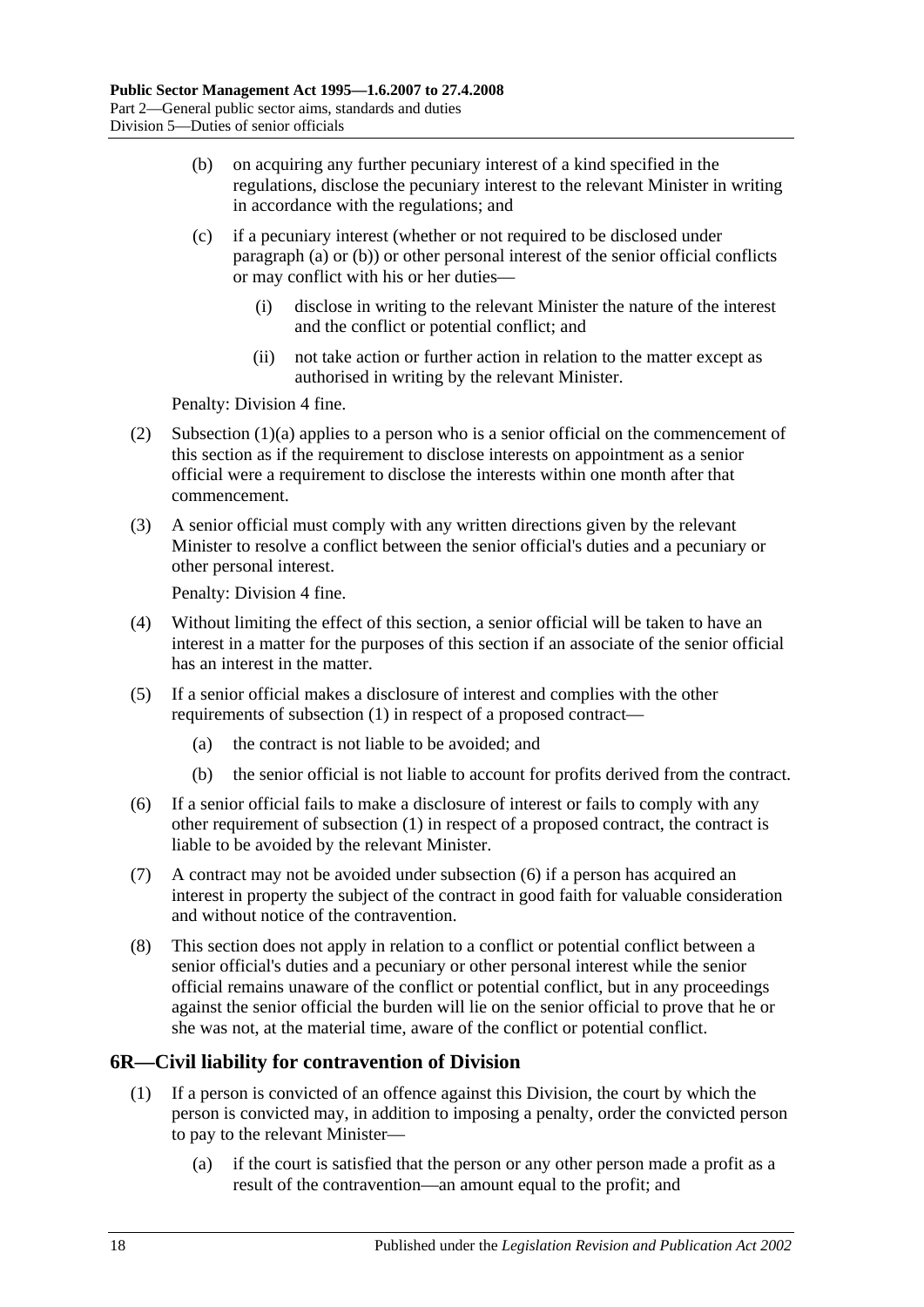(b) on acquiring any further pecuniary interest of a kind specified in the regulations, disclose the pecuniary interest to the relevant Minister in writing in accordance with the regulations; and

(c) if a pecuniary interest (whether or not required to be disclosed under paragraph (a) or (b)) or other personal interest of the senior official conflicts or may conflict with his or her duties—

(i) disclose in writing to the relevant Minister the nature of the interest and the conflict or potential conflict; and

(ii) not take action or further action in relation to the matter except as authorised in writing by the relevant Minister.

Penalty: Division 4 fine.

(2) Subsection (1)(a) applies to a person who is a senior official on the commencement of this section as if the requirement to disclose interests on appointment as a senior official were a requirement to disclose the interests within one month after that commencement.

(3) A senior official must comply with any written directions given by the relevant Minister to resolve a conflict between the senior official's duties and a pecuniary or other personal interest.

Penalty: Division 4 fine.

(4) Without limiting the effect of this section, a senior official will be taken to have an interest in a matter for the purposes of this section if an associate of the senior official has an interest in the matter.

(5) If a senior official makes a disclosure of interest and complies with the other requirements of subsection (1) in respect of a proposed contract—

(a) the contract is not liable to be avoided; and

(b) the senior official is not liable to account for profits derived from the contract.

(6) If a senior official fails to make a disclosure of interest or fails to comply with any other requirement of subsection (1) in respect of a proposed contract, the contract is liable to be avoided by the relevant Minister.

(7) A contract may not be avoided under subsection (6) if a person has acquired an interest in property the subject of the contract in good faith for valuable consideration and without notice of the contravention.

(8) This section does not apply in relation to a conflict or potential conflict between a senior official's duties and a pecuniary or other personal interest while the senior official remains unaware of the conflict or potential conflict, but in any proceedings against the senior official the burden will lie on the senior official to prove that he or she was not, at the material time, aware of the conflict or potential conflict.

## 6R—Civil liability for contravention of Division

(1) If a person is convicted of an offence against this Division, the court by which the person is convicted may, in addition to imposing a penalty, order the convicted person to pay to the relevant Minister—

(a) if the court is satisfied that the person or any other person made a profit as a result of the contravention—an amount equal to the profit; and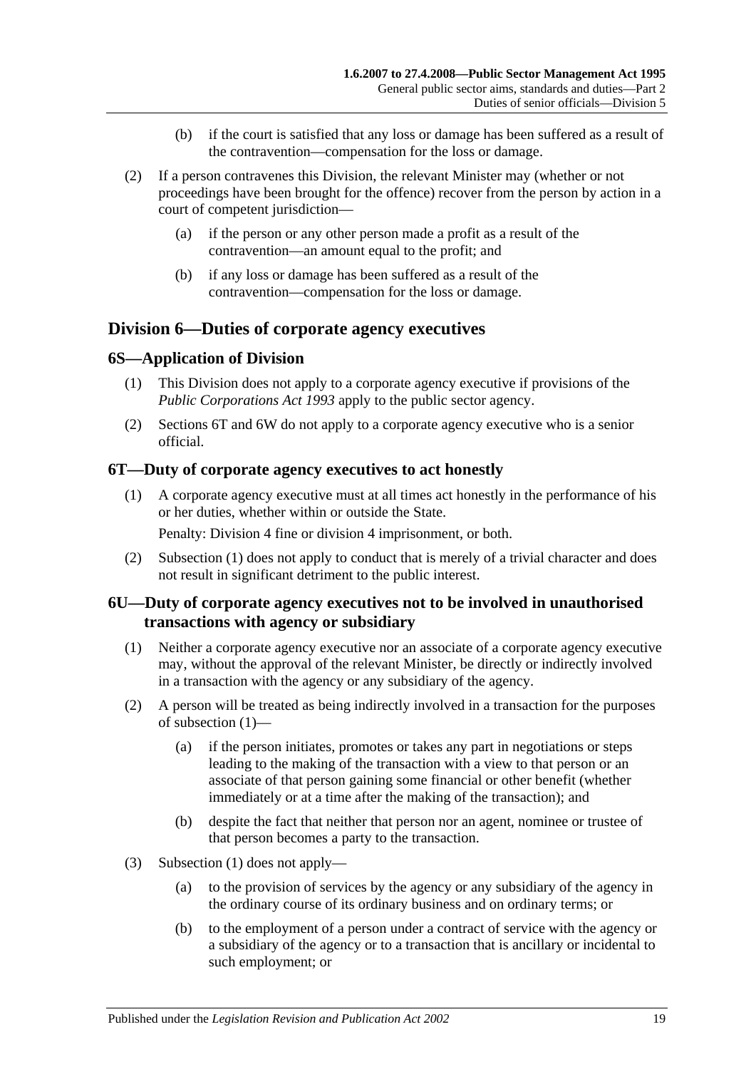(b) if the court is satisfied that any loss or damage has been suffered as a result of the contravention—compensation for the loss or damage.

(2) If a person contravenes this Division, the relevant Minister may (whether or not proceedings have been brought for the offence) recover from the person by action in a court of competent jurisdiction—

(a) if the person or any other person made a profit as a result of the contravention—an amount equal to the profit; and

(b) if any loss or damage has been suffered as a result of the contravention—compensation for the loss or damage.

## Division 6—Duties of corporate agency executives

### 6S—Application of Division

(1) This Division does not apply to a corporate agency executive if provisions of the *Public Corporations Act 1993* apply to the public sector agency.

(2) Sections 6T and 6W do not apply to a corporate agency executive who is a senior official.

### 6T—Duty of corporate agency executives to act honestly

(1) A corporate agency executive must at all times act honestly in the performance of his or her duties, whether within or outside the State.

Penalty: Division 4 fine or division 4 imprisonment, or both.

(2) Subsection (1) does not apply to conduct that is merely of a trivial character and does not result in significant detriment to the public interest.

### 6U—Duty of corporate agency executives not to be involved in unauthorised transactions with agency or subsidiary

(1) Neither a corporate agency executive nor an associate of a corporate agency executive may, without the approval of the relevant Minister, be directly or indirectly involved in a transaction with the agency or any subsidiary of the agency.

(2) A person will be treated as being indirectly involved in a transaction for the purposes of subsection (1)—

(a) if the person initiates, promotes or takes any part in negotiations or steps leading to the making of the transaction with a view to that person or an associate of that person gaining some financial or other benefit (whether immediately or at a time after the making of the transaction); and

(b) despite the fact that neither that person nor an agent, nominee or trustee of that person becomes a party to the transaction.

(3) Subsection (1) does not apply—

(a) to the provision of services by the agency or any subsidiary of the agency in the ordinary course of its ordinary business and on ordinary terms; or

(b) to the employment of a person under a contract of service with the agency or a subsidiary of the agency or to a transaction that is ancillary or incidental to such employment; or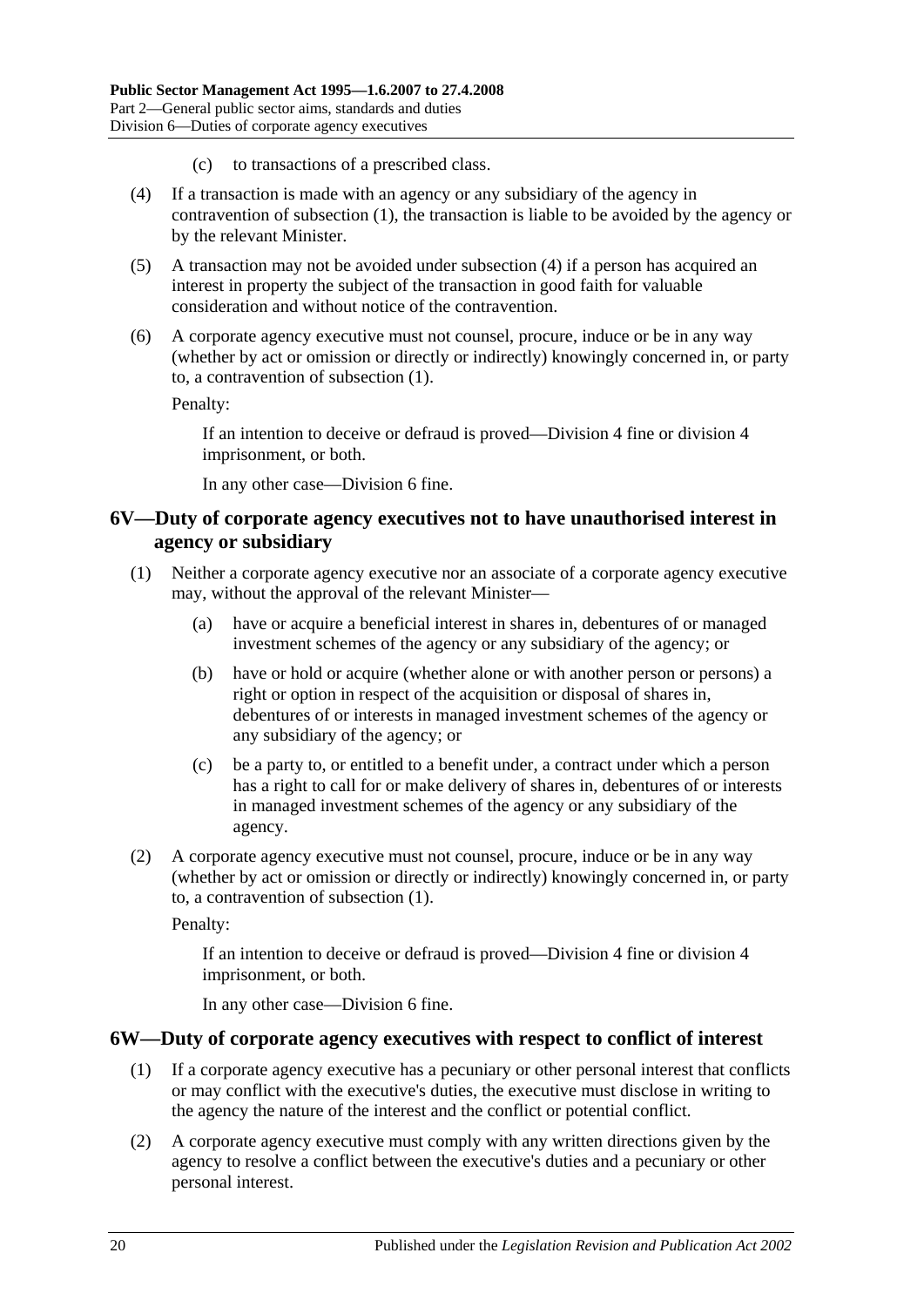(c) to transactions of a prescribed class.

(4) If a transaction is made with an agency or any subsidiary of the agency in contravention of subsection (1), the transaction is liable to be avoided by the agency or by the relevant Minister.

(5) A transaction may not be avoided under subsection (4) if a person has acquired an interest in property the subject of the transaction in good faith for valuable consideration and without notice of the contravention.

(6) A corporate agency executive must not counsel, procure, induce or be in any way (whether by act or omission or directly or indirectly) knowingly concerned in, or party to, a contravention of subsection (1).

Penalty:

If an intention to deceive or defraud is proved—Division 4 fine or division 4 imprisonment, or both.

In any other case—Division 6 fine.

## 6V—Duty of corporate agency executives not to have unauthorised interest in agency or subsidiary

(1) Neither a corporate agency executive nor an associate of a corporate agency executive may, without the approval of the relevant Minister—

(a) have or acquire a beneficial interest in shares in, debentures of or managed investment schemes of the agency or any subsidiary of the agency; or

(b) have or hold or acquire (whether alone or with another person or persons) a right or option in respect of the acquisition or disposal of shares in, debentures of or interests in managed investment schemes of the agency or any subsidiary of the agency; or

(c) be a party to, or entitled to a benefit under, a contract under which a person has a right to call for or make delivery of shares in, debentures of or interests in managed investment schemes of the agency or any subsidiary of the agency.

(2) A corporate agency executive must not counsel, procure, induce or be in any way (whether by act or omission or directly or indirectly) knowingly concerned in, or party to, a contravention of subsection (1).

Penalty:

If an intention to deceive or defraud is proved—Division 4 fine or division 4 imprisonment, or both.

In any other case—Division 6 fine.

## 6W—Duty of corporate agency executives with respect to conflict of interest

(1) If a corporate agency executive has a pecuniary or other personal interest that conflicts or may conflict with the executive's duties, the executive must disclose in writing to the agency the nature of the interest and the conflict or potential conflict.

(2) A corporate agency executive must comply with any written directions given by the agency to resolve a conflict between the executive's duties and a pecuniary or other personal interest.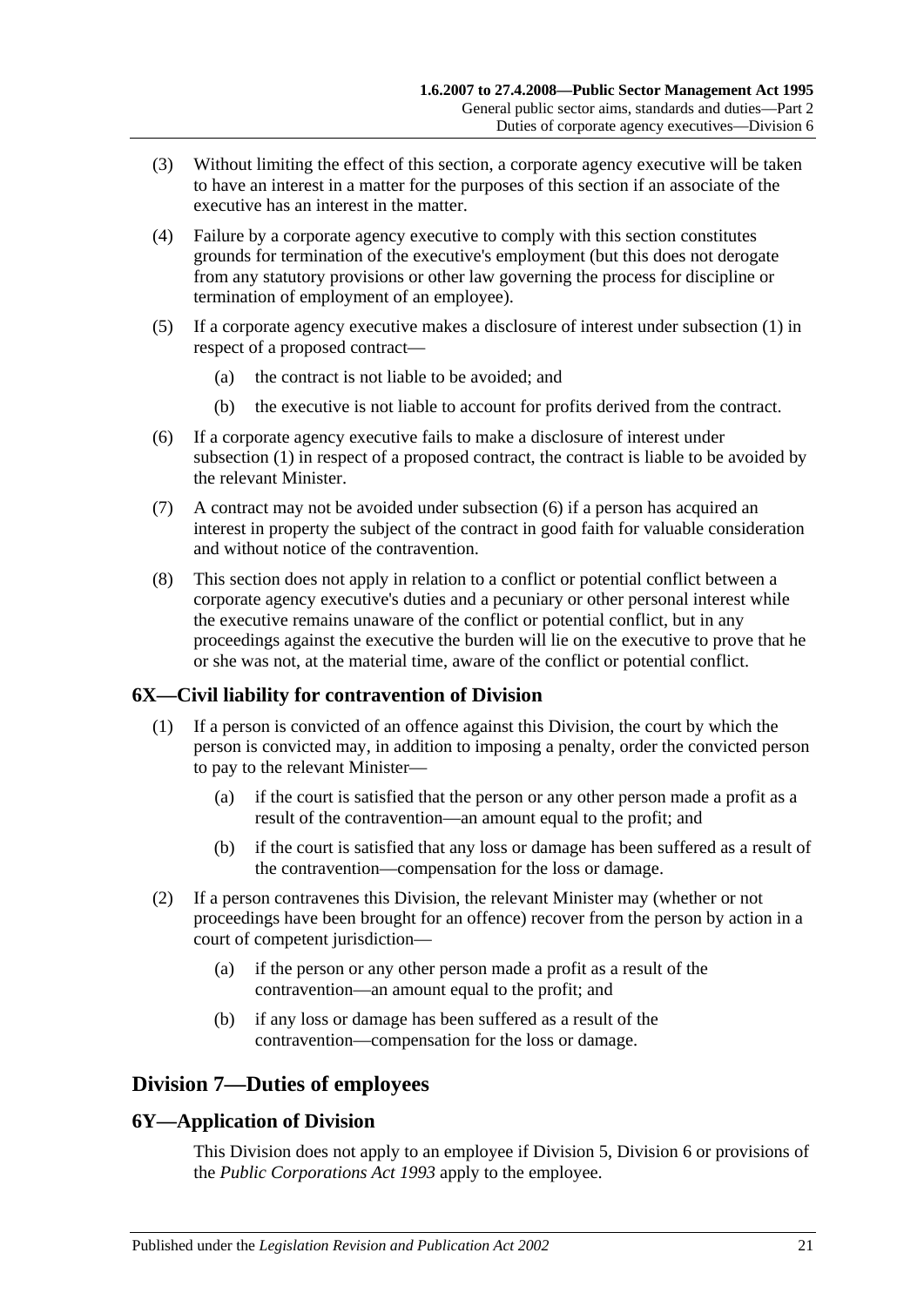(3) Without limiting the effect of this section, a corporate agency executive will be taken to have an interest in a matter for the purposes of this section if an associate of the executive has an interest in the matter.

(4) Failure by a corporate agency executive to comply with this section constitutes grounds for termination of the executive's employment (but this does not derogate from any statutory provisions or other law governing the process for discipline or termination of employment of an employee).

(5) If a corporate agency executive makes a disclosure of interest under subsection (1) in respect of a proposed contract—

(a) the contract is not liable to be avoided; and

(b) the executive is not liable to account for profits derived from the contract.

(6) If a corporate agency executive fails to make a disclosure of interest under subsection (1) in respect of a proposed contract, the contract is liable to be avoided by the relevant Minister.

(7) A contract may not be avoided under subsection (6) if a person has acquired an interest in property the subject of the contract in good faith for valuable consideration and without notice of the contravention.

(8) This section does not apply in relation to a conflict or potential conflict between a corporate agency executive's duties and a pecuniary or other personal interest while the executive remains unaware of the conflict or potential conflict, but in any proceedings against the executive the burden will lie on the executive to prove that he or she was not, at the material time, aware of the conflict or potential conflict.

## 6X—Civil liability for contravention of Division

(1) If a person is convicted of an offence against this Division, the court by which the person is convicted may, in addition to imposing a penalty, order the convicted person to pay to the relevant Minister—

(a) if the court is satisfied that the person or any other person made a profit as a result of the contravention—an amount equal to the profit; and

(b) if the court is satisfied that any loss or damage has been suffered as a result of the contravention—compensation for the loss or damage.

(2) If a person contravenes this Division, the relevant Minister may (whether or not proceedings have been brought for an offence) recover from the person by action in a court of competent jurisdiction—

(a) if the person or any other person made a profit as a result of the contravention—an amount equal to the profit; and

(b) if any loss or damage has been suffered as a result of the contravention—compensation for the loss or damage.

# Division 7—Duties of employees

## 6Y—Application of Division

This Division does not apply to an employee if Division 5, Division 6 or provisions of the *Public Corporations Act 1993* apply to the employee.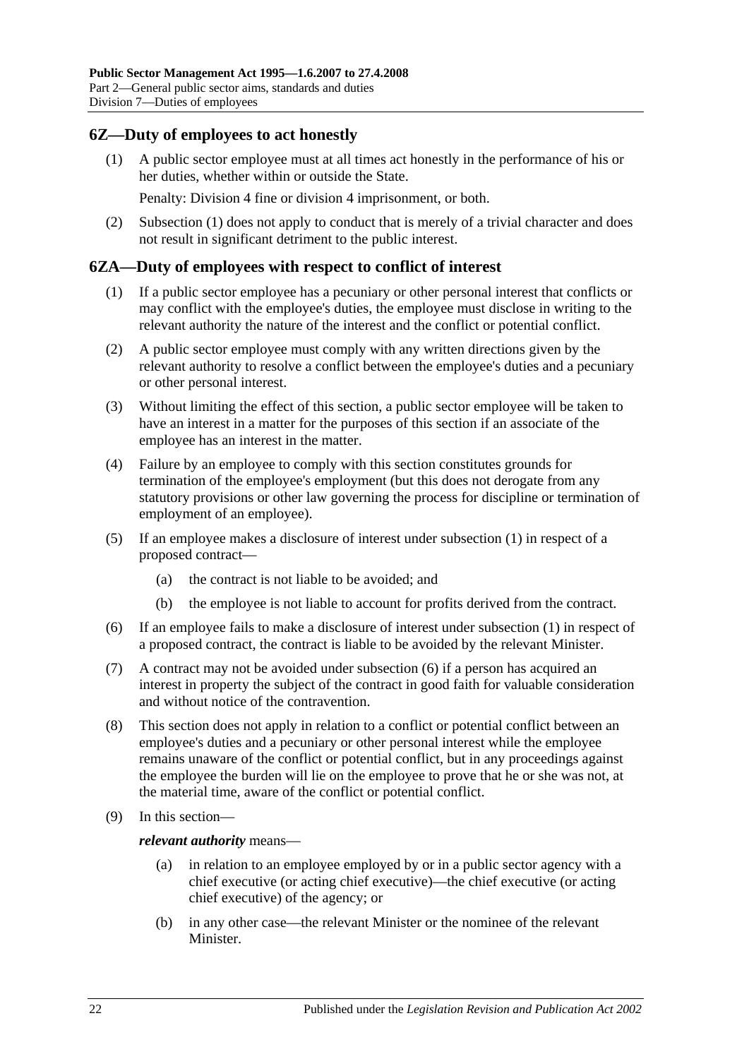## 6Z—Duty of employees to act honestly

(1) A public sector employee must at all times act honestly in the performance of his or her duties, whether within or outside the State.

Penalty: Division 4 fine or division 4 imprisonment, or both.

(2) Subsection (1) does not apply to conduct that is merely of a trivial character and does not result in significant detriment to the public interest.

## 6ZA—Duty of employees with respect to conflict of interest

(1) If a public sector employee has a pecuniary or other personal interest that conflicts or may conflict with the employee's duties, the employee must disclose in writing to the relevant authority the nature of the interest and the conflict or potential conflict.

(2) A public sector employee must comply with any written directions given by the relevant authority to resolve a conflict between the employee's duties and a pecuniary or other personal interest.

(3) Without limiting the effect of this section, a public sector employee will be taken to have an interest in a matter for the purposes of this section if an associate of the employee has an interest in the matter.

(4) Failure by an employee to comply with this section constitutes grounds for termination of the employee's employment (but this does not derogate from any statutory provisions or other law governing the process for discipline or termination of employment of an employee).

(5) If an employee makes a disclosure of interest under subsection (1) in respect of a proposed contract—

- (a) the contract is not liable to be avoided; and
- (b) the employee is not liable to account for profits derived from the contract.

(6) If an employee fails to make a disclosure of interest under subsection (1) in respect of a proposed contract, the contract is liable to be avoided by the relevant Minister.

(7) A contract may not be avoided under subsection (6) if a person has acquired an interest in property the subject of the contract in good faith for valuable consideration and without notice of the contravention.

(8) This section does not apply in relation to a conflict or potential conflict between an employee's duties and a pecuniary or other personal interest while the employee remains unaware of the conflict or potential conflict, but in any proceedings against the employee the burden will lie on the employee to prove that he or she was not, at the material time, aware of the conflict or potential conflict.

(9) In this section—

***relevant authority*** means—

- (a) in relation to an employee employed by or in a public sector agency with a chief executive (or acting chief executive)—the chief executive (or acting chief executive) of the agency; or
- (b) in any other case—the relevant Minister or the nominee of the relevant Minister.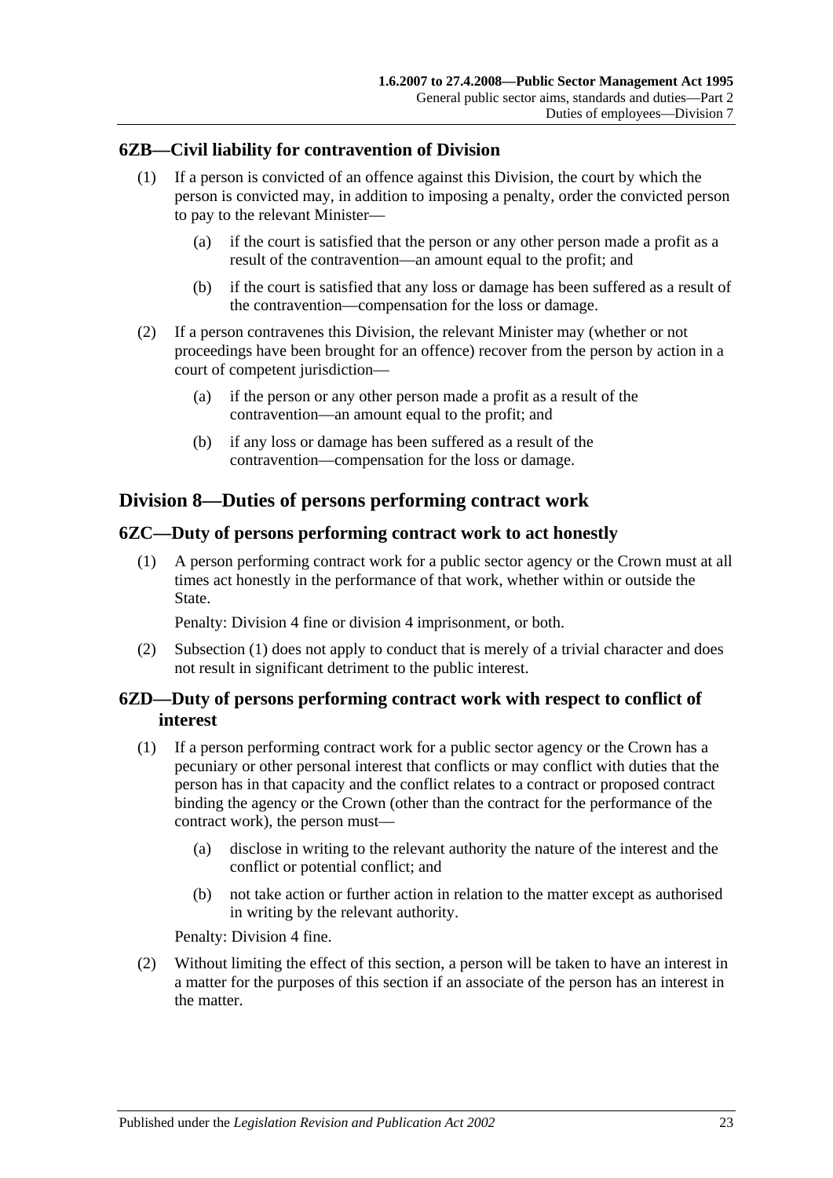### 6ZB—Civil liability for contravention of Division

(1) If a person is convicted of an offence against this Division, the court by which the person is convicted may, in addition to imposing a penalty, order the convicted person to pay to the relevant Minister—

(a) if the court is satisfied that the person or any other person made a profit as a result of the contravention—an amount equal to the profit; and

(b) if the court is satisfied that any loss or damage has been suffered as a result of the contravention—compensation for the loss or damage.

(2) If a person contravenes this Division, the relevant Minister may (whether or not proceedings have been brought for an offence) recover from the person by action in a court of competent jurisdiction—

(a) if the person or any other person made a profit as a result of the contravention—an amount equal to the profit; and

(b) if any loss or damage has been suffered as a result of the contravention—compensation for the loss or damage.

## Division 8—Duties of persons performing contract work

### 6ZC—Duty of persons performing contract work to act honestly

(1) A person performing contract work for a public sector agency or the Crown must at all times act honestly in the performance of that work, whether within or outside the State.

Penalty: Division 4 fine or division 4 imprisonment, or both.

(2) Subsection (1) does not apply to conduct that is merely of a trivial character and does not result in significant detriment to the public interest.

### 6ZD—Duty of persons performing contract work with respect to conflict of interest

(1) If a person performing contract work for a public sector agency or the Crown has a pecuniary or other personal interest that conflicts or may conflict with duties that the person has in that capacity and the conflict relates to a contract or proposed contract binding the agency or the Crown (other than the contract for the performance of the contract work), the person must—

(a) disclose in writing to the relevant authority the nature of the interest and the conflict or potential conflict; and

(b) not take action or further action in relation to the matter except as authorised in writing by the relevant authority.

Penalty: Division 4 fine.

(2) Without limiting the effect of this section, a person will be taken to have an interest in a matter for the purposes of this section if an associate of the person has an interest in the matter.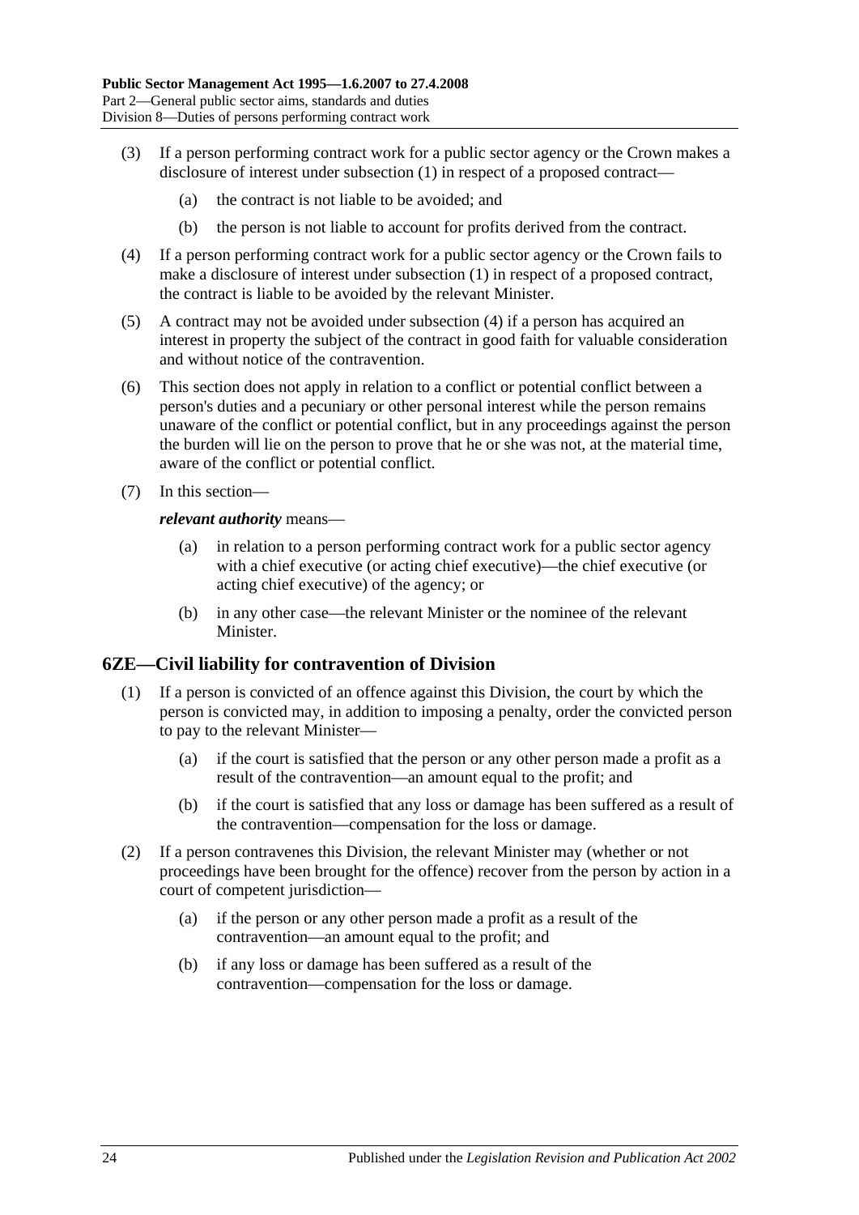(3) If a person performing contract work for a public sector agency or the Crown makes a disclosure of interest under subsection (1) in respect of a proposed contract—

(a) the contract is not liable to be avoided; and

(b) the person is not liable to account for profits derived from the contract.

(4) If a person performing contract work for a public sector agency or the Crown fails to make a disclosure of interest under subsection (1) in respect of a proposed contract, the contract is liable to be avoided by the relevant Minister.

(5) A contract may not be avoided under subsection (4) if a person has acquired an interest in property the subject of the contract in good faith for valuable consideration and without notice of the contravention.

(6) This section does not apply in relation to a conflict or potential conflict between a person's duties and a pecuniary or other personal interest while the person remains unaware of the conflict or potential conflict, but in any proceedings against the person the burden will lie on the person to prove that he or she was not, at the material time, aware of the conflict or potential conflict.

(7) In this section—

***relevant authority*** means—

(a) in relation to a person performing contract work for a public sector agency with a chief executive (or acting chief executive)—the chief executive (or acting chief executive) of the agency; or

(b) in any other case—the relevant Minister or the nominee of the relevant Minister.

## 6ZE—Civil liability for contravention of Division

(1) If a person is convicted of an offence against this Division, the court by which the person is convicted may, in addition to imposing a penalty, order the convicted person to pay to the relevant Minister—

(a) if the court is satisfied that the person or any other person made a profit as a result of the contravention—an amount equal to the profit; and

(b) if the court is satisfied that any loss or damage has been suffered as a result of the contravention—compensation for the loss or damage.

(2) If a person contravenes this Division, the relevant Minister may (whether or not proceedings have been brought for the offence) recover from the person by action in a court of competent jurisdiction—

(a) if the person or any other person made a profit as a result of the contravention—an amount equal to the profit; and

(b) if any loss or damage has been suffered as a result of the contravention—compensation for the loss or damage.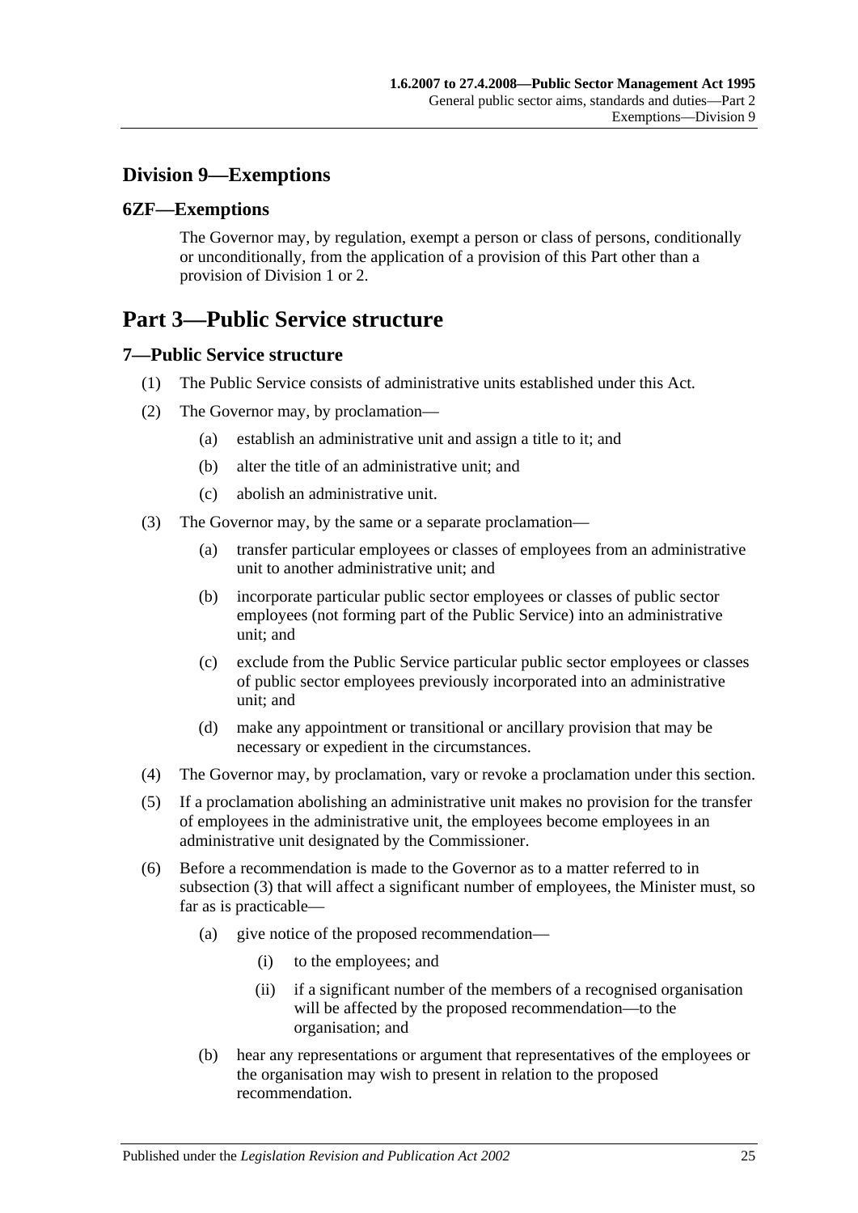## Division 9—Exemptions

### 6ZF—Exemptions

The Governor may, by regulation, exempt a person or class of persons, conditionally or unconditionally, from the application of a provision of this Part other than a provision of Division 1 or 2.

# Part 3—Public Service structure

### 7—Public Service structure

(1) The Public Service consists of administrative units established under this Act.

(2) The Governor may, by proclamation—

  (a) establish an administrative unit and assign a title to it; and

  (b) alter the title of an administrative unit; and

  (c) abolish an administrative unit.

(3) The Governor may, by the same or a separate proclamation—

  (a) transfer particular employees or classes of employees from an administrative unit to another administrative unit; and

  (b) incorporate particular public sector employees or classes of public sector employees (not forming part of the Public Service) into an administrative unit; and

  (c) exclude from the Public Service particular public sector employees or classes of public sector employees previously incorporated into an administrative unit; and

  (d) make any appointment or transitional or ancillary provision that may be necessary or expedient in the circumstances.

(4) The Governor may, by proclamation, vary or revoke a proclamation under this section.

(5) If a proclamation abolishing an administrative unit makes no provision for the transfer of employees in the administrative unit, the employees become employees in an administrative unit designated by the Commissioner.

(6) Before a recommendation is made to the Governor as to a matter referred to in subsection (3) that will affect a significant number of employees, the Minister must, so far as is practicable—

  (a) give notice of the proposed recommendation—

    (i) to the employees; and

    (ii) if a significant number of the members of a recognised organisation will be affected by the proposed recommendation—to the organisation; and

  (b) hear any representations or argument that representatives of the employees or the organisation may wish to present in relation to the proposed recommendation.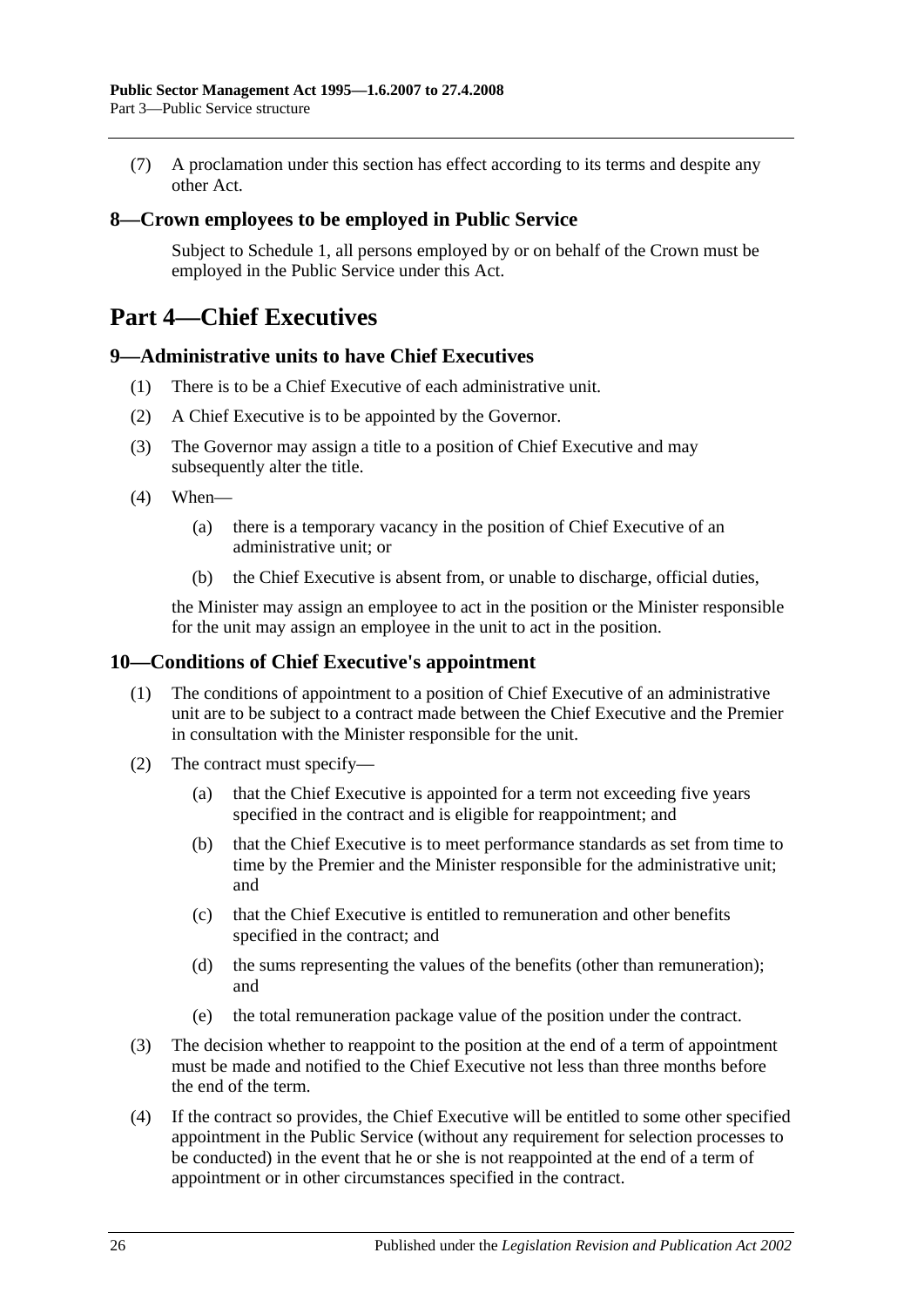(7) A proclamation under this section has effect according to its terms and despite any other Act.

## 8—Crown employees to be employed in Public Service

Subject to Schedule 1, all persons employed by or on behalf of the Crown must be employed in the Public Service under this Act.

# Part 4—Chief Executives

## 9—Administrative units to have Chief Executives

(1) There is to be a Chief Executive of each administrative unit.

(2) A Chief Executive is to be appointed by the Governor.

(3) The Governor may assign a title to a position of Chief Executive and may subsequently alter the title.

(4) When—

- (a) there is a temporary vacancy in the position of Chief Executive of an administrative unit; or
- (b) the Chief Executive is absent from, or unable to discharge, official duties,

the Minister may assign an employee to act in the position or the Minister responsible for the unit may assign an employee in the unit to act in the position.

## 10—Conditions of Chief Executive's appointment

(1) The conditions of appointment to a position of Chief Executive of an administrative unit are to be subject to a contract made between the Chief Executive and the Premier in consultation with the Minister responsible for the unit.

(2) The contract must specify—

- (a) that the Chief Executive is appointed for a term not exceeding five years specified in the contract and is eligible for reappointment; and
- (b) that the Chief Executive is to meet performance standards as set from time to time by the Premier and the Minister responsible for the administrative unit; and
- (c) that the Chief Executive is entitled to remuneration and other benefits specified in the contract; and
- (d) the sums representing the values of the benefits (other than remuneration); and
- (e) the total remuneration package value of the position under the contract.

(3) The decision whether to reappoint to the position at the end of a term of appointment must be made and notified to the Chief Executive not less than three months before the end of the term.

(4) If the contract so provides, the Chief Executive will be entitled to some other specified appointment in the Public Service (without any requirement for selection processes to be conducted) in the event that he or she is not reappointed at the end of a term of appointment or in other circumstances specified in the contract.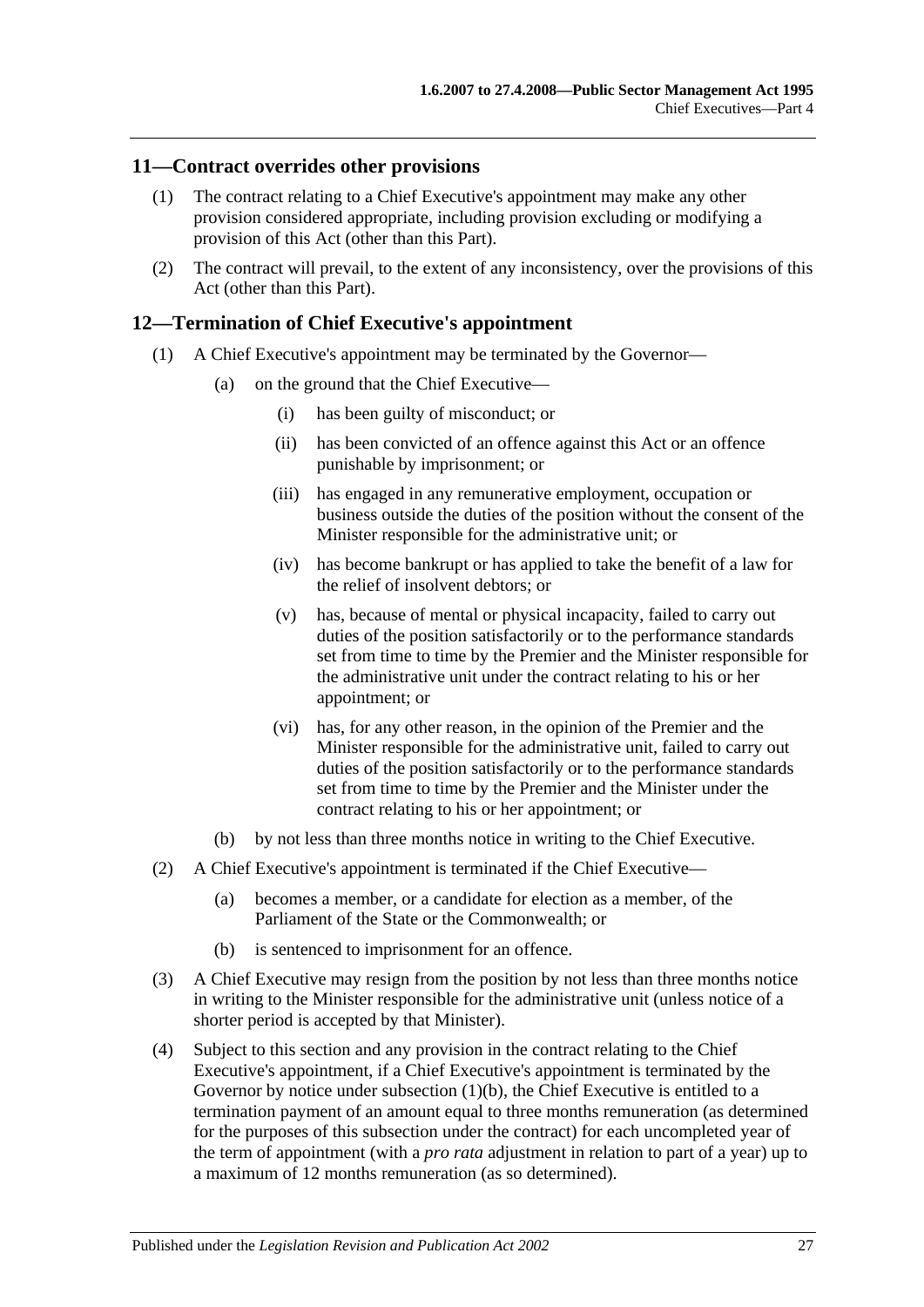## 11—Contract overrides other provisions

(1) The contract relating to a Chief Executive's appointment may make any other provision considered appropriate, including provision excluding or modifying a provision of this Act (other than this Part).

(2) The contract will prevail, to the extent of any inconsistency, over the provisions of this Act (other than this Part).

## 12—Termination of Chief Executive's appointment

(1) A Chief Executive's appointment may be terminated by the Governor—

- (a) on the ground that the Chief Executive—
  - (i) has been guilty of misconduct; or
  - (ii) has been convicted of an offence against this Act or an offence punishable by imprisonment; or
  - (iii) has engaged in any remunerative employment, occupation or business outside the duties of the position without the consent of the Minister responsible for the administrative unit; or
  - (iv) has become bankrupt or has applied to take the benefit of a law for the relief of insolvent debtors; or
  - (v) has, because of mental or physical incapacity, failed to carry out duties of the position satisfactorily or to the performance standards set from time to time by the Premier and the Minister responsible for the administrative unit under the contract relating to his or her appointment; or
  - (vi) has, for any other reason, in the opinion of the Premier and the Minister responsible for the administrative unit, failed to carry out duties of the position satisfactorily or to the performance standards set from time to time by the Premier and the Minister under the contract relating to his or her appointment; or
- (b) by not less than three months notice in writing to the Chief Executive.

(2) A Chief Executive's appointment is terminated if the Chief Executive—

- (a) becomes a member, or a candidate for election as a member, of the Parliament of the State or the Commonwealth; or
- (b) is sentenced to imprisonment for an offence.

(3) A Chief Executive may resign from the position by not less than three months notice in writing to the Minister responsible for the administrative unit (unless notice of a shorter period is accepted by that Minister).

(4) Subject to this section and any provision in the contract relating to the Chief Executive's appointment, if a Chief Executive's appointment is terminated by the Governor by notice under subsection (1)(b), the Chief Executive is entitled to a termination payment of an amount equal to three months remuneration (as determined for the purposes of this subsection under the contract) for each uncompleted year of the term of appointment (with a *pro rata* adjustment in relation to part of a year) up to a maximum of 12 months remuneration (as so determined).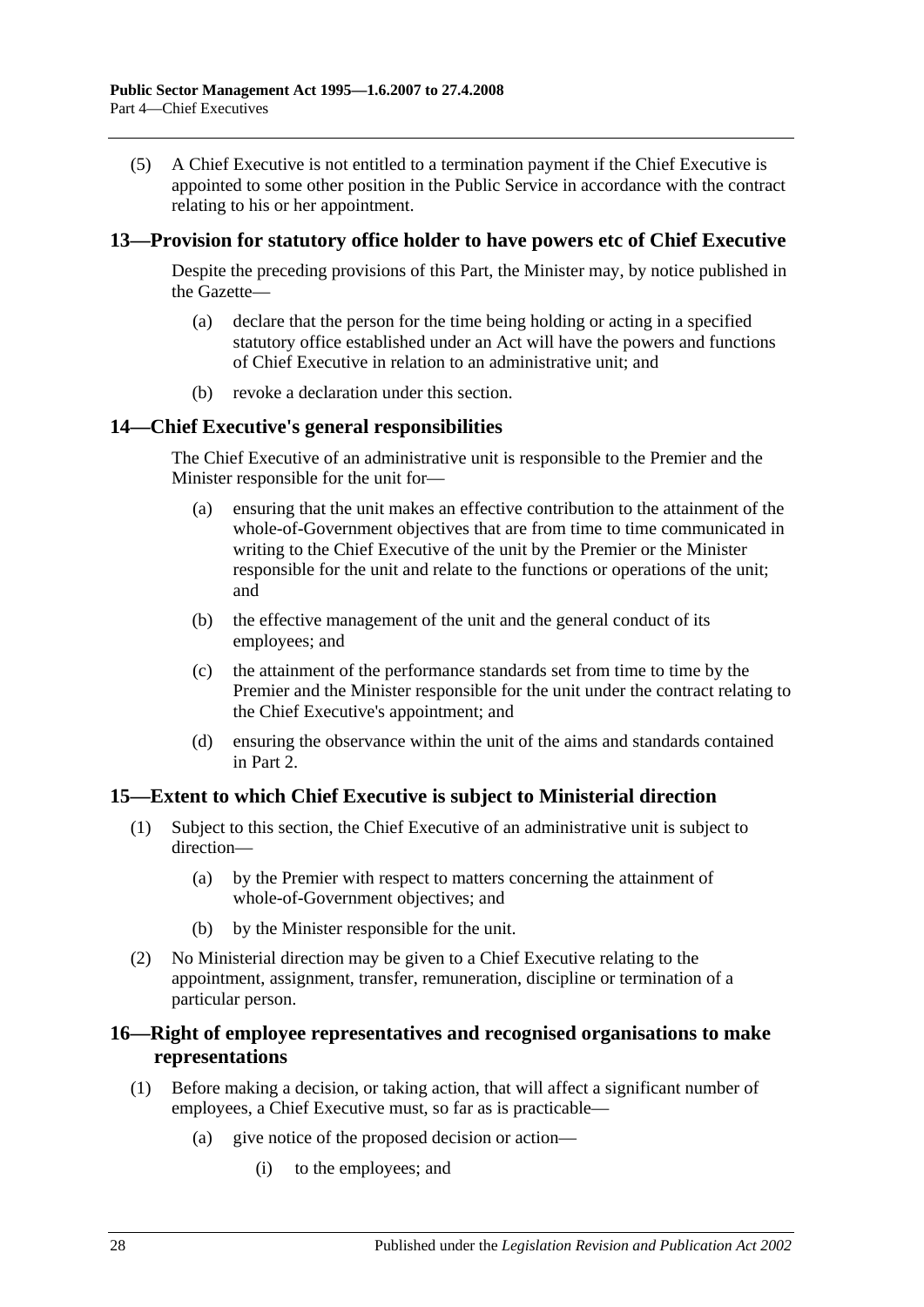(5) A Chief Executive is not entitled to a termination payment if the Chief Executive is appointed to some other position in the Public Service in accordance with the contract relating to his or her appointment.

## 13—Provision for statutory office holder to have powers etc of Chief Executive

Despite the preceding provisions of this Part, the Minister may, by notice published in the Gazette—

(a) declare that the person for the time being holding or acting in a specified statutory office established under an Act will have the powers and functions of Chief Executive in relation to an administrative unit; and

(b) revoke a declaration under this section.

## 14—Chief Executive's general responsibilities

The Chief Executive of an administrative unit is responsible to the Premier and the Minister responsible for the unit for—

(a) ensuring that the unit makes an effective contribution to the attainment of the whole-of-Government objectives that are from time to time communicated in writing to the Chief Executive of the unit by the Premier or the Minister responsible for the unit and relate to the functions or operations of the unit; and

(b) the effective management of the unit and the general conduct of its employees; and

(c) the attainment of the performance standards set from time to time by the Premier and the Minister responsible for the unit under the contract relating to the Chief Executive's appointment; and

(d) ensuring the observance within the unit of the aims and standards contained in Part 2.

## 15—Extent to which Chief Executive is subject to Ministerial direction

(1) Subject to this section, the Chief Executive of an administrative unit is subject to direction—

(a) by the Premier with respect to matters concerning the attainment of whole-of-Government objectives; and

(b) by the Minister responsible for the unit.

(2) No Ministerial direction may be given to a Chief Executive relating to the appointment, assignment, transfer, remuneration, discipline or termination of a particular person.

## 16—Right of employee representatives and recognised organisations to make representations

(1) Before making a decision, or taking action, that will affect a significant number of employees, a Chief Executive must, so far as is practicable—

(a) give notice of the proposed decision or action—

(i) to the employees; and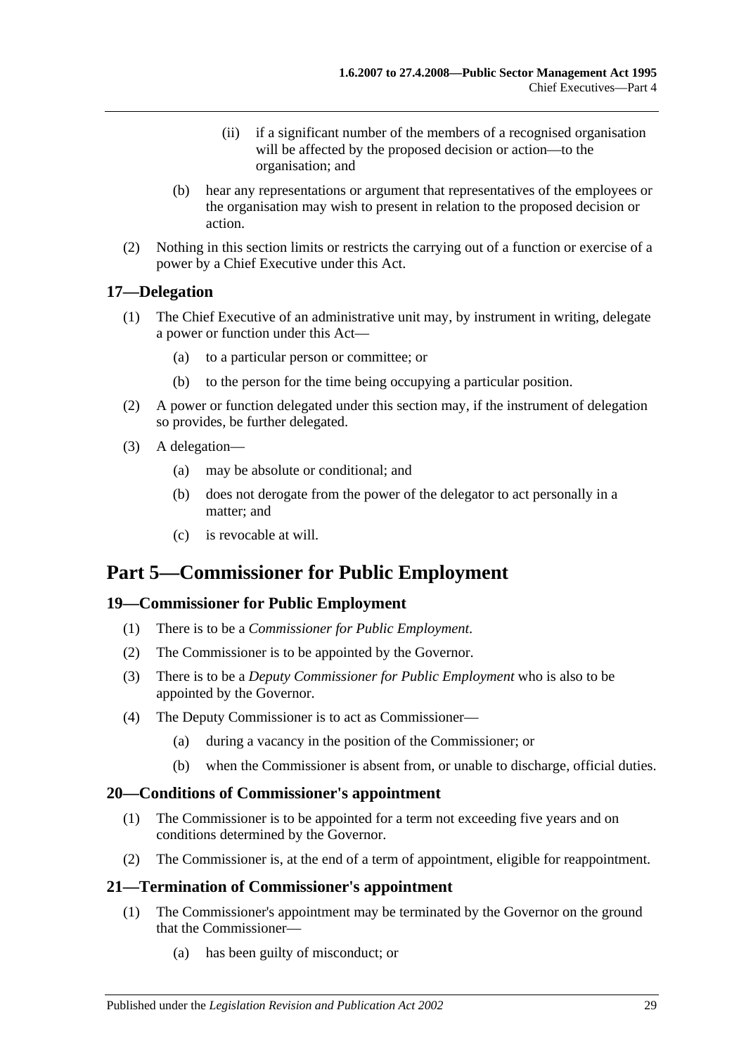(ii) if a significant number of the members of a recognised organisation will be affected by the proposed decision or action—to the organisation; and

(b) hear any representations or argument that representatives of the employees or the organisation may wish to present in relation to the proposed decision or action.

(2) Nothing in this section limits or restricts the carrying out of a function or exercise of a power by a Chief Executive under this Act.

### 17—Delegation

(1) The Chief Executive of an administrative unit may, by instrument in writing, delegate a power or function under this Act—

(a) to a particular person or committee; or

(b) to the person for the time being occupying a particular position.

(2) A power or function delegated under this section may, if the instrument of delegation so provides, be further delegated.

(3) A delegation—

(a) may be absolute or conditional; and

(b) does not derogate from the power of the delegator to act personally in a matter; and

(c) is revocable at will.

## Part 5—Commissioner for Public Employment

### 19—Commissioner for Public Employment

(1) There is to be a *Commissioner for Public Employment*.

(2) The Commissioner is to be appointed by the Governor.

(3) There is to be a *Deputy Commissioner for Public Employment* who is also to be appointed by the Governor.

(4) The Deputy Commissioner is to act as Commissioner—

(a) during a vacancy in the position of the Commissioner; or

(b) when the Commissioner is absent from, or unable to discharge, official duties.

### 20—Conditions of Commissioner's appointment

(1) The Commissioner is to be appointed for a term not exceeding five years and on conditions determined by the Governor.

(2) The Commissioner is, at the end of a term of appointment, eligible for reappointment.

### 21—Termination of Commissioner's appointment

(1) The Commissioner's appointment may be terminated by the Governor on the ground that the Commissioner—

(a) has been guilty of misconduct; or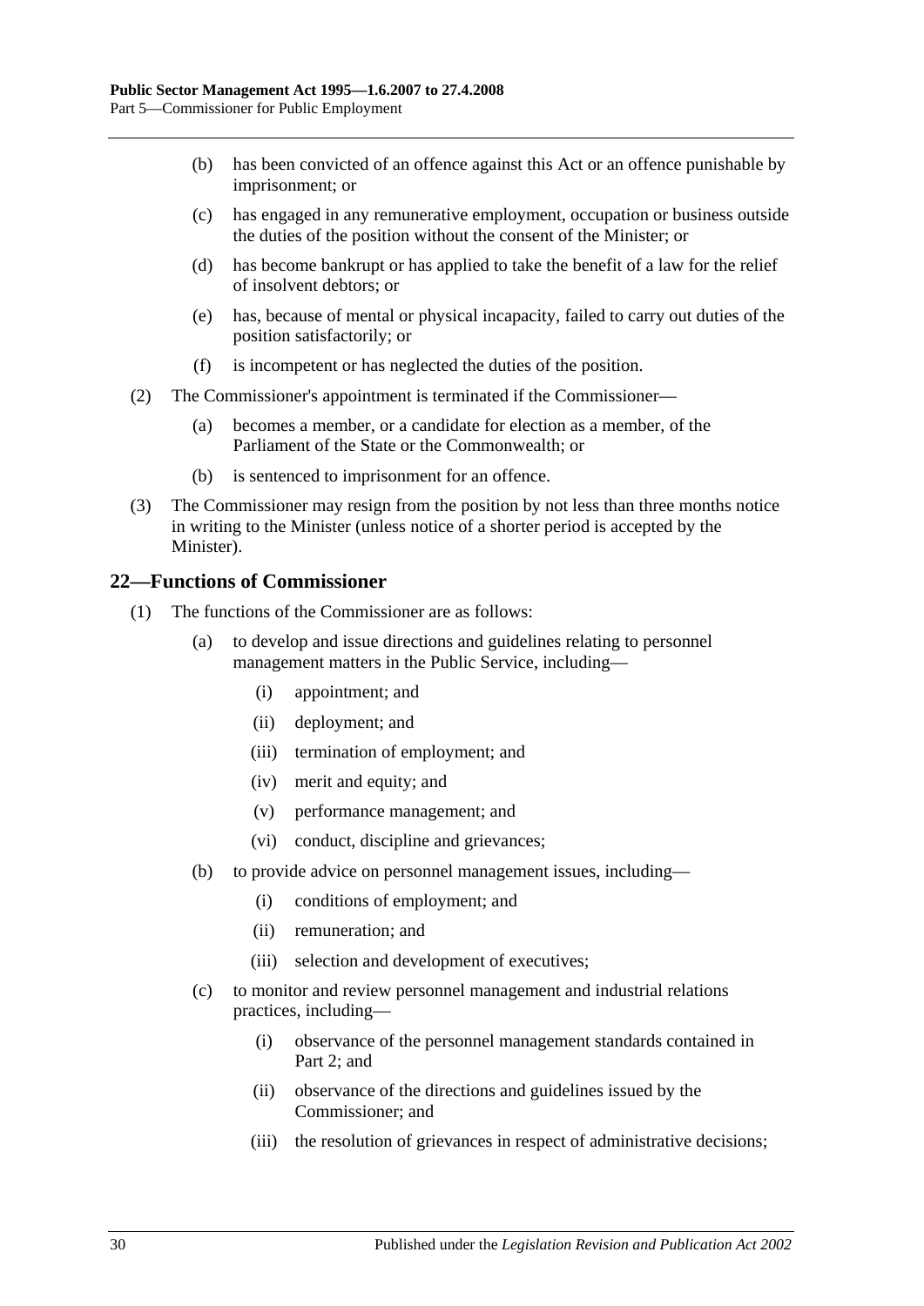(b) has been convicted of an offence against this Act or an offence punishable by imprisonment; or

(c) has engaged in any remunerative employment, occupation or business outside the duties of the position without the consent of the Minister; or

(d) has become bankrupt or has applied to take the benefit of a law for the relief of insolvent debtors; or

(e) has, because of mental or physical incapacity, failed to carry out duties of the position satisfactorily; or

(f) is incompetent or has neglected the duties of the position.

(2) The Commissioner's appointment is terminated if the Commissioner—

(a) becomes a member, or a candidate for election as a member, of the Parliament of the State or the Commonwealth; or

(b) is sentenced to imprisonment for an offence.

(3) The Commissioner may resign from the position by not less than three months notice in writing to the Minister (unless notice of a shorter period is accepted by the Minister).

## 22—Functions of Commissioner

(1) The functions of the Commissioner are as follows:

(a) to develop and issue directions and guidelines relating to personnel management matters in the Public Service, including—

(i) appointment; and

(ii) deployment; and

(iii) termination of employment; and

(iv) merit and equity; and

(v) performance management; and

(vi) conduct, discipline and grievances;

(b) to provide advice on personnel management issues, including—

(i) conditions of employment; and

(ii) remuneration; and

(iii) selection and development of executives;

(c) to monitor and review personnel management and industrial relations practices, including—

(i) observance of the personnel management standards contained in Part 2; and

(ii) observance of the directions and guidelines issued by the Commissioner; and

(iii) the resolution of grievances in respect of administrative decisions;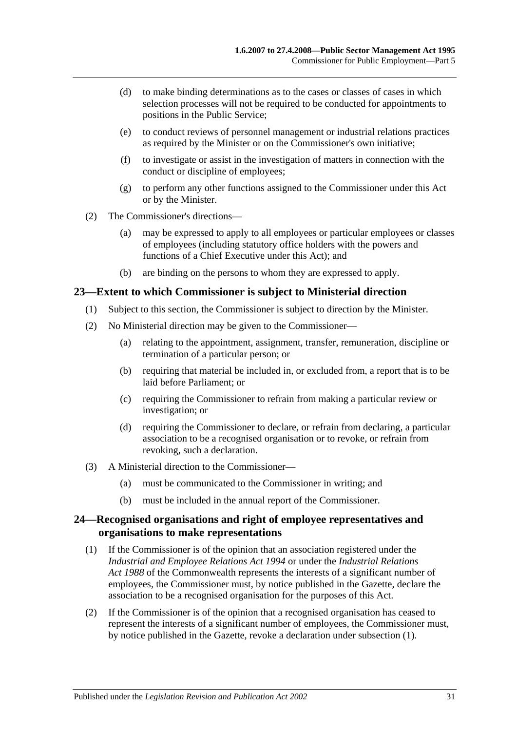(d) to make binding determinations as to the cases or classes of cases in which selection processes will not be required to be conducted for appointments to positions in the Public Service;

(e) to conduct reviews of personnel management or industrial relations practices as required by the Minister or on the Commissioner's own initiative;

(f) to investigate or assist in the investigation of matters in connection with the conduct or discipline of employees;

(g) to perform any other functions assigned to the Commissioner under this Act or by the Minister.

(2) The Commissioner's directions—

(a) may be expressed to apply to all employees or particular employees or classes of employees (including statutory office holders with the powers and functions of a Chief Executive under this Act); and

(b) are binding on the persons to whom they are expressed to apply.

## 23—Extent to which Commissioner is subject to Ministerial direction

(1) Subject to this section, the Commissioner is subject to direction by the Minister.

(2) No Ministerial direction may be given to the Commissioner—

(a) relating to the appointment, assignment, transfer, remuneration, discipline or termination of a particular person; or

(b) requiring that material be included in, or excluded from, a report that is to be laid before Parliament; or

(c) requiring the Commissioner to refrain from making a particular review or investigation; or

(d) requiring the Commissioner to declare, or refrain from declaring, a particular association to be a recognised organisation or to revoke, or refrain from revoking, such a declaration.

(3) A Ministerial direction to the Commissioner—

(a) must be communicated to the Commissioner in writing; and

(b) must be included in the annual report of the Commissioner.

## 24—Recognised organisations and right of employee representatives and organisations to make representations

(1) If the Commissioner is of the opinion that an association registered under the *Industrial and Employee Relations Act 1994* or under the *Industrial Relations Act 1988* of the Commonwealth represents the interests of a significant number of employees, the Commissioner must, by notice published in the Gazette, declare the association to be a recognised organisation for the purposes of this Act.

(2) If the Commissioner is of the opinion that a recognised organisation has ceased to represent the interests of a significant number of employees, the Commissioner must, by notice published in the Gazette, revoke a declaration under subsection (1).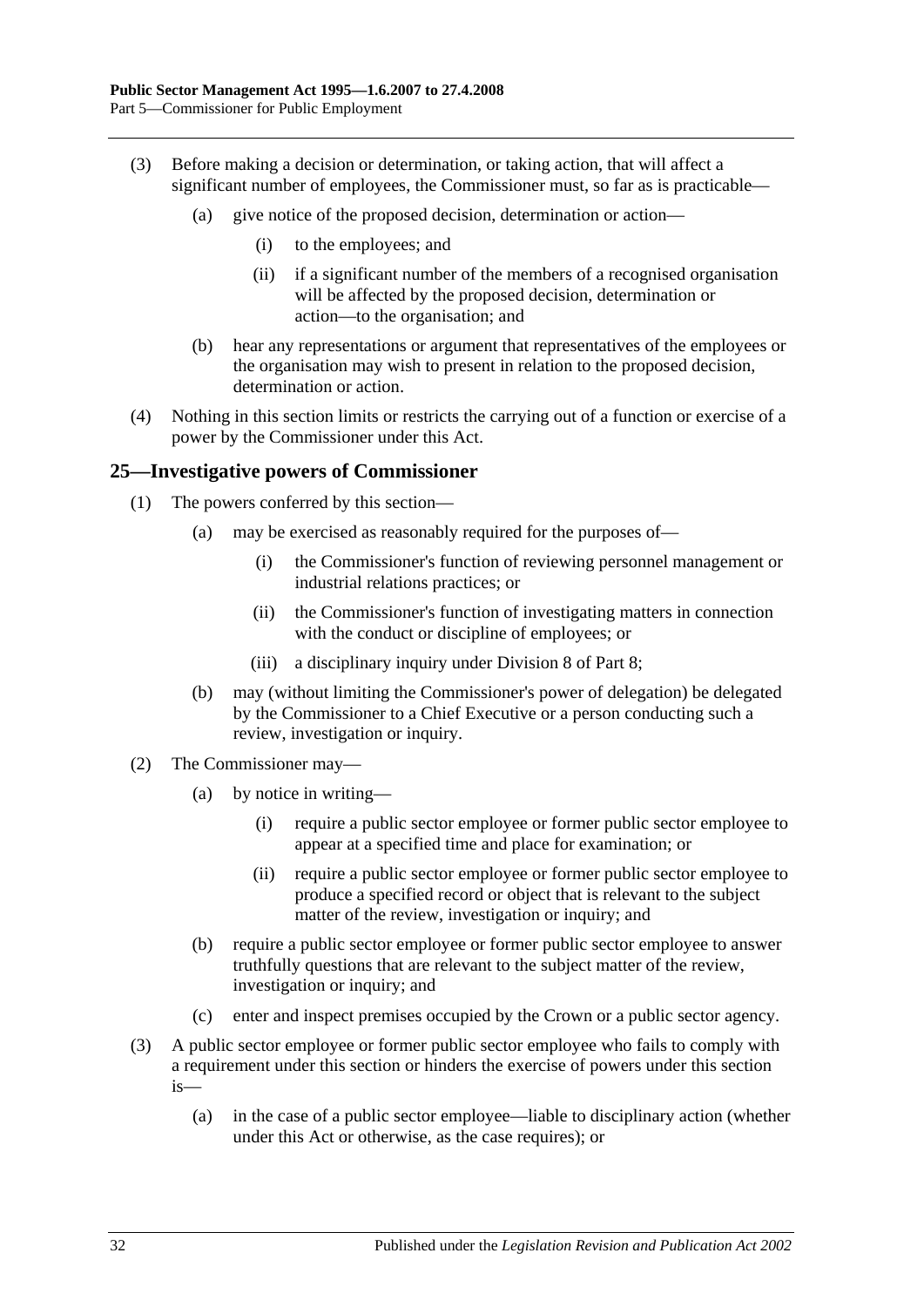(3) Before making a decision or determination, or taking action, that will affect a significant number of employees, the Commissioner must, so far as is practicable—

(a) give notice of the proposed decision, determination or action—

(i) to the employees; and

(ii) if a significant number of the members of a recognised organisation will be affected by the proposed decision, determination or action—to the organisation; and

(b) hear any representations or argument that representatives of the employees or the organisation may wish to present in relation to the proposed decision, determination or action.

(4) Nothing in this section limits or restricts the carrying out of a function or exercise of a power by the Commissioner under this Act.

## 25—Investigative powers of Commissioner

(1) The powers conferred by this section—

(a) may be exercised as reasonably required for the purposes of—

(i) the Commissioner's function of reviewing personnel management or industrial relations practices; or

(ii) the Commissioner's function of investigating matters in connection with the conduct or discipline of employees; or

(iii) a disciplinary inquiry under Division 8 of Part 8;

(b) may (without limiting the Commissioner's power of delegation) be delegated by the Commissioner to a Chief Executive or a person conducting such a review, investigation or inquiry.

(2) The Commissioner may—

(a) by notice in writing—

(i) require a public sector employee or former public sector employee to appear at a specified time and place for examination; or

(ii) require a public sector employee or former public sector employee to produce a specified record or object that is relevant to the subject matter of the review, investigation or inquiry; and

(b) require a public sector employee or former public sector employee to answer truthfully questions that are relevant to the subject matter of the review, investigation or inquiry; and

(c) enter and inspect premises occupied by the Crown or a public sector agency.

(3) A public sector employee or former public sector employee who fails to comply with a requirement under this section or hinders the exercise of powers under this section is—

(a) in the case of a public sector employee—liable to disciplinary action (whether under this Act or otherwise, as the case requires); or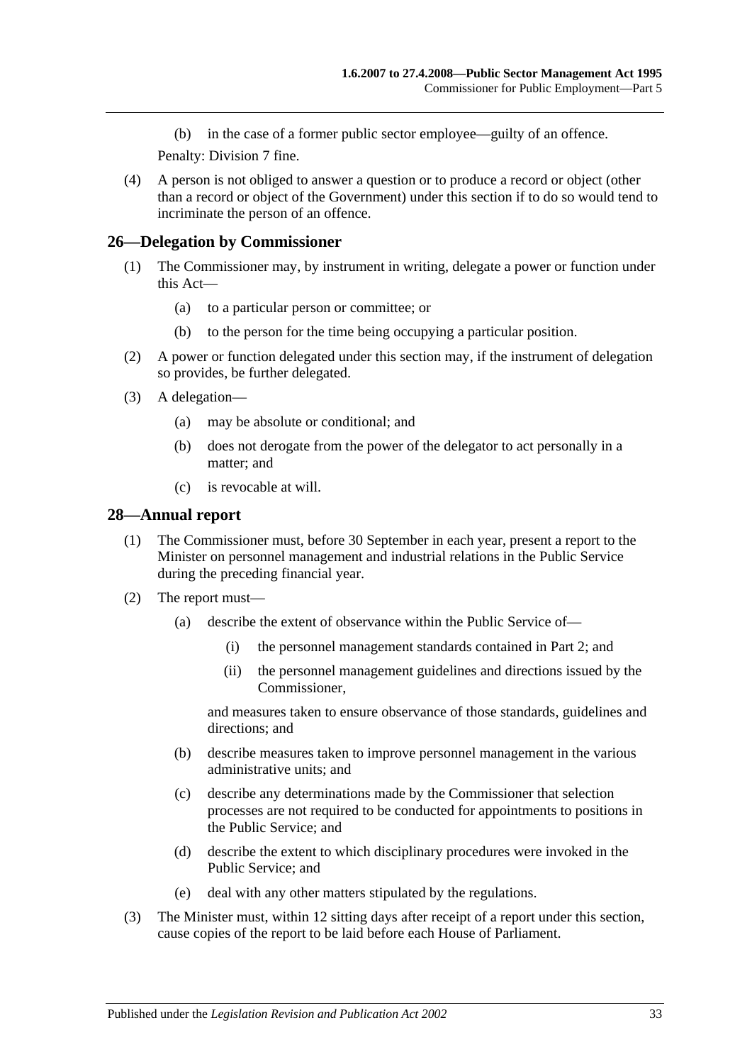(b) in the case of a former public sector employee—guilty of an offence.

Penalty: Division 7 fine.

(4) A person is not obliged to answer a question or to produce a record or object (other than a record or object of the Government) under this section if to do so would tend to incriminate the person of an offence.

## 26—Delegation by Commissioner

(1) The Commissioner may, by instrument in writing, delegate a power or function under this Act—

(a) to a particular person or committee; or

(b) to the person for the time being occupying a particular position.

(2) A power or function delegated under this section may, if the instrument of delegation so provides, be further delegated.

(3) A delegation—

(a) may be absolute or conditional; and

(b) does not derogate from the power of the delegator to act personally in a matter; and

(c) is revocable at will.

## 28—Annual report

(1) The Commissioner must, before 30 September in each year, present a report to the Minister on personnel management and industrial relations in the Public Service during the preceding financial year.

(2) The report must—

(a) describe the extent of observance within the Public Service of—

(i) the personnel management standards contained in Part 2; and

(ii) the personnel management guidelines and directions issued by the Commissioner,

and measures taken to ensure observance of those standards, guidelines and directions; and

(b) describe measures taken to improve personnel management in the various administrative units; and

(c) describe any determinations made by the Commissioner that selection processes are not required to be conducted for appointments to positions in the Public Service; and

(d) describe the extent to which disciplinary procedures were invoked in the Public Service; and

(e) deal with any other matters stipulated by the regulations.

(3) The Minister must, within 12 sitting days after receipt of a report under this section, cause copies of the report to be laid before each House of Parliament.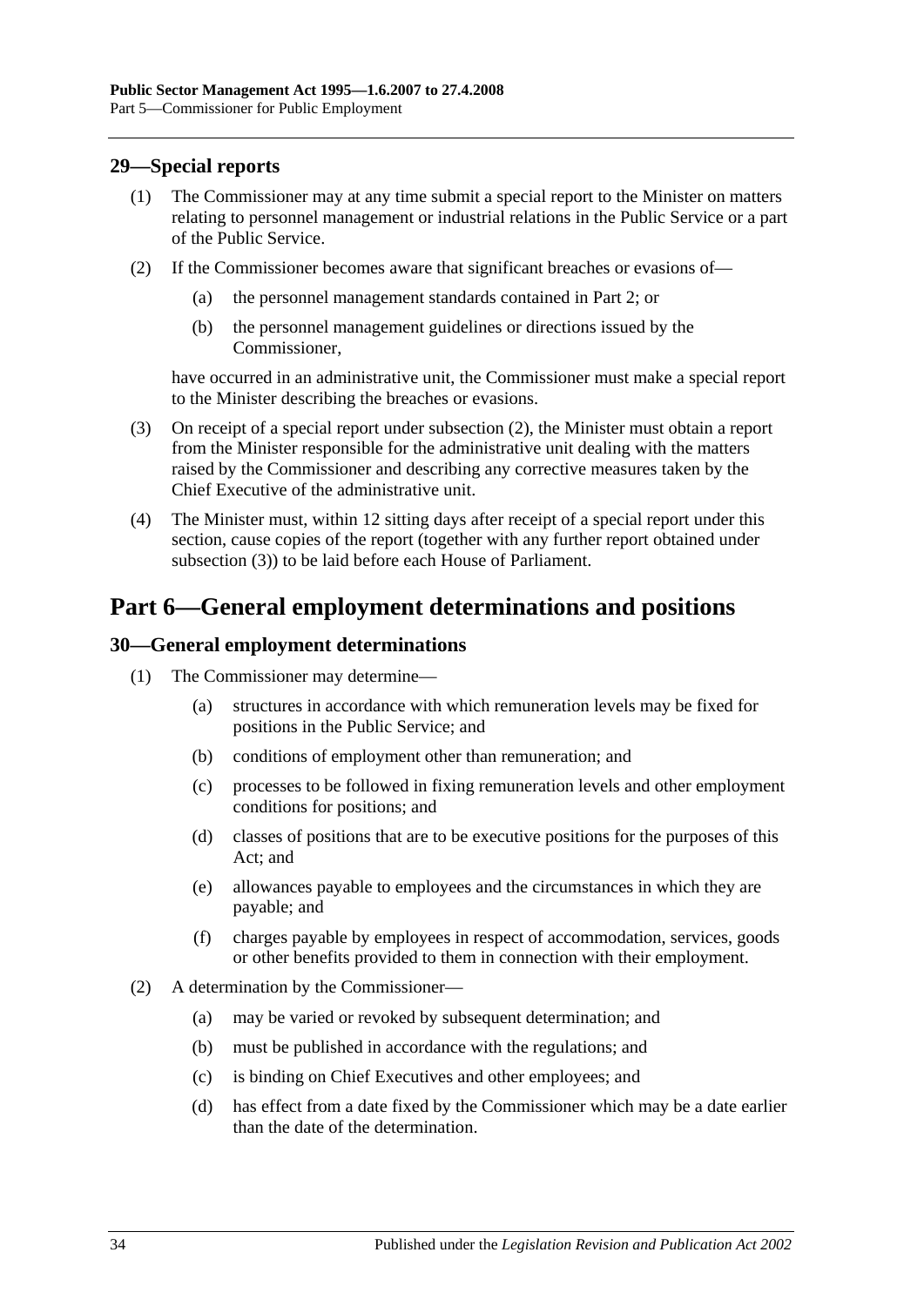## 29—Special reports

(1) The Commissioner may at any time submit a special report to the Minister on matters relating to personnel management or industrial relations in the Public Service or a part of the Public Service.

(2) If the Commissioner becomes aware that significant breaches or evasions of—

(a) the personnel management standards contained in Part 2; or

(b) the personnel management guidelines or directions issued by the Commissioner,

have occurred in an administrative unit, the Commissioner must make a special report to the Minister describing the breaches or evasions.

(3) On receipt of a special report under subsection (2), the Minister must obtain a report from the Minister responsible for the administrative unit dealing with the matters raised by the Commissioner and describing any corrective measures taken by the Chief Executive of the administrative unit.

(4) The Minister must, within 12 sitting days after receipt of a special report under this section, cause copies of the report (together with any further report obtained under subsection (3)) to be laid before each House of Parliament.

# Part 6—General employment determinations and positions

## 30—General employment determinations

(1) The Commissioner may determine—

(a) structures in accordance with which remuneration levels may be fixed for positions in the Public Service; and

(b) conditions of employment other than remuneration; and

(c) processes to be followed in fixing remuneration levels and other employment conditions for positions; and

(d) classes of positions that are to be executive positions for the purposes of this Act; and

(e) allowances payable to employees and the circumstances in which they are payable; and

(f) charges payable by employees in respect of accommodation, services, goods or other benefits provided to them in connection with their employment.

(2) A determination by the Commissioner—

(a) may be varied or revoked by subsequent determination; and

(b) must be published in accordance with the regulations; and

(c) is binding on Chief Executives and other employees; and

(d) has effect from a date fixed by the Commissioner which may be a date earlier than the date of the determination.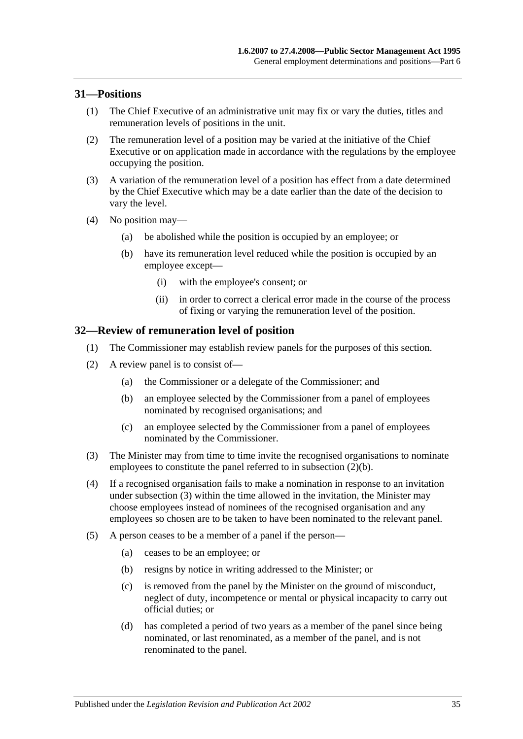## 31—Positions

(1) The Chief Executive of an administrative unit may fix or vary the duties, titles and remuneration levels of positions in the unit.

(2) The remuneration level of a position may be varied at the initiative of the Chief Executive or on application made in accordance with the regulations by the employee occupying the position.

(3) A variation of the remuneration level of a position has effect from a date determined by the Chief Executive which may be a date earlier than the date of the decision to vary the level.

(4) No position may—

   (a) be abolished while the position is occupied by an employee; or

   (b) have its remuneration level reduced while the position is occupied by an employee except—

      (i) with the employee's consent; or

      (ii) in order to correct a clerical error made in the course of the process of fixing or varying the remuneration level of the position.

## 32—Review of remuneration level of position

(1) The Commissioner may establish review panels for the purposes of this section.

(2) A review panel is to consist of—

   (a) the Commissioner or a delegate of the Commissioner; and

   (b) an employee selected by the Commissioner from a panel of employees nominated by recognised organisations; and

   (c) an employee selected by the Commissioner from a panel of employees nominated by the Commissioner.

(3) The Minister may from time to time invite the recognised organisations to nominate employees to constitute the panel referred to in subsection (2)(b).

(4) If a recognised organisation fails to make a nomination in response to an invitation under subsection (3) within the time allowed in the invitation, the Minister may choose employees instead of nominees of the recognised organisation and any employees so chosen are to be taken to have been nominated to the relevant panel.

(5) A person ceases to be a member of a panel if the person—

   (a) ceases to be an employee; or

   (b) resigns by notice in writing addressed to the Minister; or

   (c) is removed from the panel by the Minister on the ground of misconduct, neglect of duty, incompetence or mental or physical incapacity to carry out official duties; or

   (d) has completed a period of two years as a member of the panel since being nominated, or last renominated, as a member of the panel, and is not renominated to the panel.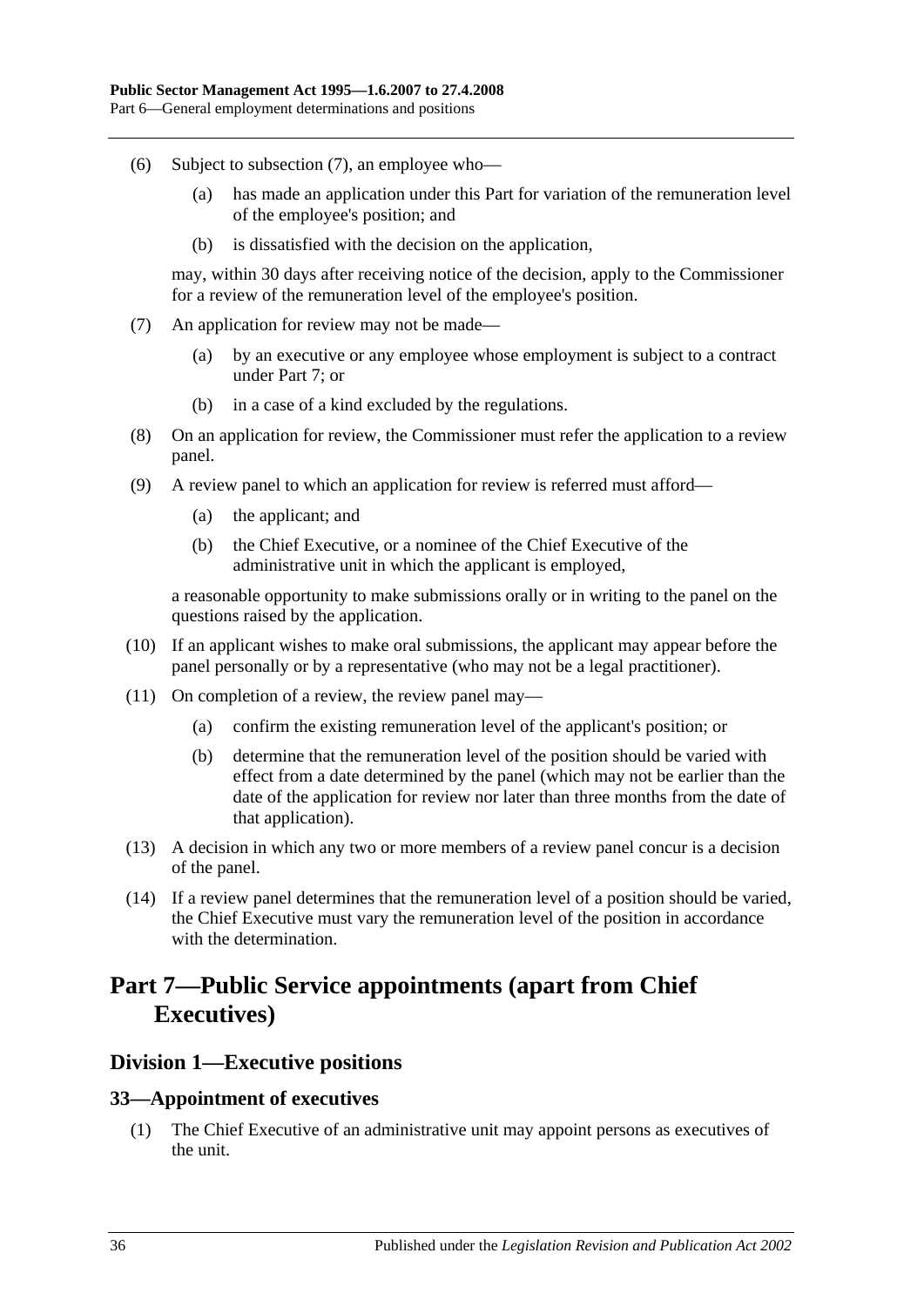(6) Subject to subsection (7), an employee who—

(a) has made an application under this Part for variation of the remuneration level of the employee's position; and

(b) is dissatisfied with the decision on the application,

may, within 30 days after receiving notice of the decision, apply to the Commissioner for a review of the remuneration level of the employee's position.

(7) An application for review may not be made—

(a) by an executive or any employee whose employment is subject to a contract under Part 7; or

(b) in a case of a kind excluded by the regulations.

(8) On an application for review, the Commissioner must refer the application to a review panel.

(9) A review panel to which an application for review is referred must afford—

(a) the applicant; and

(b) the Chief Executive, or a nominee of the Chief Executive of the administrative unit in which the applicant is employed,

a reasonable opportunity to make submissions orally or in writing to the panel on the questions raised by the application.

(10) If an applicant wishes to make oral submissions, the applicant may appear before the panel personally or by a representative (who may not be a legal practitioner).

(11) On completion of a review, the review panel may—

(a) confirm the existing remuneration level of the applicant's position; or

(b) determine that the remuneration level of the position should be varied with effect from a date determined by the panel (which may not be earlier than the date of the application for review nor later than three months from the date of that application).

(13) A decision in which any two or more members of a review panel concur is a decision of the panel.

(14) If a review panel determines that the remuneration level of a position should be varied, the Chief Executive must vary the remuneration level of the position in accordance with the determination.

# Part 7—Public Service appointments (apart from Chief Executives)

## Division 1—Executive positions

### 33—Appointment of executives

(1) The Chief Executive of an administrative unit may appoint persons as executives of the unit.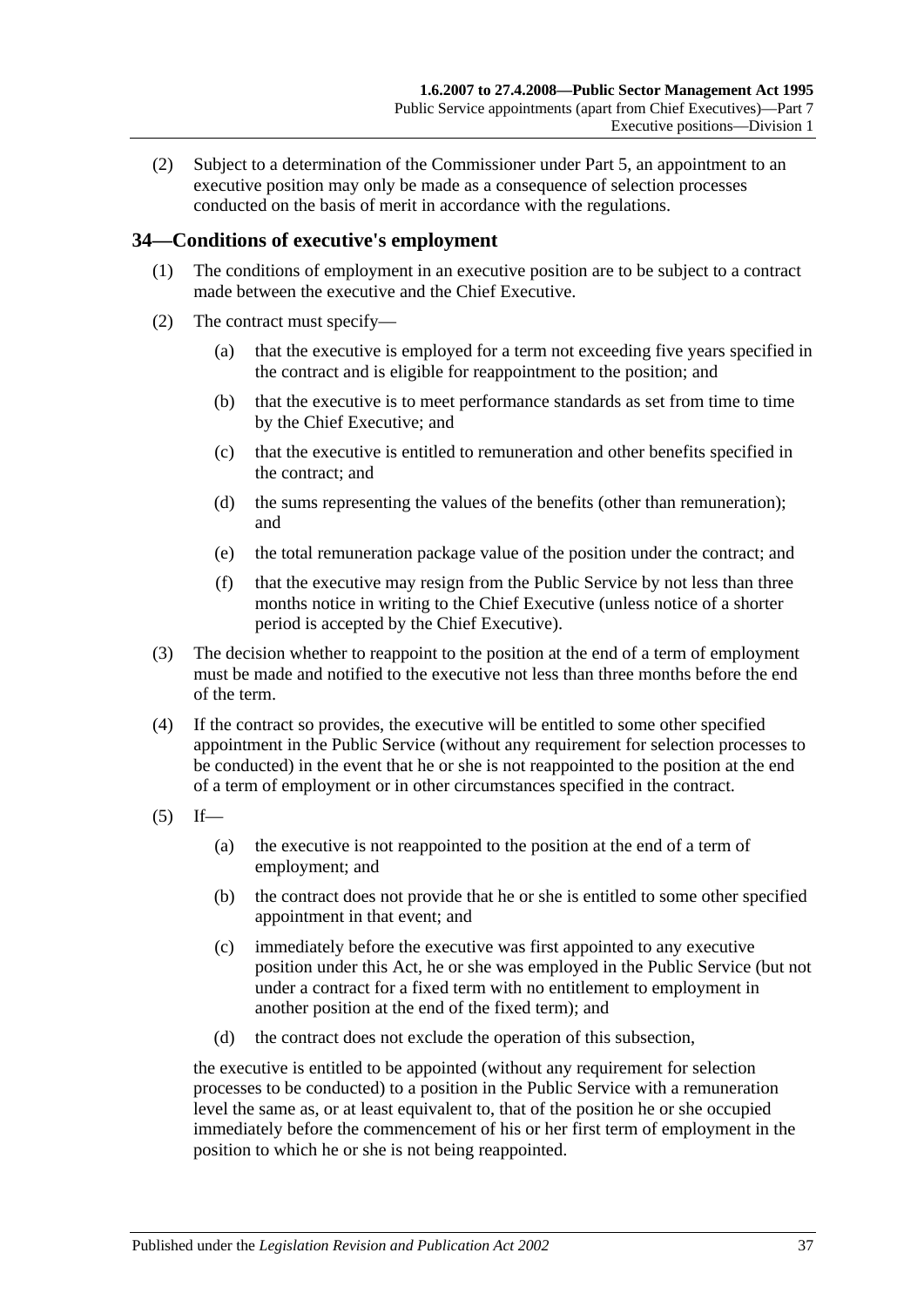(2) Subject to a determination of the Commissioner under Part 5, an appointment to an executive position may only be made as a consequence of selection processes conducted on the basis of merit in accordance with the regulations.

## 34—Conditions of executive's employment

(1) The conditions of employment in an executive position are to be subject to a contract made between the executive and the Chief Executive.

(2) The contract must specify—

(a) that the executive is employed for a term not exceeding five years specified in the contract and is eligible for reappointment to the position; and

(b) that the executive is to meet performance standards as set from time to time by the Chief Executive; and

(c) that the executive is entitled to remuneration and other benefits specified in the contract; and

(d) the sums representing the values of the benefits (other than remuneration); and

(e) the total remuneration package value of the position under the contract; and

(f) that the executive may resign from the Public Service by not less than three months notice in writing to the Chief Executive (unless notice of a shorter period is accepted by the Chief Executive).

(3) The decision whether to reappoint to the position at the end of a term of employment must be made and notified to the executive not less than three months before the end of the term.

(4) If the contract so provides, the executive will be entitled to some other specified appointment in the Public Service (without any requirement for selection processes to be conducted) in the event that he or she is not reappointed to the position at the end of a term of employment or in other circumstances specified in the contract.

(5) If—

(a) the executive is not reappointed to the position at the end of a term of employment; and

(b) the contract does not provide that he or she is entitled to some other specified appointment in that event; and

(c) immediately before the executive was first appointed to any executive position under this Act, he or she was employed in the Public Service (but not under a contract for a fixed term with no entitlement to employment in another position at the end of the fixed term); and

(d) the contract does not exclude the operation of this subsection,

the executive is entitled to be appointed (without any requirement for selection processes to be conducted) to a position in the Public Service with a remuneration level the same as, or at least equivalent to, that of the position he or she occupied immediately before the commencement of his or her first term of employment in the position to which he or she is not being reappointed.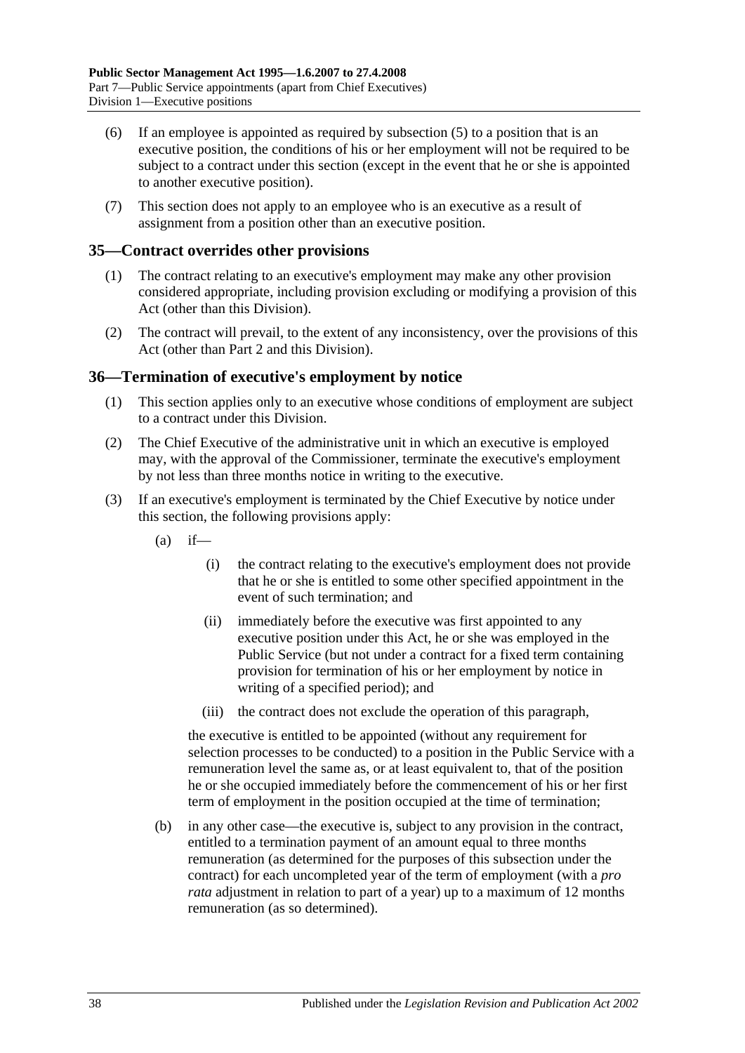(6) If an employee is appointed as required by subsection (5) to a position that is an executive position, the conditions of his or her employment will not be required to be subject to a contract under this section (except in the event that he or she is appointed to another executive position).

(7) This section does not apply to an employee who is an executive as a result of assignment from a position other than an executive position.

## 35—Contract overrides other provisions

(1) The contract relating to an executive's employment may make any other provision considered appropriate, including provision excluding or modifying a provision of this Act (other than this Division).

(2) The contract will prevail, to the extent of any inconsistency, over the provisions of this Act (other than Part 2 and this Division).

## 36—Termination of executive's employment by notice

(1) This section applies only to an executive whose conditions of employment are subject to a contract under this Division.

(2) The Chief Executive of the administrative unit in which an executive is employed may, with the approval of the Commissioner, terminate the executive's employment by not less than three months notice in writing to the executive.

(3) If an executive's employment is terminated by the Chief Executive by notice under this section, the following provisions apply:

(a) if—

(i) the contract relating to the executive's employment does not provide that he or she is entitled to some other specified appointment in the event of such termination; and

(ii) immediately before the executive was first appointed to any executive position under this Act, he or she was employed in the Public Service (but not under a contract for a fixed term containing provision for termination of his or her employment by notice in writing of a specified period); and

(iii) the contract does not exclude the operation of this paragraph,

the executive is entitled to be appointed (without any requirement for selection processes to be conducted) to a position in the Public Service with a remuneration level the same as, or at least equivalent to, that of the position he or she occupied immediately before the commencement of his or her first term of employment in the position occupied at the time of termination;

(b) in any other case—the executive is, subject to any provision in the contract, entitled to a termination payment of an amount equal to three months remuneration (as determined for the purposes of this subsection under the contract) for each uncompleted year of the term of employment (with a *pro rata* adjustment in relation to part of a year) up to a maximum of 12 months remuneration (as so determined).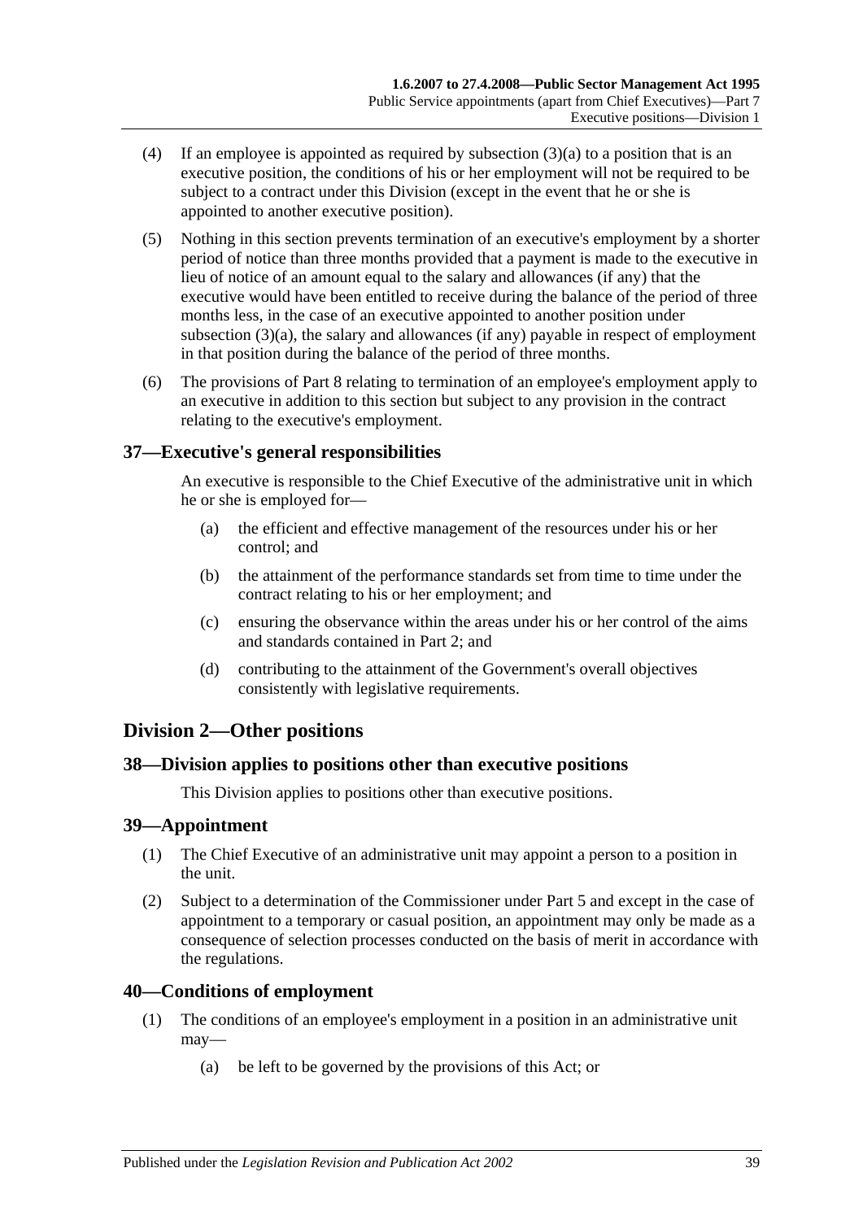(4) If an employee is appointed as required by subsection (3)(a) to a position that is an executive position, the conditions of his or her employment will not be required to be subject to a contract under this Division (except in the event that he or she is appointed to another executive position).

(5) Nothing in this section prevents termination of an executive's employment by a shorter period of notice than three months provided that a payment is made to the executive in lieu of notice of an amount equal to the salary and allowances (if any) that the executive would have been entitled to receive during the balance of the period of three months less, in the case of an executive appointed to another position under subsection (3)(a), the salary and allowances (if any) payable in respect of employment in that position during the balance of the period of three months.

(6) The provisions of Part 8 relating to termination of an employee's employment apply to an executive in addition to this section but subject to any provision in the contract relating to the executive's employment.

### 37—Executive's general responsibilities

An executive is responsible to the Chief Executive of the administrative unit in which he or she is employed for—

(a) the efficient and effective management of the resources under his or her control; and

(b) the attainment of the performance standards set from time to time under the contract relating to his or her employment; and

(c) ensuring the observance within the areas under his or her control of the aims and standards contained in Part 2; and

(d) contributing to the attainment of the Government's overall objectives consistently with legislative requirements.

## Division 2—Other positions

### 38—Division applies to positions other than executive positions

This Division applies to positions other than executive positions.

### 39—Appointment

(1) The Chief Executive of an administrative unit may appoint a person to a position in the unit.

(2) Subject to a determination of the Commissioner under Part 5 and except in the case of appointment to a temporary or casual position, an appointment may only be made as a consequence of selection processes conducted on the basis of merit in accordance with the regulations.

### 40—Conditions of employment

(1) The conditions of an employee's employment in a position in an administrative unit may—

(a) be left to be governed by the provisions of this Act; or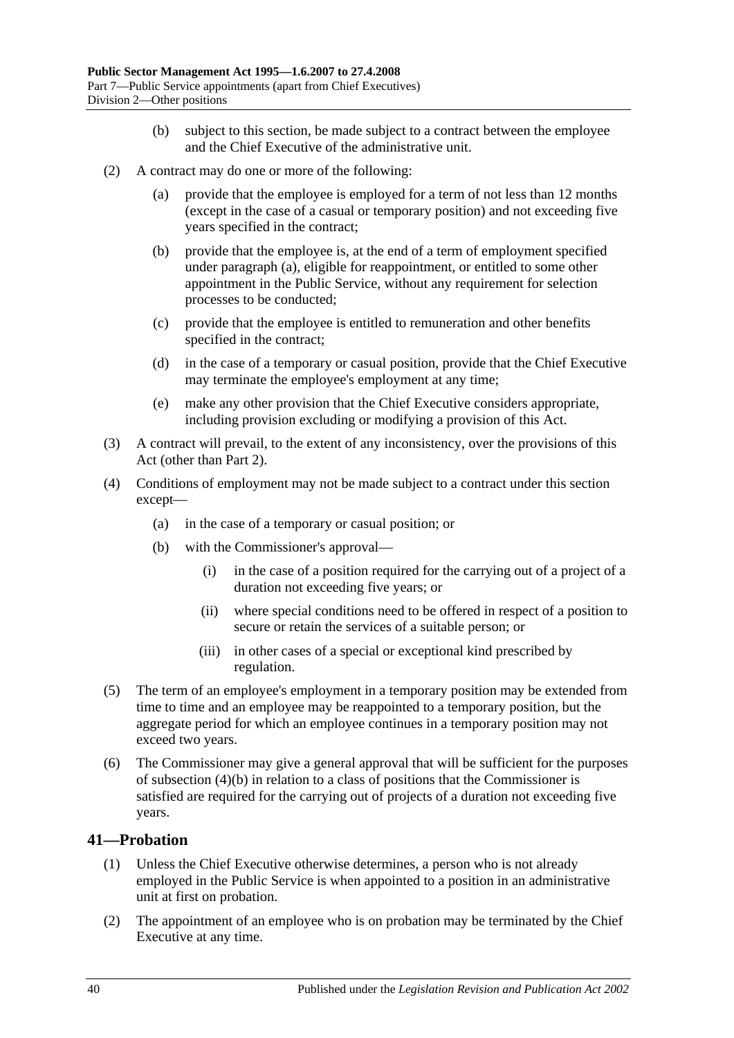(b) subject to this section, be made subject to a contract between the employee and the Chief Executive of the administrative unit.

(2) A contract may do one or more of the following:

(a) provide that the employee is employed for a term of not less than 12 months (except in the case of a casual or temporary position) and not exceeding five years specified in the contract;

(b) provide that the employee is, at the end of a term of employment specified under paragraph (a), eligible for reappointment, or entitled to some other appointment in the Public Service, without any requirement for selection processes to be conducted;

(c) provide that the employee is entitled to remuneration and other benefits specified in the contract;

(d) in the case of a temporary or casual position, provide that the Chief Executive may terminate the employee's employment at any time;

(e) make any other provision that the Chief Executive considers appropriate, including provision excluding or modifying a provision of this Act.

(3) A contract will prevail, to the extent of any inconsistency, over the provisions of this Act (other than Part 2).

(4) Conditions of employment may not be made subject to a contract under this section except—

(a) in the case of a temporary or casual position; or

(b) with the Commissioner's approval—

(i) in the case of a position required for the carrying out of a project of a duration not exceeding five years; or

(ii) where special conditions need to be offered in respect of a position to secure or retain the services of a suitable person; or

(iii) in other cases of a special or exceptional kind prescribed by regulation.

(5) The term of an employee's employment in a temporary position may be extended from time to time and an employee may be reappointed to a temporary position, but the aggregate period for which an employee continues in a temporary position may not exceed two years.

(6) The Commissioner may give a general approval that will be sufficient for the purposes of subsection (4)(b) in relation to a class of positions that the Commissioner is satisfied are required for the carrying out of projects of a duration not exceeding five years.

## 41—Probation

(1) Unless the Chief Executive otherwise determines, a person who is not already employed in the Public Service is when appointed to a position in an administrative unit at first on probation.

(2) The appointment of an employee who is on probation may be terminated by the Chief Executive at any time.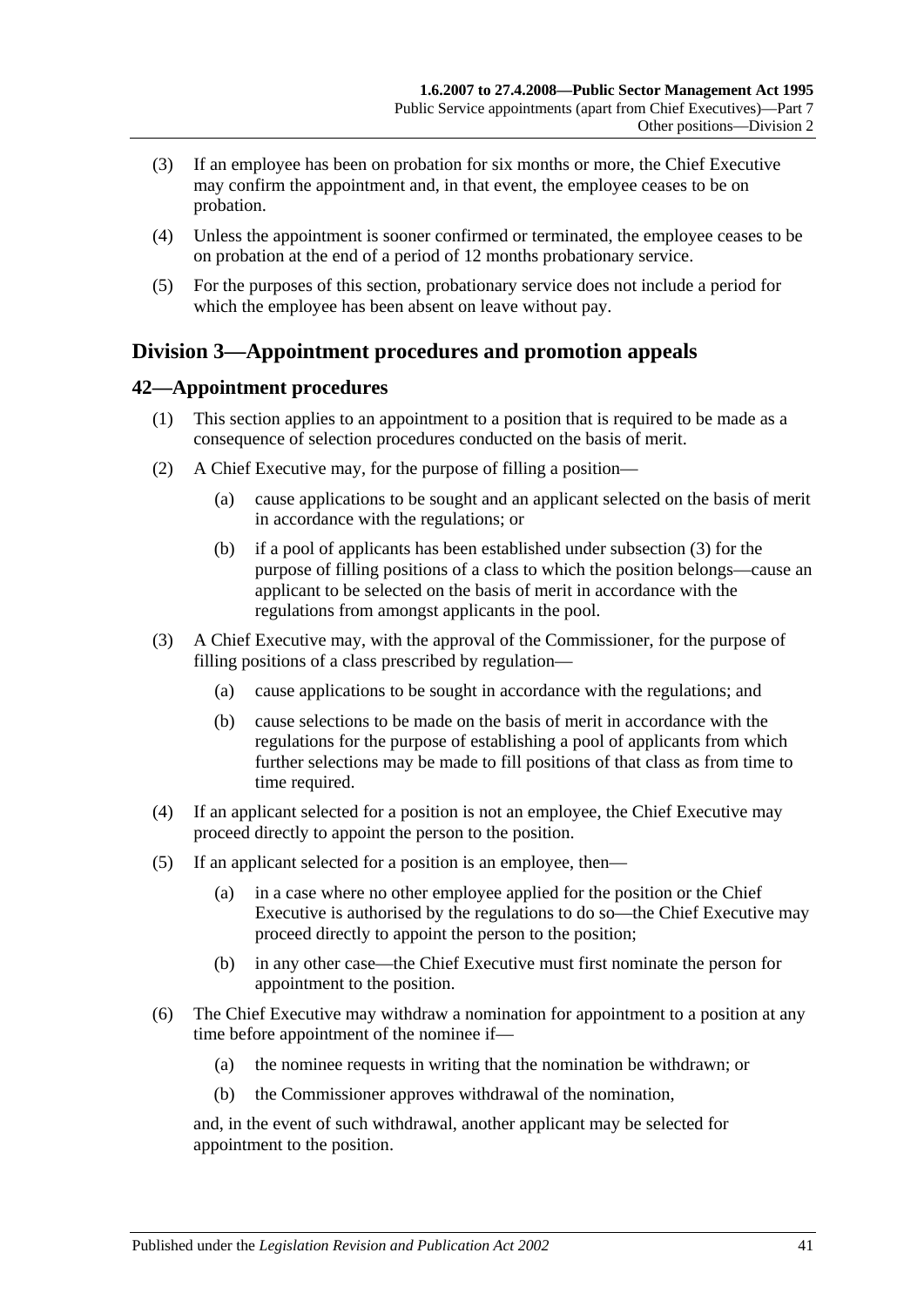(3) If an employee has been on probation for six months or more, the Chief Executive may confirm the appointment and, in that event, the employee ceases to be on probation.

(4) Unless the appointment is sooner confirmed or terminated, the employee ceases to be on probation at the end of a period of 12 months probationary service.

(5) For the purposes of this section, probationary service does not include a period for which the employee has been absent on leave without pay.

## Division 3—Appointment procedures and promotion appeals

### 42—Appointment procedures

(1) This section applies to an appointment to a position that is required to be made as a consequence of selection procedures conducted on the basis of merit.

(2) A Chief Executive may, for the purpose of filling a position—

(a) cause applications to be sought and an applicant selected on the basis of merit in accordance with the regulations; or

(b) if a pool of applicants has been established under subsection (3) for the purpose of filling positions of a class to which the position belongs—cause an applicant to be selected on the basis of merit in accordance with the regulations from amongst applicants in the pool.

(3) A Chief Executive may, with the approval of the Commissioner, for the purpose of filling positions of a class prescribed by regulation—

(a) cause applications to be sought in accordance with the regulations; and

(b) cause selections to be made on the basis of merit in accordance with the regulations for the purpose of establishing a pool of applicants from which further selections may be made to fill positions of that class as from time to time required.

(4) If an applicant selected for a position is not an employee, the Chief Executive may proceed directly to appoint the person to the position.

(5) If an applicant selected for a position is an employee, then—

(a) in a case where no other employee applied for the position or the Chief Executive is authorised by the regulations to do so—the Chief Executive may proceed directly to appoint the person to the position;

(b) in any other case—the Chief Executive must first nominate the person for appointment to the position.

(6) The Chief Executive may withdraw a nomination for appointment to a position at any time before appointment of the nominee if—

(a) the nominee requests in writing that the nomination be withdrawn; or

(b) the Commissioner approves withdrawal of the nomination,

and, in the event of such withdrawal, another applicant may be selected for appointment to the position.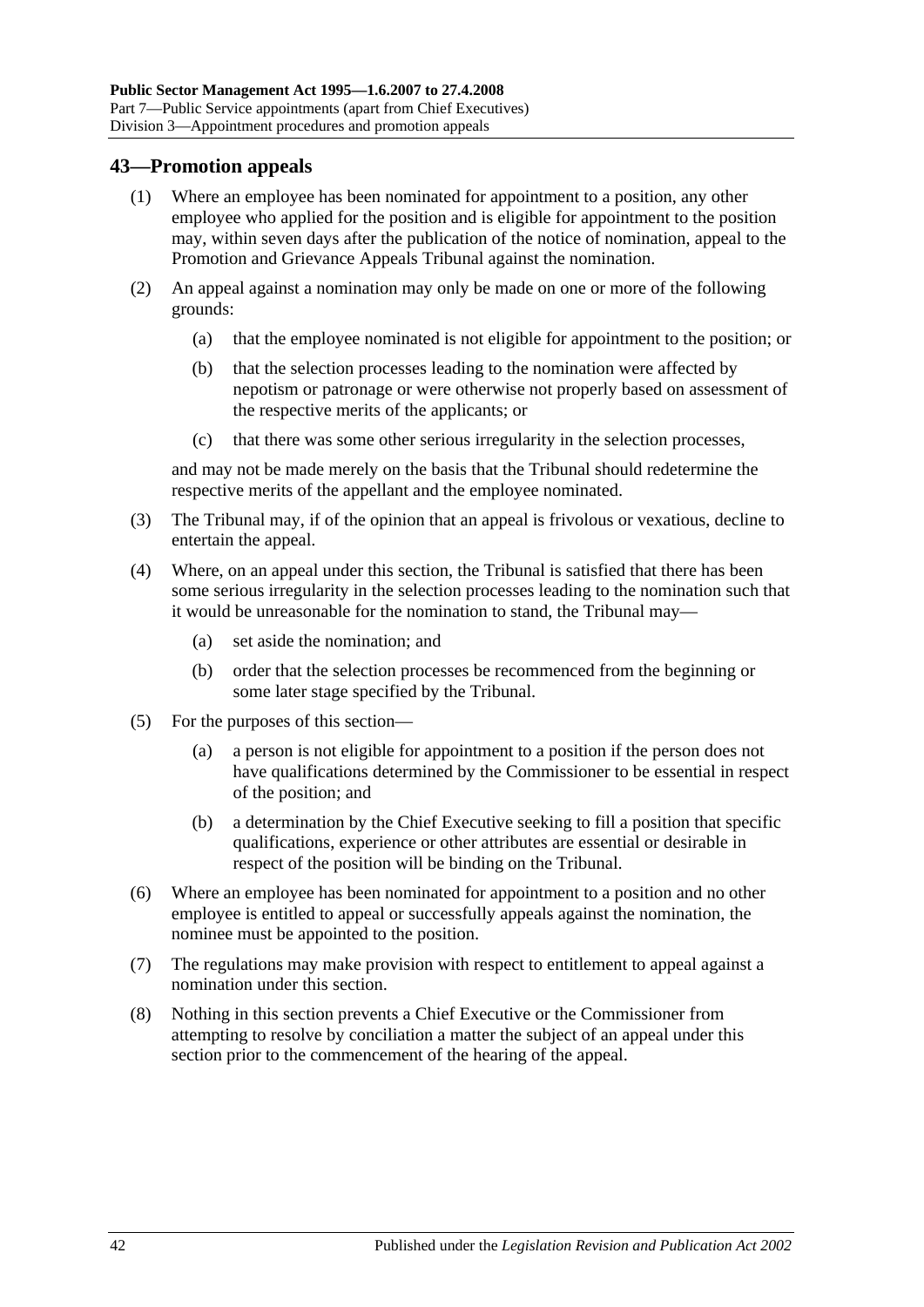## 43—Promotion appeals

(1) Where an employee has been nominated for appointment to a position, any other employee who applied for the position and is eligible for appointment to the position may, within seven days after the publication of the notice of nomination, appeal to the Promotion and Grievance Appeals Tribunal against the nomination.

(2) An appeal against a nomination may only be made on one or more of the following grounds:

- (a) that the employee nominated is not eligible for appointment to the position; or
- (b) that the selection processes leading to the nomination were affected by nepotism or patronage or were otherwise not properly based on assessment of the respective merits of the applicants; or
- (c) that there was some other serious irregularity in the selection processes,

and may not be made merely on the basis that the Tribunal should redetermine the respective merits of the appellant and the employee nominated.

(3) The Tribunal may, if of the opinion that an appeal is frivolous or vexatious, decline to entertain the appeal.

(4) Where, on an appeal under this section, the Tribunal is satisfied that there has been some serious irregularity in the selection processes leading to the nomination such that it would be unreasonable for the nomination to stand, the Tribunal may—

- (a) set aside the nomination; and
- (b) order that the selection processes be recommenced from the beginning or some later stage specified by the Tribunal.

(5) For the purposes of this section—

- (a) a person is not eligible for appointment to a position if the person does not have qualifications determined by the Commissioner to be essential in respect of the position; and
- (b) a determination by the Chief Executive seeking to fill a position that specific qualifications, experience or other attributes are essential or desirable in respect of the position will be binding on the Tribunal.

(6) Where an employee has been nominated for appointment to a position and no other employee is entitled to appeal or successfully appeals against the nomination, the nominee must be appointed to the position.

(7) The regulations may make provision with respect to entitlement to appeal against a nomination under this section.

(8) Nothing in this section prevents a Chief Executive or the Commissioner from attempting to resolve by conciliation a matter the subject of an appeal under this section prior to the commencement of the hearing of the appeal.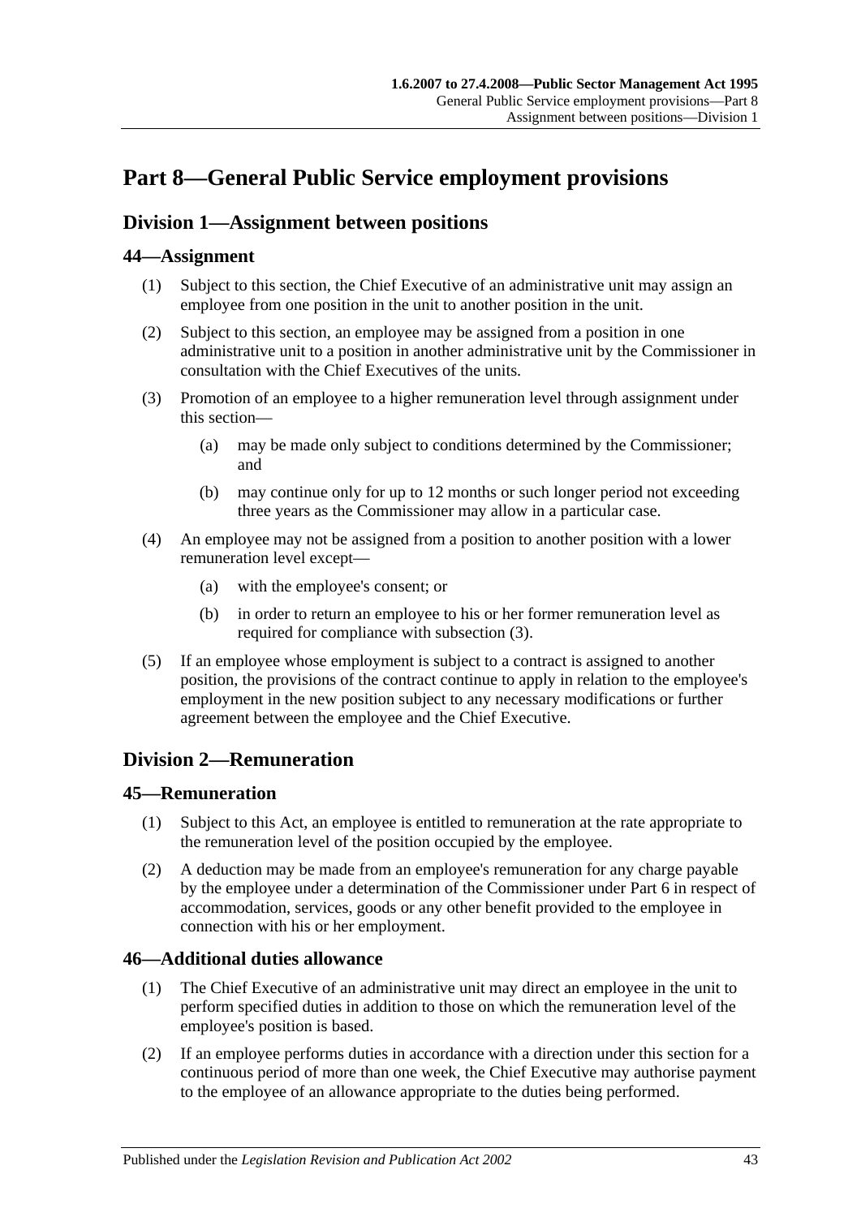# Part 8—General Public Service employment provisions

## Division 1—Assignment between positions

### 44—Assignment

(1) Subject to this section, the Chief Executive of an administrative unit may assign an employee from one position in the unit to another position in the unit.

(2) Subject to this section, an employee may be assigned from a position in one administrative unit to a position in another administrative unit by the Commissioner in consultation with the Chief Executives of the units.

(3) Promotion of an employee to a higher remuneration level through assignment under this section—

(a) may be made only subject to conditions determined by the Commissioner; and

(b) may continue only for up to 12 months or such longer period not exceeding three years as the Commissioner may allow in a particular case.

(4) An employee may not be assigned from a position to another position with a lower remuneration level except—

(a) with the employee's consent; or

(b) in order to return an employee to his or her former remuneration level as required for compliance with subsection (3).

(5) If an employee whose employment is subject to a contract is assigned to another position, the provisions of the contract continue to apply in relation to the employee's employment in the new position subject to any necessary modifications or further agreement between the employee and the Chief Executive.

## Division 2—Remuneration

### 45—Remuneration

(1) Subject to this Act, an employee is entitled to remuneration at the rate appropriate to the remuneration level of the position occupied by the employee.

(2) A deduction may be made from an employee's remuneration for any charge payable by the employee under a determination of the Commissioner under Part 6 in respect of accommodation, services, goods or any other benefit provided to the employee in connection with his or her employment.

### 46—Additional duties allowance

(1) The Chief Executive of an administrative unit may direct an employee in the unit to perform specified duties in addition to those on which the remuneration level of the employee's position is based.

(2) If an employee performs duties in accordance with a direction under this section for a continuous period of more than one week, the Chief Executive may authorise payment to the employee of an allowance appropriate to the duties being performed.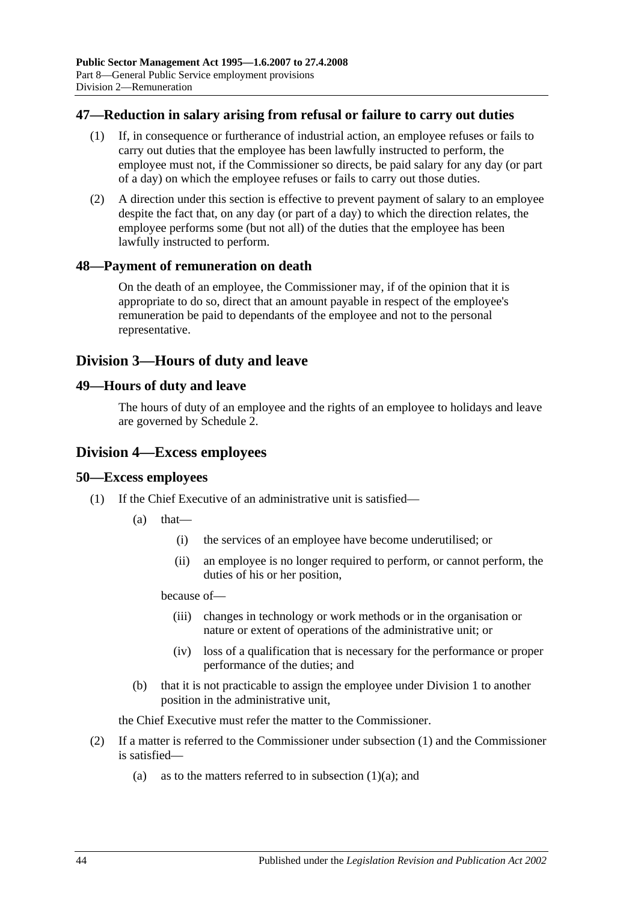## 47—Reduction in salary arising from refusal or failure to carry out duties

(1) If, in consequence or furtherance of industrial action, an employee refuses or fails to carry out duties that the employee has been lawfully instructed to perform, the employee must not, if the Commissioner so directs, be paid salary for any day (or part of a day) on which the employee refuses or fails to carry out those duties.

(2) A direction under this section is effective to prevent payment of salary to an employee despite the fact that, on any day (or part of a day) to which the direction relates, the employee performs some (but not all) of the duties that the employee has been lawfully instructed to perform.

## 48—Payment of remuneration on death

On the death of an employee, the Commissioner may, if of the opinion that it is appropriate to do so, direct that an amount payable in respect of the employee's remuneration be paid to dependants of the employee and not to the personal representative.

# Division 3—Hours of duty and leave

## 49—Hours of duty and leave

The hours of duty of an employee and the rights of an employee to holidays and leave are governed by Schedule 2.

# Division 4—Excess employees

## 50—Excess employees

(1) If the Chief Executive of an administrative unit is satisfied—

(a) that—

(i) the services of an employee have become underutilised; or

(ii) an employee is no longer required to perform, or cannot perform, the duties of his or her position,

because of—

(iii) changes in technology or work methods or in the organisation or nature or extent of operations of the administrative unit; or

(iv) loss of a qualification that is necessary for the performance or proper performance of the duties; and

(b) that it is not practicable to assign the employee under Division 1 to another position in the administrative unit,

the Chief Executive must refer the matter to the Commissioner.

(2) If a matter is referred to the Commissioner under subsection (1) and the Commissioner is satisfied—

(a) as to the matters referred to in subsection (1)(a); and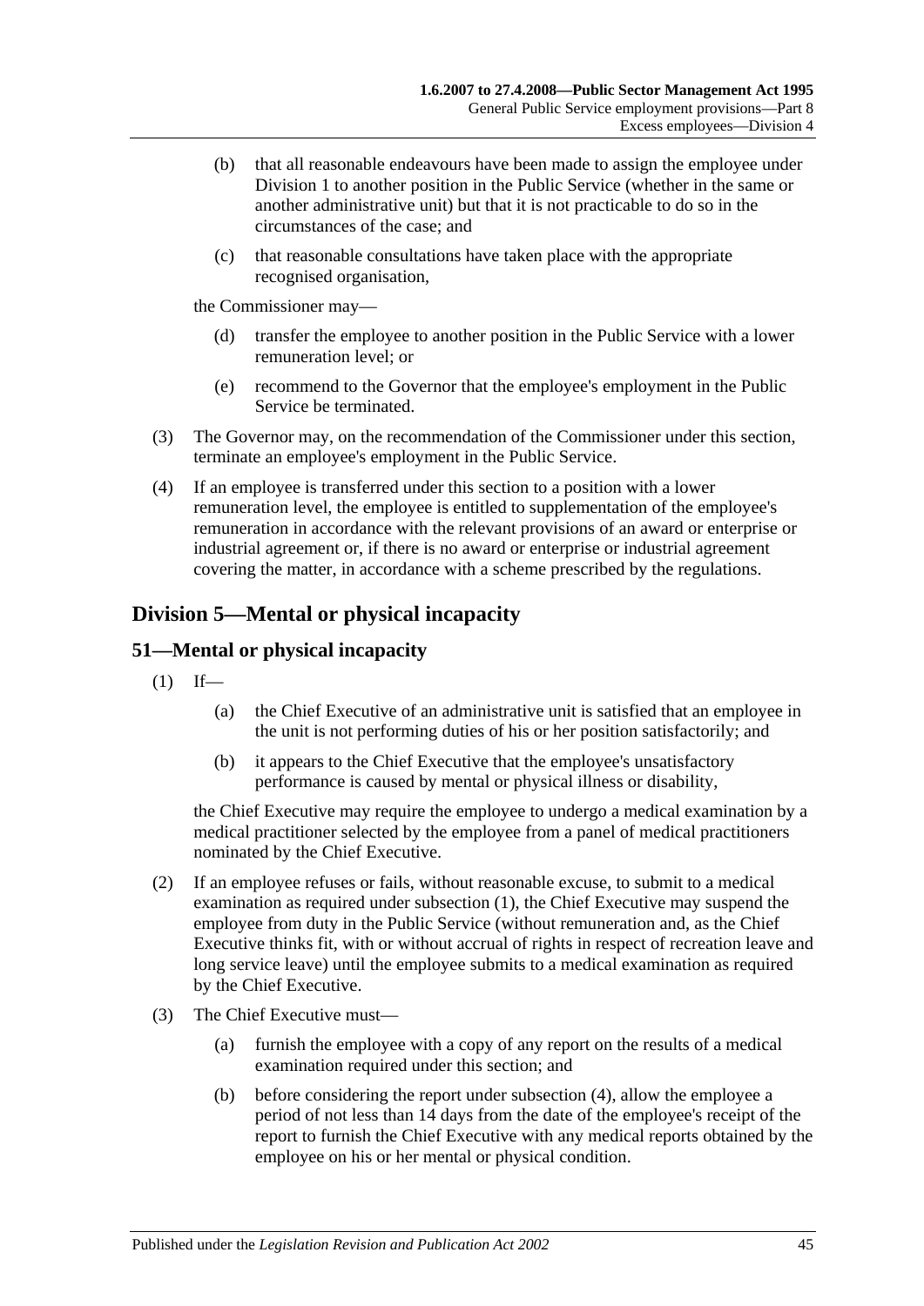(b) that all reasonable endeavours have been made to assign the employee under Division 1 to another position in the Public Service (whether in the same or another administrative unit) but that it is not practicable to do so in the circumstances of the case; and

(c) that reasonable consultations have taken place with the appropriate recognised organisation,

the Commissioner may—

(d) transfer the employee to another position in the Public Service with a lower remuneration level; or

(e) recommend to the Governor that the employee's employment in the Public Service be terminated.

(3) The Governor may, on the recommendation of the Commissioner under this section, terminate an employee's employment in the Public Service.

(4) If an employee is transferred under this section to a position with a lower remuneration level, the employee is entitled to supplementation of the employee's remuneration in accordance with the relevant provisions of an award or enterprise or industrial agreement or, if there is no award or enterprise or industrial agreement covering the matter, in accordance with a scheme prescribed by the regulations.

## Division 5—Mental or physical incapacity

### 51—Mental or physical incapacity

(1) If—

(a) the Chief Executive of an administrative unit is satisfied that an employee in the unit is not performing duties of his or her position satisfactorily; and

(b) it appears to the Chief Executive that the employee's unsatisfactory performance is caused by mental or physical illness or disability,

the Chief Executive may require the employee to undergo a medical examination by a medical practitioner selected by the employee from a panel of medical practitioners nominated by the Chief Executive.

(2) If an employee refuses or fails, without reasonable excuse, to submit to a medical examination as required under subsection (1), the Chief Executive may suspend the employee from duty in the Public Service (without remuneration and, as the Chief Executive thinks fit, with or without accrual of rights in respect of recreation leave and long service leave) until the employee submits to a medical examination as required by the Chief Executive.

(3) The Chief Executive must—

(a) furnish the employee with a copy of any report on the results of a medical examination required under this section; and

(b) before considering the report under subsection (4), allow the employee a period of not less than 14 days from the date of the employee's receipt of the report to furnish the Chief Executive with any medical reports obtained by the employee on his or her mental or physical condition.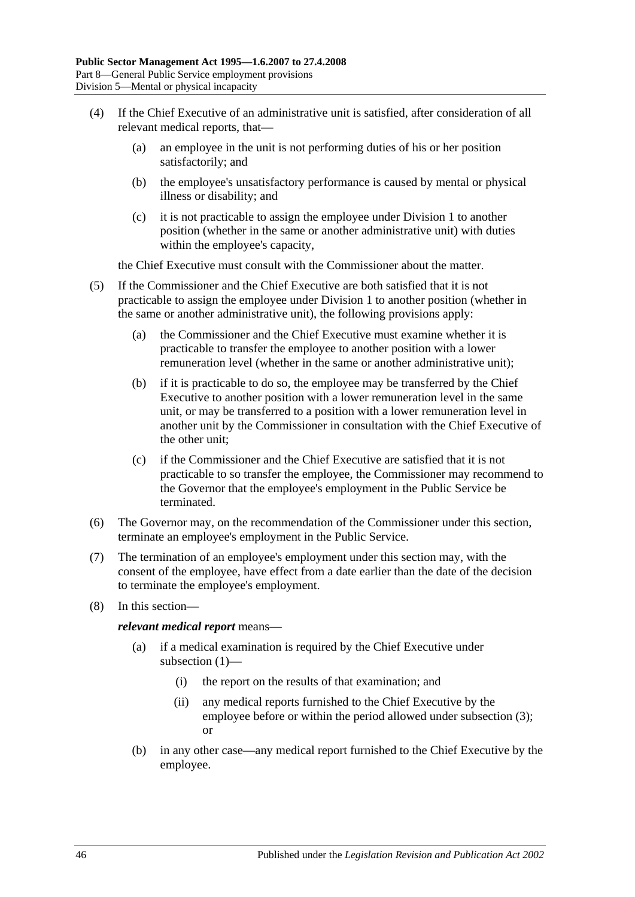(4) If the Chief Executive of an administrative unit is satisfied, after consideration of all relevant medical reports, that—

  (a) an employee in the unit is not performing duties of his or her position satisfactorily; and

  (b) the employee's unsatisfactory performance is caused by mental or physical illness or disability; and

  (c) it is not practicable to assign the employee under Division 1 to another position (whether in the same or another administrative unit) with duties within the employee's capacity,

the Chief Executive must consult with the Commissioner about the matter.

(5) If the Commissioner and the Chief Executive are both satisfied that it is not practicable to assign the employee under Division 1 to another position (whether in the same or another administrative unit), the following provisions apply:

  (a) the Commissioner and the Chief Executive must examine whether it is practicable to transfer the employee to another position with a lower remuneration level (whether in the same or another administrative unit);

  (b) if it is practicable to do so, the employee may be transferred by the Chief Executive to another position with a lower remuneration level in the same unit, or may be transferred to a position with a lower remuneration level in another unit by the Commissioner in consultation with the Chief Executive of the other unit;

  (c) if the Commissioner and the Chief Executive are satisfied that it is not practicable to so transfer the employee, the Commissioner may recommend to the Governor that the employee's employment in the Public Service be terminated.

(6) The Governor may, on the recommendation of the Commissioner under this section, terminate an employee's employment in the Public Service.

(7) The termination of an employee's employment under this section may, with the consent of the employee, have effect from a date earlier than the date of the decision to terminate the employee's employment.

(8) In this section—

***relevant medical report*** means—

  (a) if a medical examination is required by the Chief Executive under subsection (1)—

    (i) the report on the results of that examination; and

    (ii) any medical reports furnished to the Chief Executive by the employee before or within the period allowed under subsection (3); or

  (b) in any other case—any medical report furnished to the Chief Executive by the employee.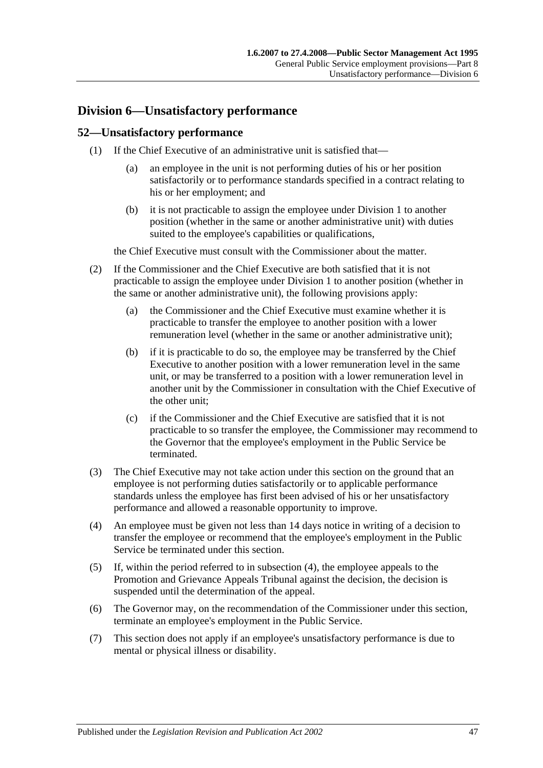## Division 6—Unsatisfactory performance

### 52—Unsatisfactory performance

(1) If the Chief Executive of an administrative unit is satisfied that—

(a) an employee in the unit is not performing duties of his or her position satisfactorily or to performance standards specified in a contract relating to his or her employment; and

(b) it is not practicable to assign the employee under Division 1 to another position (whether in the same or another administrative unit) with duties suited to the employee's capabilities or qualifications,

the Chief Executive must consult with the Commissioner about the matter.

(2) If the Commissioner and the Chief Executive are both satisfied that it is not practicable to assign the employee under Division 1 to another position (whether in the same or another administrative unit), the following provisions apply:

(a) the Commissioner and the Chief Executive must examine whether it is practicable to transfer the employee to another position with a lower remuneration level (whether in the same or another administrative unit);

(b) if it is practicable to do so, the employee may be transferred by the Chief Executive to another position with a lower remuneration level in the same unit, or may be transferred to a position with a lower remuneration level in another unit by the Commissioner in consultation with the Chief Executive of the other unit;

(c) if the Commissioner and the Chief Executive are satisfied that it is not practicable to so transfer the employee, the Commissioner may recommend to the Governor that the employee's employment in the Public Service be terminated.

(3) The Chief Executive may not take action under this section on the ground that an employee is not performing duties satisfactorily or to applicable performance standards unless the employee has first been advised of his or her unsatisfactory performance and allowed a reasonable opportunity to improve.

(4) An employee must be given not less than 14 days notice in writing of a decision to transfer the employee or recommend that the employee's employment in the Public Service be terminated under this section.

(5) If, within the period referred to in subsection (4), the employee appeals to the Promotion and Grievance Appeals Tribunal against the decision, the decision is suspended until the determination of the appeal.

(6) The Governor may, on the recommendation of the Commissioner under this section, terminate an employee's employment in the Public Service.

(7) This section does not apply if an employee's unsatisfactory performance is due to mental or physical illness or disability.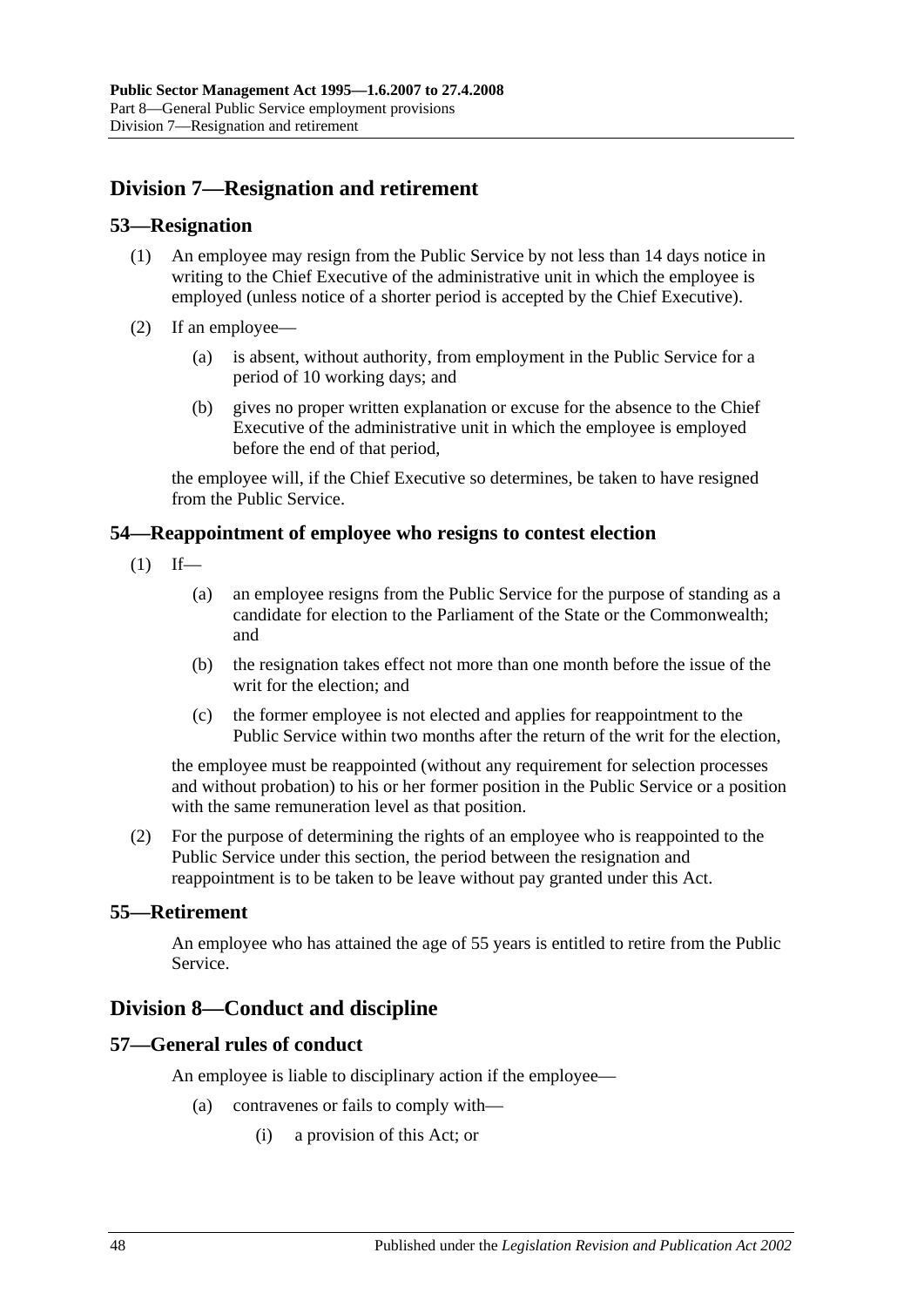## Division 7—Resignation and retirement

### 53—Resignation

(1) An employee may resign from the Public Service by not less than 14 days notice in writing to the Chief Executive of the administrative unit in which the employee is employed (unless notice of a shorter period is accepted by the Chief Executive).

(2) If an employee—

(a) is absent, without authority, from employment in the Public Service for a period of 10 working days; and

(b) gives no proper written explanation or excuse for the absence to the Chief Executive of the administrative unit in which the employee is employed before the end of that period,

the employee will, if the Chief Executive so determines, be taken to have resigned from the Public Service.

### 54—Reappointment of employee who resigns to contest election

(1) If—

(a) an employee resigns from the Public Service for the purpose of standing as a candidate for election to the Parliament of the State or the Commonwealth; and

(b) the resignation takes effect not more than one month before the issue of the writ for the election; and

(c) the former employee is not elected and applies for reappointment to the Public Service within two months after the return of the writ for the election,

the employee must be reappointed (without any requirement for selection processes and without probation) to his or her former position in the Public Service or a position with the same remuneration level as that position.

(2) For the purpose of determining the rights of an employee who is reappointed to the Public Service under this section, the period between the resignation and reappointment is to be taken to be leave without pay granted under this Act.

### 55—Retirement

An employee who has attained the age of 55 years is entitled to retire from the Public Service.

## Division 8—Conduct and discipline

### 57—General rules of conduct

An employee is liable to disciplinary action if the employee—

(a) contravenes or fails to comply with—

(i) a provision of this Act; or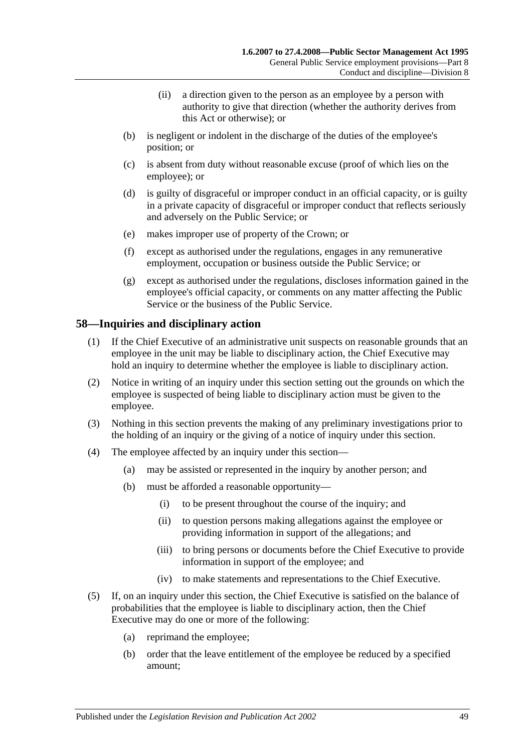(ii) a direction given to the person as an employee by a person with authority to give that direction (whether the authority derives from this Act or otherwise); or

(b) is negligent or indolent in the discharge of the duties of the employee's position; or

(c) is absent from duty without reasonable excuse (proof of which lies on the employee); or

(d) is guilty of disgraceful or improper conduct in an official capacity, or is guilty in a private capacity of disgraceful or improper conduct that reflects seriously and adversely on the Public Service; or

(e) makes improper use of property of the Crown; or

(f) except as authorised under the regulations, engages in any remunerative employment, occupation or business outside the Public Service; or

(g) except as authorised under the regulations, discloses information gained in the employee's official capacity, or comments on any matter affecting the Public Service or the business of the Public Service.

## 58—Inquiries and disciplinary action

(1) If the Chief Executive of an administrative unit suspects on reasonable grounds that an employee in the unit may be liable to disciplinary action, the Chief Executive may hold an inquiry to determine whether the employee is liable to disciplinary action.

(2) Notice in writing of an inquiry under this section setting out the grounds on which the employee is suspected of being liable to disciplinary action must be given to the employee.

(3) Nothing in this section prevents the making of any preliminary investigations prior to the holding of an inquiry or the giving of a notice of inquiry under this section.

(4) The employee affected by an inquiry under this section—

(a) may be assisted or represented in the inquiry by another person; and

(b) must be afforded a reasonable opportunity—

(i) to be present throughout the course of the inquiry; and

(ii) to question persons making allegations against the employee or providing information in support of the allegations; and

(iii) to bring persons or documents before the Chief Executive to provide information in support of the employee; and

(iv) to make statements and representations to the Chief Executive.

(5) If, on an inquiry under this section, the Chief Executive is satisfied on the balance of probabilities that the employee is liable to disciplinary action, then the Chief Executive may do one or more of the following:

(a) reprimand the employee;

(b) order that the leave entitlement of the employee be reduced by a specified amount;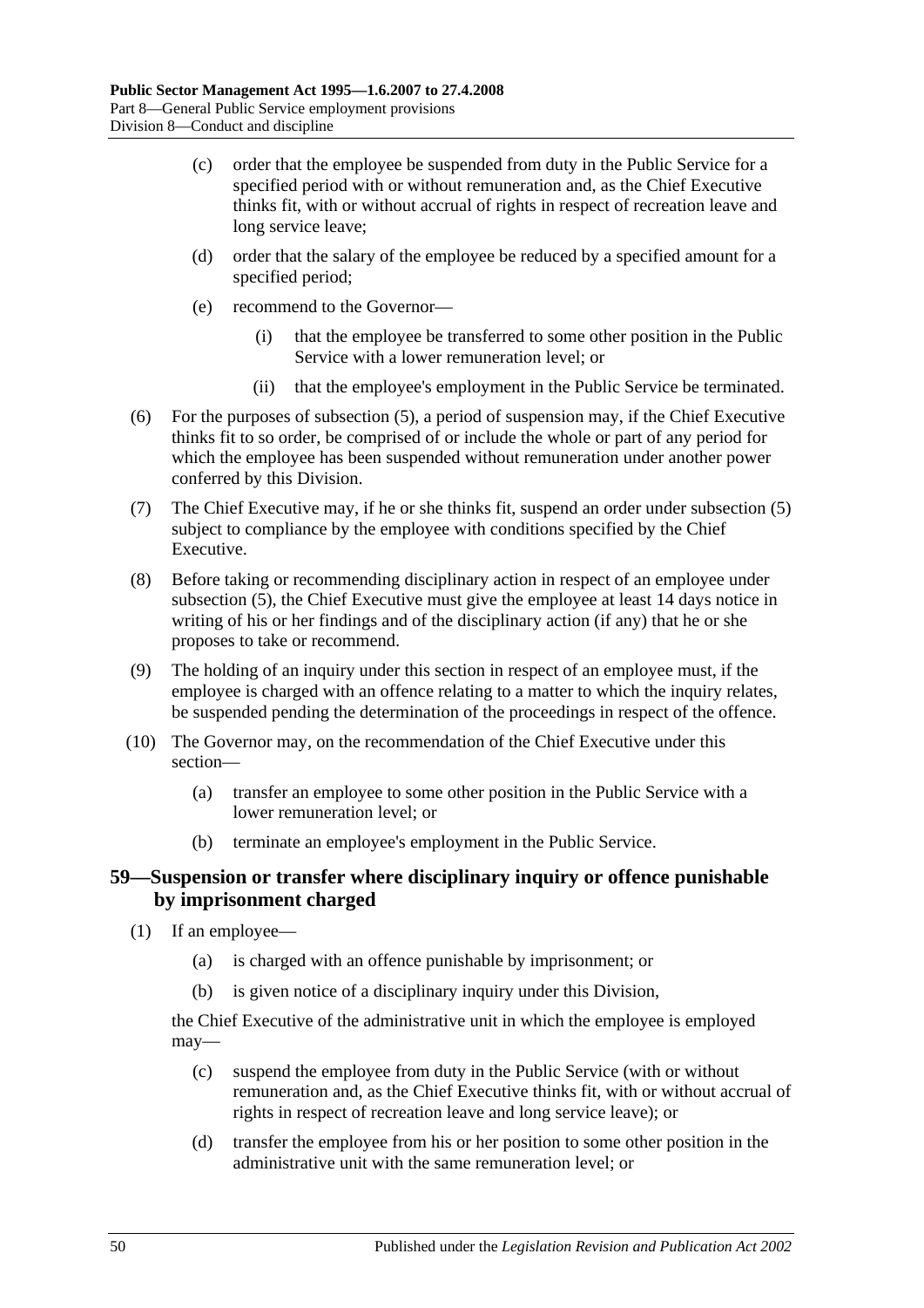(c) order that the employee be suspended from duty in the Public Service for a specified period with or without remuneration and, as the Chief Executive thinks fit, with or without accrual of rights in respect of recreation leave and long service leave;

(d) order that the salary of the employee be reduced by a specified amount for a specified period;

(e) recommend to the Governor—

(i) that the employee be transferred to some other position in the Public Service with a lower remuneration level; or

(ii) that the employee's employment in the Public Service be terminated.

(6) For the purposes of subsection (5), a period of suspension may, if the Chief Executive thinks fit to so order, be comprised of or include the whole or part of any period for which the employee has been suspended without remuneration under another power conferred by this Division.

(7) The Chief Executive may, if he or she thinks fit, suspend an order under subsection (5) subject to compliance by the employee with conditions specified by the Chief Executive.

(8) Before taking or recommending disciplinary action in respect of an employee under subsection (5), the Chief Executive must give the employee at least 14 days notice in writing of his or her findings and of the disciplinary action (if any) that he or she proposes to take or recommend.

(9) The holding of an inquiry under this section in respect of an employee must, if the employee is charged with an offence relating to a matter to which the inquiry relates, be suspended pending the determination of the proceedings in respect of the offence.

(10) The Governor may, on the recommendation of the Chief Executive under this section—

(a) transfer an employee to some other position in the Public Service with a lower remuneration level; or

(b) terminate an employee's employment in the Public Service.

## 59—Suspension or transfer where disciplinary inquiry or offence punishable by imprisonment charged

(1) If an employee—

(a) is charged with an offence punishable by imprisonment; or

(b) is given notice of a disciplinary inquiry under this Division,

the Chief Executive of the administrative unit in which the employee is employed may—

(c) suspend the employee from duty in the Public Service (with or without remuneration and, as the Chief Executive thinks fit, with or without accrual of rights in respect of recreation leave and long service leave); or

(d) transfer the employee from his or her position to some other position in the administrative unit with the same remuneration level; or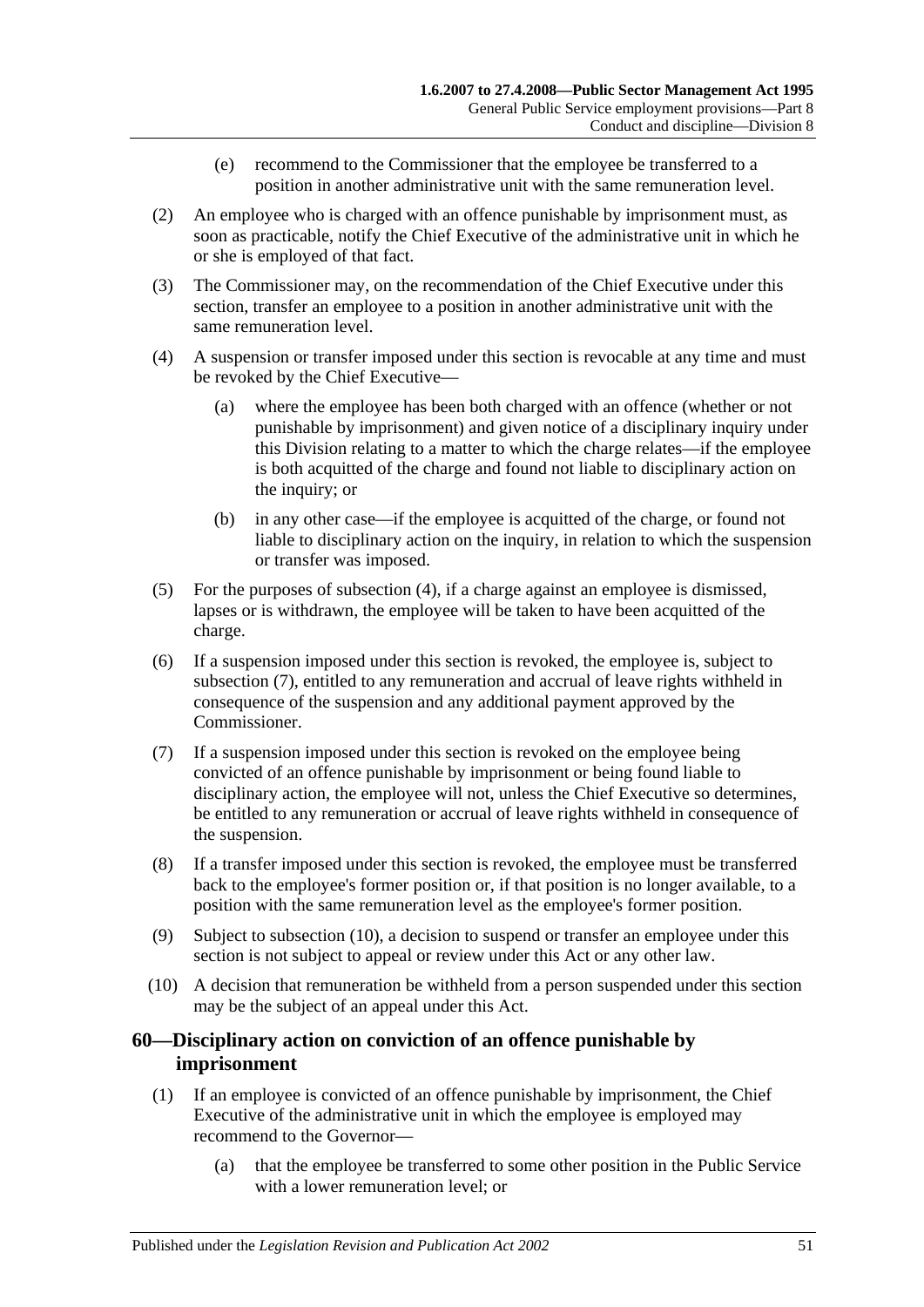(e) recommend to the Commissioner that the employee be transferred to a position in another administrative unit with the same remuneration level.

(2) An employee who is charged with an offence punishable by imprisonment must, as soon as practicable, notify the Chief Executive of the administrative unit in which he or she is employed of that fact.

(3) The Commissioner may, on the recommendation of the Chief Executive under this section, transfer an employee to a position in another administrative unit with the same remuneration level.

(4) A suspension or transfer imposed under this section is revocable at any time and must be revoked by the Chief Executive—

(a) where the employee has been both charged with an offence (whether or not punishable by imprisonment) and given notice of a disciplinary inquiry under this Division relating to a matter to which the charge relates—if the employee is both acquitted of the charge and found not liable to disciplinary action on the inquiry; or

(b) in any other case—if the employee is acquitted of the charge, or found not liable to disciplinary action on the inquiry, in relation to which the suspension or transfer was imposed.

(5) For the purposes of subsection (4), if a charge against an employee is dismissed, lapses or is withdrawn, the employee will be taken to have been acquitted of the charge.

(6) If a suspension imposed under this section is revoked, the employee is, subject to subsection (7), entitled to any remuneration and accrual of leave rights withheld in consequence of the suspension and any additional payment approved by the Commissioner.

(7) If a suspension imposed under this section is revoked on the employee being convicted of an offence punishable by imprisonment or being found liable to disciplinary action, the employee will not, unless the Chief Executive so determines, be entitled to any remuneration or accrual of leave rights withheld in consequence of the suspension.

(8) If a transfer imposed under this section is revoked, the employee must be transferred back to the employee's former position or, if that position is no longer available, to a position with the same remuneration level as the employee's former position.

(9) Subject to subsection (10), a decision to suspend or transfer an employee under this section is not subject to appeal or review under this Act or any other law.

(10) A decision that remuneration be withheld from a person suspended under this section may be the subject of an appeal under this Act.

## 60—Disciplinary action on conviction of an offence punishable by imprisonment

(1) If an employee is convicted of an offence punishable by imprisonment, the Chief Executive of the administrative unit in which the employee is employed may recommend to the Governor—

(a) that the employee be transferred to some other position in the Public Service with a lower remuneration level; or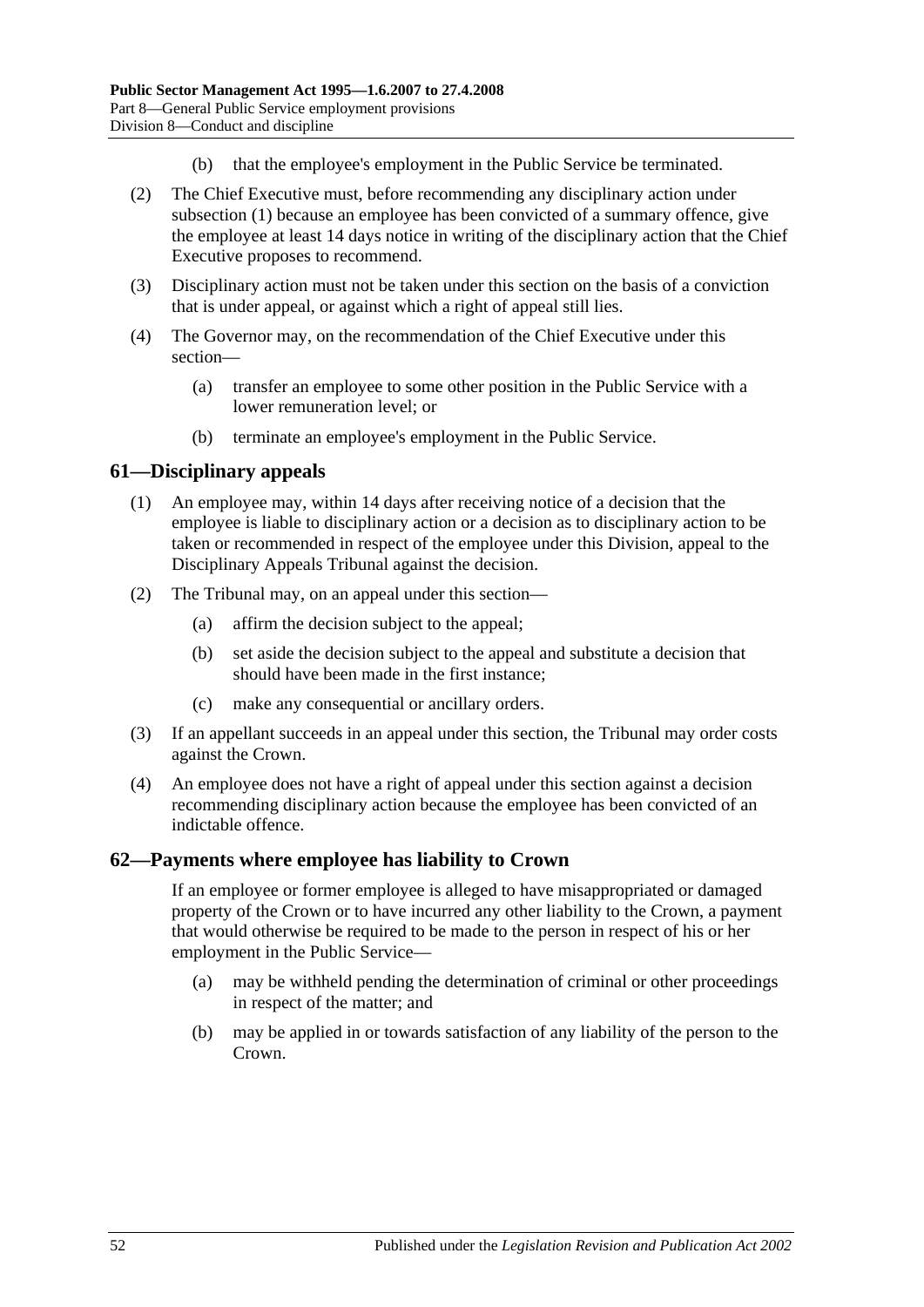(b) that the employee's employment in the Public Service be terminated.

(2) The Chief Executive must, before recommending any disciplinary action under subsection (1) because an employee has been convicted of a summary offence, give the employee at least 14 days notice in writing of the disciplinary action that the Chief Executive proposes to recommend.

(3) Disciplinary action must not be taken under this section on the basis of a conviction that is under appeal, or against which a right of appeal still lies.

(4) The Governor may, on the recommendation of the Chief Executive under this section—

(a) transfer an employee to some other position in the Public Service with a lower remuneration level; or

(b) terminate an employee's employment in the Public Service.

## 61—Disciplinary appeals

(1) An employee may, within 14 days after receiving notice of a decision that the employee is liable to disciplinary action or a decision as to disciplinary action to be taken or recommended in respect of the employee under this Division, appeal to the Disciplinary Appeals Tribunal against the decision.

(2) The Tribunal may, on an appeal under this section—

(a) affirm the decision subject to the appeal;

(b) set aside the decision subject to the appeal and substitute a decision that should have been made in the first instance;

(c) make any consequential or ancillary orders.

(3) If an appellant succeeds in an appeal under this section, the Tribunal may order costs against the Crown.

(4) An employee does not have a right of appeal under this section against a decision recommending disciplinary action because the employee has been convicted of an indictable offence.

## 62—Payments where employee has liability to Crown

If an employee or former employee is alleged to have misappropriated or damaged property of the Crown or to have incurred any other liability to the Crown, a payment that would otherwise be required to be made to the person in respect of his or her employment in the Public Service—

(a) may be withheld pending the determination of criminal or other proceedings in respect of the matter; and

(b) may be applied in or towards satisfaction of any liability of the person to the Crown.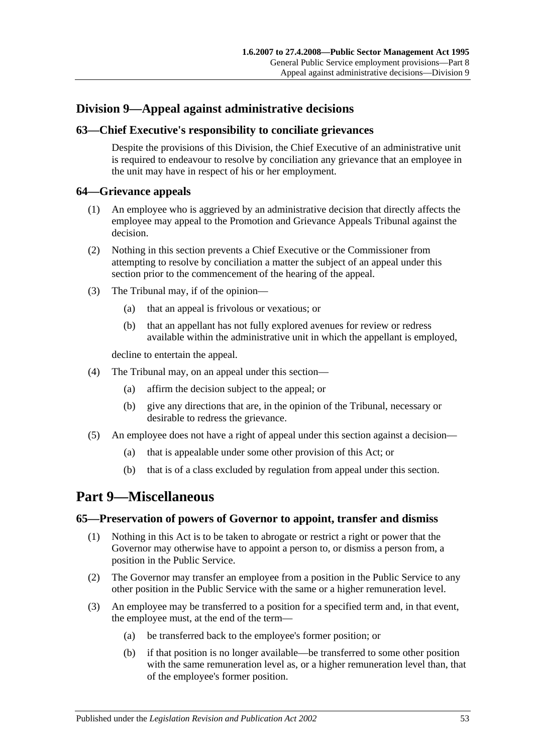## Division 9—Appeal against administrative decisions

### 63—Chief Executive's responsibility to conciliate grievances

Despite the provisions of this Division, the Chief Executive of an administrative unit is required to endeavour to resolve by conciliation any grievance that an employee in the unit may have in respect of his or her employment.

### 64—Grievance appeals

(1) An employee who is aggrieved by an administrative decision that directly affects the employee may appeal to the Promotion and Grievance Appeals Tribunal against the decision.

(2) Nothing in this section prevents a Chief Executive or the Commissioner from attempting to resolve by conciliation a matter the subject of an appeal under this section prior to the commencement of the hearing of the appeal.

(3) The Tribunal may, if of the opinion—

- (a) that an appeal is frivolous or vexatious; or
- (b) that an appellant has not fully explored avenues for review or redress available within the administrative unit in which the appellant is employed,

decline to entertain the appeal.

(4) The Tribunal may, on an appeal under this section—

- (a) affirm the decision subject to the appeal; or
- (b) give any directions that are, in the opinion of the Tribunal, necessary or desirable to redress the grievance.

(5) An employee does not have a right of appeal under this section against a decision—

- (a) that is appealable under some other provision of this Act; or
- (b) that is of a class excluded by regulation from appeal under this section.

# Part 9—Miscellaneous

### 65—Preservation of powers of Governor to appoint, transfer and dismiss

(1) Nothing in this Act is to be taken to abrogate or restrict a right or power that the Governor may otherwise have to appoint a person to, or dismiss a person from, a position in the Public Service.

(2) The Governor may transfer an employee from a position in the Public Service to any other position in the Public Service with the same or a higher remuneration level.

(3) An employee may be transferred to a position for a specified term and, in that event, the employee must, at the end of the term—

- (a) be transferred back to the employee's former position; or
- (b) if that position is no longer available—be transferred to some other position with the same remuneration level as, or a higher remuneration level than, that of the employee's former position.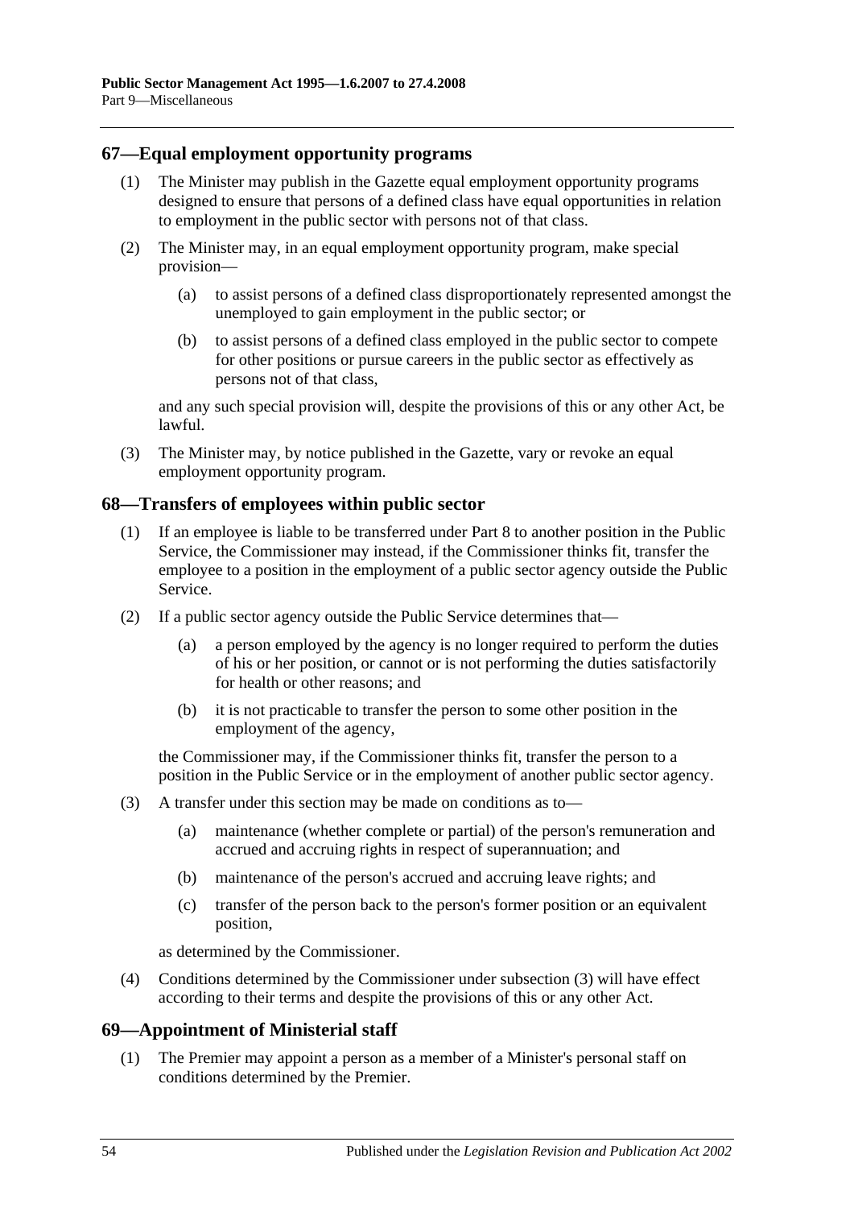## 67—Equal employment opportunity programs

(1) The Minister may publish in the Gazette equal employment opportunity programs designed to ensure that persons of a defined class have equal opportunities in relation to employment in the public sector with persons not of that class.

(2) The Minister may, in an equal employment opportunity program, make special provision—

(a) to assist persons of a defined class disproportionately represented amongst the unemployed to gain employment in the public sector; or

(b) to assist persons of a defined class employed in the public sector to compete for other positions or pursue careers in the public sector as effectively as persons not of that class,

and any such special provision will, despite the provisions of this or any other Act, be lawful.

(3) The Minister may, by notice published in the Gazette, vary or revoke an equal employment opportunity program.

## 68—Transfers of employees within public sector

(1) If an employee is liable to be transferred under Part 8 to another position in the Public Service, the Commissioner may instead, if the Commissioner thinks fit, transfer the employee to a position in the employment of a public sector agency outside the Public Service.

(2) If a public sector agency outside the Public Service determines that—

(a) a person employed by the agency is no longer required to perform the duties of his or her position, or cannot or is not performing the duties satisfactorily for health or other reasons; and

(b) it is not practicable to transfer the person to some other position in the employment of the agency,

the Commissioner may, if the Commissioner thinks fit, transfer the person to a position in the Public Service or in the employment of another public sector agency.

(3) A transfer under this section may be made on conditions as to—

(a) maintenance (whether complete or partial) of the person's remuneration and accrued and accruing rights in respect of superannuation; and

(b) maintenance of the person's accrued and accruing leave rights; and

(c) transfer of the person back to the person's former position or an equivalent position,

as determined by the Commissioner.

(4) Conditions determined by the Commissioner under subsection (3) will have effect according to their terms and despite the provisions of this or any other Act.

## 69—Appointment of Ministerial staff

(1) The Premier may appoint a person as a member of a Minister's personal staff on conditions determined by the Premier.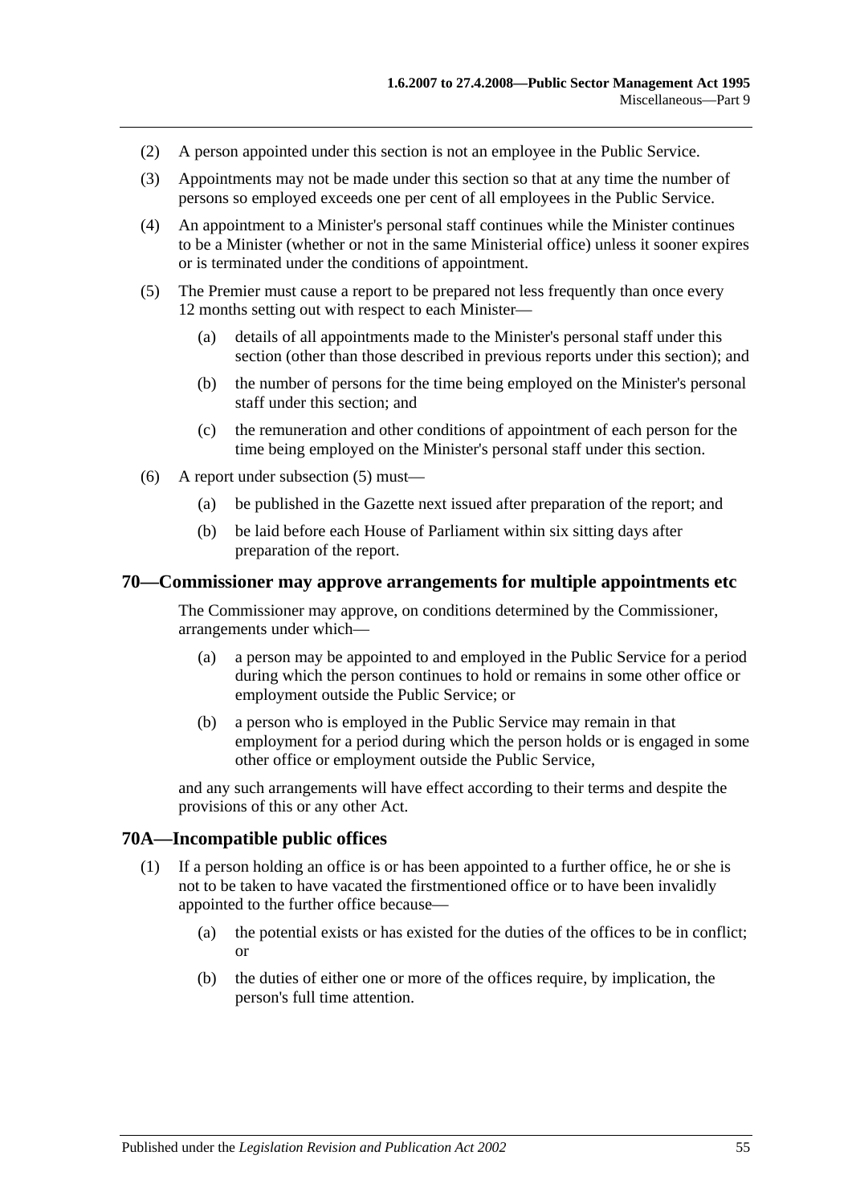(2) A person appointed under this section is not an employee in the Public Service.

(3) Appointments may not be made under this section so that at any time the number of persons so employed exceeds one per cent of all employees in the Public Service.

(4) An appointment to a Minister's personal staff continues while the Minister continues to be a Minister (whether or not in the same Ministerial office) unless it sooner expires or is terminated under the conditions of appointment.

(5) The Premier must cause a report to be prepared not less frequently than once every 12 months setting out with respect to each Minister—

(a) details of all appointments made to the Minister's personal staff under this section (other than those described in previous reports under this section); and

(b) the number of persons for the time being employed on the Minister's personal staff under this section; and

(c) the remuneration and other conditions of appointment of each person for the time being employed on the Minister's personal staff under this section.

(6) A report under subsection (5) must—

(a) be published in the Gazette next issued after preparation of the report; and

(b) be laid before each House of Parliament within six sitting days after preparation of the report.

## 70—Commissioner may approve arrangements for multiple appointments etc

The Commissioner may approve, on conditions determined by the Commissioner, arrangements under which—

(a) a person may be appointed to and employed in the Public Service for a period during which the person continues to hold or remains in some other office or employment outside the Public Service; or

(b) a person who is employed in the Public Service may remain in that employment for a period during which the person holds or is engaged in some other office or employment outside the Public Service,

and any such arrangements will have effect according to their terms and despite the provisions of this or any other Act.

## 70A—Incompatible public offices

(1) If a person holding an office is or has been appointed to a further office, he or she is not to be taken to have vacated the firstmentioned office or to have been invalidly appointed to the further office because—

(a) the potential exists or has existed for the duties of the offices to be in conflict; or

(b) the duties of either one or more of the offices require, by implication, the person's full time attention.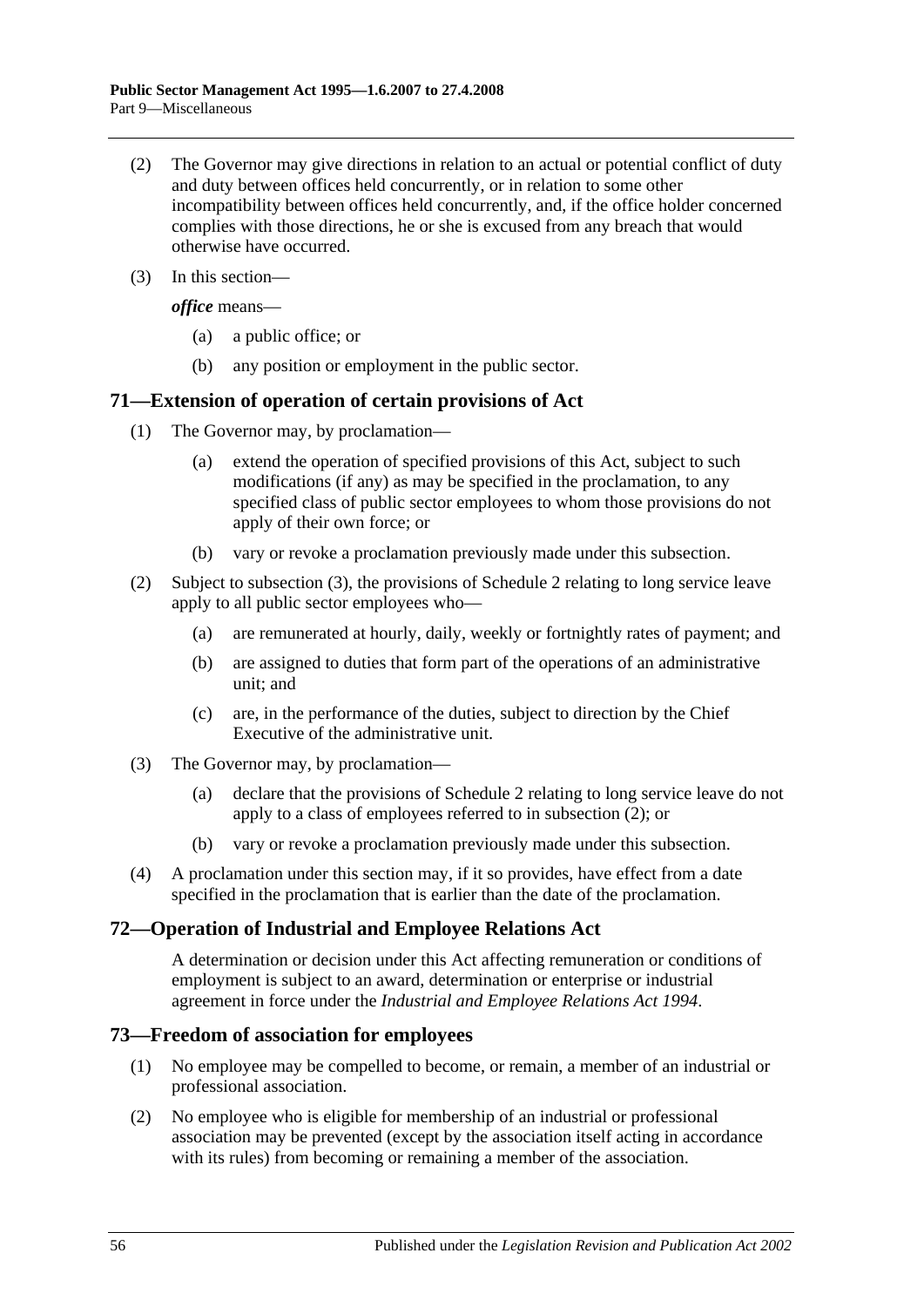(2) The Governor may give directions in relation to an actual or potential conflict of duty and duty between offices held concurrently, or in relation to some other incompatibility between offices held concurrently, and, if the office holder concerned complies with those directions, he or she is excused from any breach that would otherwise have occurred.

(3) In this section—

***office*** means—

(a) a public office; or

(b) any position or employment in the public sector.

## 71—Extension of operation of certain provisions of Act

(1) The Governor may, by proclamation—

(a) extend the operation of specified provisions of this Act, subject to such modifications (if any) as may be specified in the proclamation, to any specified class of public sector employees to whom those provisions do not apply of their own force; or

(b) vary or revoke a proclamation previously made under this subsection.

(2) Subject to subsection (3), the provisions of Schedule 2 relating to long service leave apply to all public sector employees who—

(a) are remunerated at hourly, daily, weekly or fortnightly rates of payment; and

(b) are assigned to duties that form part of the operations of an administrative unit; and

(c) are, in the performance of the duties, subject to direction by the Chief Executive of the administrative unit.

(3) The Governor may, by proclamation—

(a) declare that the provisions of Schedule 2 relating to long service leave do not apply to a class of employees referred to in subsection (2); or

(b) vary or revoke a proclamation previously made under this subsection.

(4) A proclamation under this section may, if it so provides, have effect from a date specified in the proclamation that is earlier than the date of the proclamation.

## 72—Operation of Industrial and Employee Relations Act

A determination or decision under this Act affecting remuneration or conditions of employment is subject to an award, determination or enterprise or industrial agreement in force under the *Industrial and Employee Relations Act 1994*.

## 73—Freedom of association for employees

(1) No employee may be compelled to become, or remain, a member of an industrial or professional association.

(2) No employee who is eligible for membership of an industrial or professional association may be prevented (except by the association itself acting in accordance with its rules) from becoming or remaining a member of the association.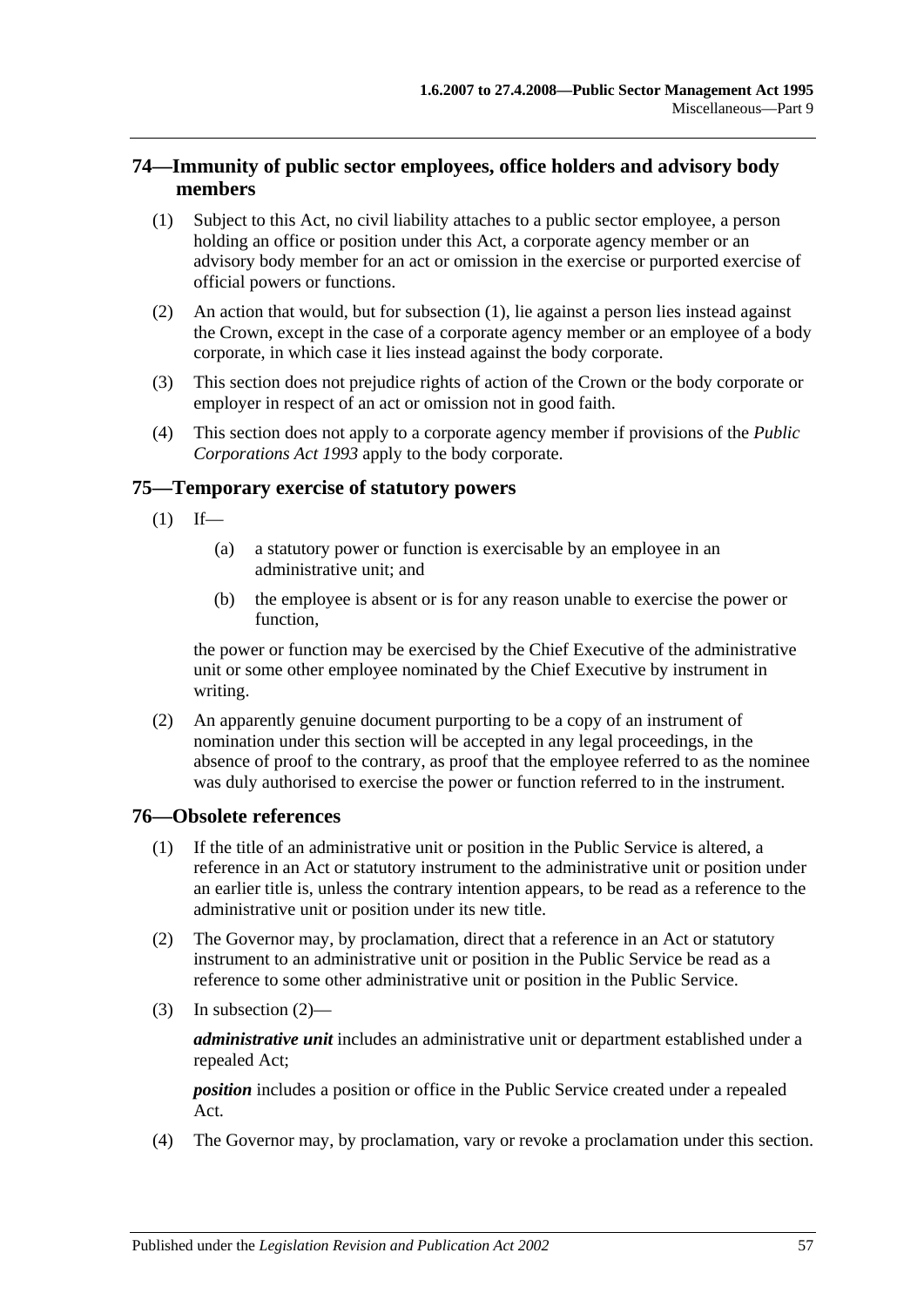## 74—Immunity of public sector employees, office holders and advisory body members

(1) Subject to this Act, no civil liability attaches to a public sector employee, a person holding an office or position under this Act, a corporate agency member or an advisory body member for an act or omission in the exercise or purported exercise of official powers or functions.

(2) An action that would, but for subsection (1), lie against a person lies instead against the Crown, except in the case of a corporate agency member or an employee of a body corporate, in which case it lies instead against the body corporate.

(3) This section does not prejudice rights of action of the Crown or the body corporate or employer in respect of an act or omission not in good faith.

(4) This section does not apply to a corporate agency member if provisions of the *Public Corporations Act 1993* apply to the body corporate.

## 75—Temporary exercise of statutory powers

(1) If—

(a) a statutory power or function is exercisable by an employee in an administrative unit; and

(b) the employee is absent or is for any reason unable to exercise the power or function,

the power or function may be exercised by the Chief Executive of the administrative unit or some other employee nominated by the Chief Executive by instrument in writing.

(2) An apparently genuine document purporting to be a copy of an instrument of nomination under this section will be accepted in any legal proceedings, in the absence of proof to the contrary, as proof that the employee referred to as the nominee was duly authorised to exercise the power or function referred to in the instrument.

## 76—Obsolete references

(1) If the title of an administrative unit or position in the Public Service is altered, a reference in an Act or statutory instrument to the administrative unit or position under an earlier title is, unless the contrary intention appears, to be read as a reference to the administrative unit or position under its new title.

(2) The Governor may, by proclamation, direct that a reference in an Act or statutory instrument to an administrative unit or position in the Public Service be read as a reference to some other administrative unit or position in the Public Service.

(3) In subsection (2)—

***administrative unit*** includes an administrative unit or department established under a repealed Act;

***position*** includes a position or office in the Public Service created under a repealed Act.

(4) The Governor may, by proclamation, vary or revoke a proclamation under this section.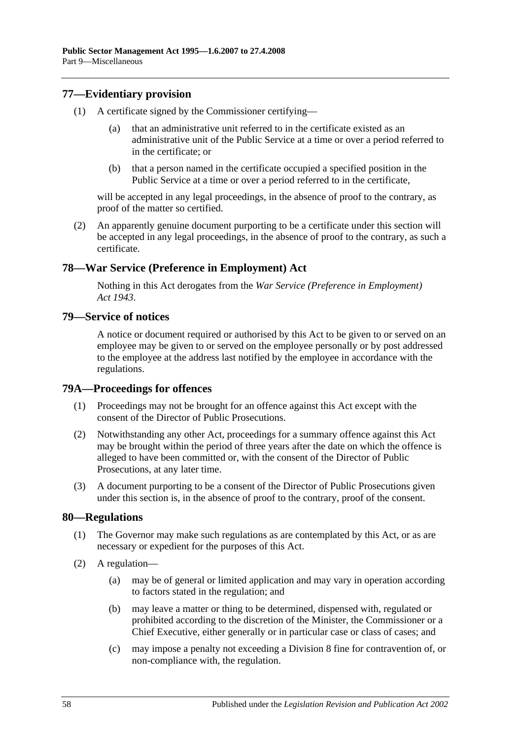## 77—Evidentiary provision

(1) A certificate signed by the Commissioner certifying—

(a) that an administrative unit referred to in the certificate existed as an administrative unit of the Public Service at a time or over a period referred to in the certificate; or

(b) that a person named in the certificate occupied a specified position in the Public Service at a time or over a period referred to in the certificate,

will be accepted in any legal proceedings, in the absence of proof to the contrary, as proof of the matter so certified.

(2) An apparently genuine document purporting to be a certificate under this section will be accepted in any legal proceedings, in the absence of proof to the contrary, as such a certificate.

## 78—War Service (Preference in Employment) Act

Nothing in this Act derogates from the *War Service (Preference in Employment) Act 1943*.

## 79—Service of notices

A notice or document required or authorised by this Act to be given to or served on an employee may be given to or served on the employee personally or by post addressed to the employee at the address last notified by the employee in accordance with the regulations.

## 79A—Proceedings for offences

(1) Proceedings may not be brought for an offence against this Act except with the consent of the Director of Public Prosecutions.

(2) Notwithstanding any other Act, proceedings for a summary offence against this Act may be brought within the period of three years after the date on which the offence is alleged to have been committed or, with the consent of the Director of Public Prosecutions, at any later time.

(3) A document purporting to be a consent of the Director of Public Prosecutions given under this section is, in the absence of proof to the contrary, proof of the consent.

## 80—Regulations

(1) The Governor may make such regulations as are contemplated by this Act, or as are necessary or expedient for the purposes of this Act.

(2) A regulation—

(a) may be of general or limited application and may vary in operation according to factors stated in the regulation; and

(b) may leave a matter or thing to be determined, dispensed with, regulated or prohibited according to the discretion of the Minister, the Commissioner or a Chief Executive, either generally or in particular case or class of cases; and

(c) may impose a penalty not exceeding a Division 8 fine for contravention of, or non-compliance with, the regulation.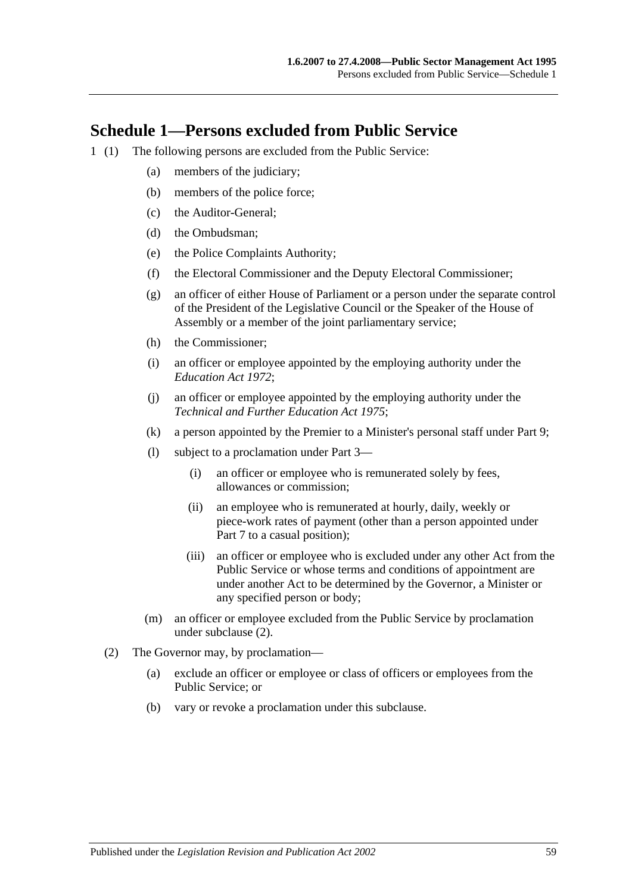## Schedule 1—Persons excluded from Public Service

1 (1) The following persons are excluded from the Public Service:

- (a) members of the judiciary;
- (b) members of the police force;
- (c) the Auditor-General;
- (d) the Ombudsman;
- (e) the Police Complaints Authority;
- (f) the Electoral Commissioner and the Deputy Electoral Commissioner;
- (g) an officer of either House of Parliament or a person under the separate control of the President of the Legislative Council or the Speaker of the House of Assembly or a member of the joint parliamentary service;
- (h) the Commissioner;
- (i) an officer or employee appointed by the employing authority under the *Education Act 1972*;
- (j) an officer or employee appointed by the employing authority under the *Technical and Further Education Act 1975*;
- (k) a person appointed by the Premier to a Minister's personal staff under Part 9;
- (l) subject to a proclamation under Part 3—
    - (i) an officer or employee who is remunerated solely by fees, allowances or commission;
    - (ii) an employee who is remunerated at hourly, daily, weekly or piece-work rates of payment (other than a person appointed under Part 7 to a casual position);
    - (iii) an officer or employee who is excluded under any other Act from the Public Service or whose terms and conditions of appointment are under another Act to be determined by the Governor, a Minister or any specified person or body;
- (m) an officer or employee excluded from the Public Service by proclamation under subclause (2).

(2) The Governor may, by proclamation—

- (a) exclude an officer or employee or class of officers or employees from the Public Service; or
- (b) vary or revoke a proclamation under this subclause.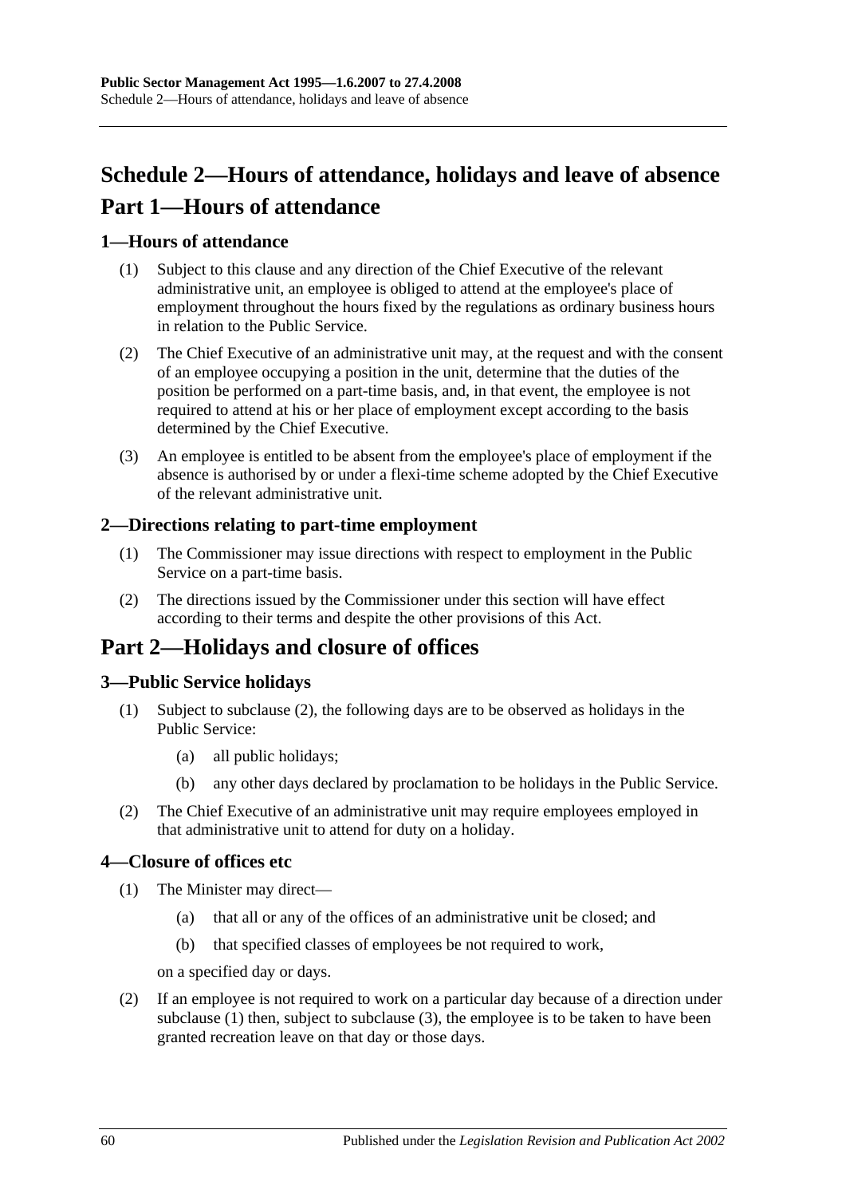# Schedule 2—Hours of attendance, holidays and leave of absence

# Part 1—Hours of attendance

## 1—Hours of attendance

(1) Subject to this clause and any direction of the Chief Executive of the relevant administrative unit, an employee is obliged to attend at the employee's place of employment throughout the hours fixed by the regulations as ordinary business hours in relation to the Public Service.

(2) The Chief Executive of an administrative unit may, at the request and with the consent of an employee occupying a position in the unit, determine that the duties of the position be performed on a part-time basis, and, in that event, the employee is not required to attend at his or her place of employment except according to the basis determined by the Chief Executive.

(3) An employee is entitled to be absent from the employee's place of employment if the absence is authorised by or under a flexi-time scheme adopted by the Chief Executive of the relevant administrative unit.

## 2—Directions relating to part-time employment

(1) The Commissioner may issue directions with respect to employment in the Public Service on a part-time basis.

(2) The directions issued by the Commissioner under this section will have effect according to their terms and despite the other provisions of this Act.

# Part 2—Holidays and closure of offices

## 3—Public Service holidays

(1) Subject to subclause (2), the following days are to be observed as holidays in the Public Service:

(a) all public holidays;

(b) any other days declared by proclamation to be holidays in the Public Service.

(2) The Chief Executive of an administrative unit may require employees employed in that administrative unit to attend for duty on a holiday.

## 4—Closure of offices etc

(1) The Minister may direct—

(a) that all or any of the offices of an administrative unit be closed; and

(b) that specified classes of employees be not required to work,

on a specified day or days.

(2) If an employee is not required to work on a particular day because of a direction under subclause (1) then, subject to subclause (3), the employee is to be taken to have been granted recreation leave on that day or those days.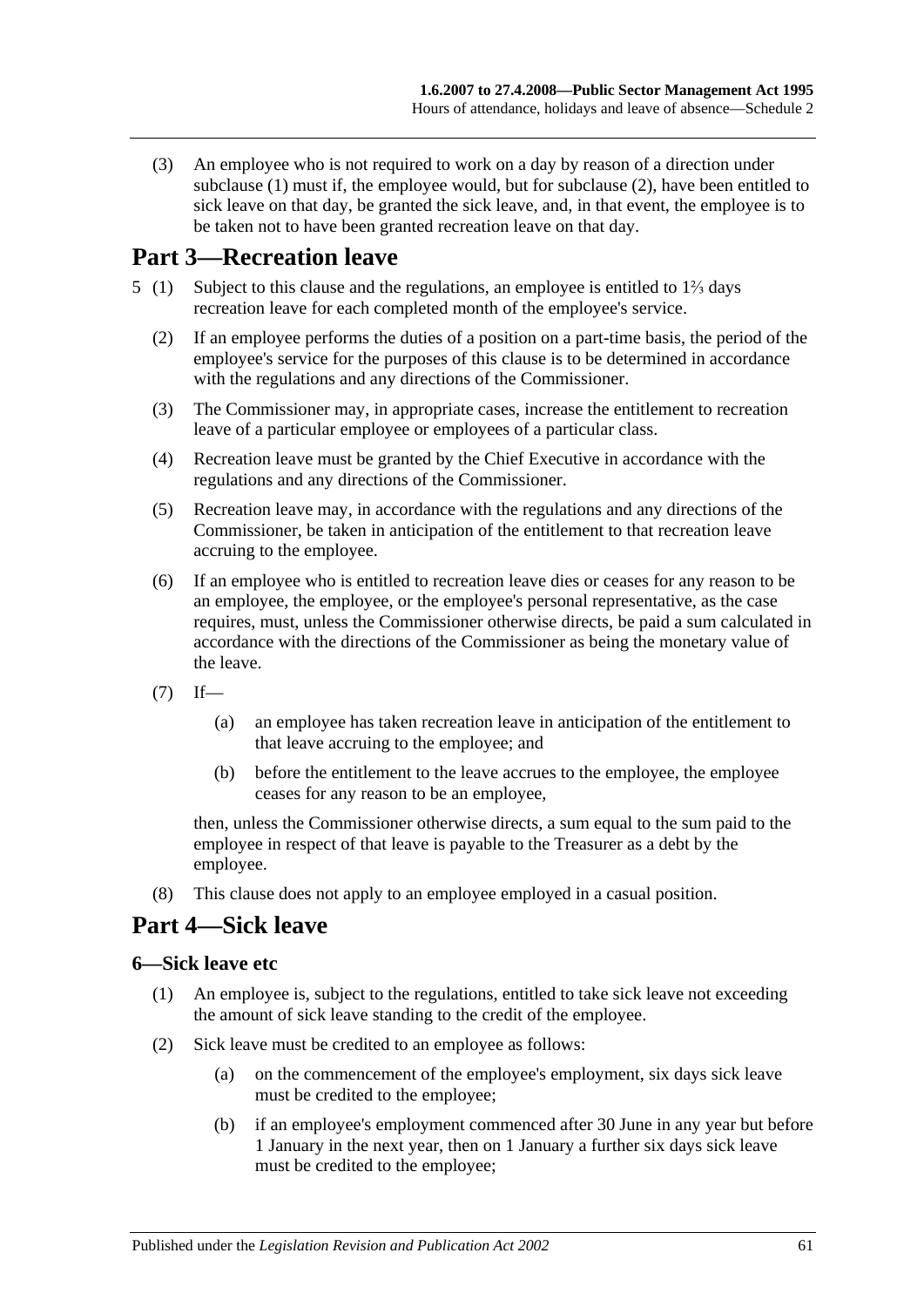(3) An employee who is not required to work on a day by reason of a direction under subclause (1) must if, the employee would, but for subclause (2), have been entitled to sick leave on that day, be granted the sick leave, and, in that event, the employee is to be taken not to have been granted recreation leave on that day.

## Part 3—Recreation leave

5 (1) Subject to this clause and the regulations, an employee is entitled to 1⅔ days recreation leave for each completed month of the employee's service.

(2) If an employee performs the duties of a position on a part-time basis, the period of the employee's service for the purposes of this clause is to be determined in accordance with the regulations and any directions of the Commissioner.

(3) The Commissioner may, in appropriate cases, increase the entitlement to recreation leave of a particular employee or employees of a particular class.

(4) Recreation leave must be granted by the Chief Executive in accordance with the regulations and any directions of the Commissioner.

(5) Recreation leave may, in accordance with the regulations and any directions of the Commissioner, be taken in anticipation of the entitlement to that recreation leave accruing to the employee.

(6) If an employee who is entitled to recreation leave dies or ceases for any reason to be an employee, the employee, or the employee's personal representative, as the case requires, must, unless the Commissioner otherwise directs, be paid a sum calculated in accordance with the directions of the Commissioner as being the monetary value of the leave.

(7) If—

(a) an employee has taken recreation leave in anticipation of the entitlement to that leave accruing to the employee; and

(b) before the entitlement to the leave accrues to the employee, the employee ceases for any reason to be an employee,

then, unless the Commissioner otherwise directs, a sum equal to the sum paid to the employee in respect of that leave is payable to the Treasurer as a debt by the employee.

(8) This clause does not apply to an employee employed in a casual position.

## Part 4—Sick leave

### 6—Sick leave etc

(1) An employee is, subject to the regulations, entitled to take sick leave not exceeding the amount of sick leave standing to the credit of the employee.

(2) Sick leave must be credited to an employee as follows:

(a) on the commencement of the employee's employment, six days sick leave must be credited to the employee;

(b) if an employee's employment commenced after 30 June in any year but before 1 January in the next year, then on 1 January a further six days sick leave must be credited to the employee;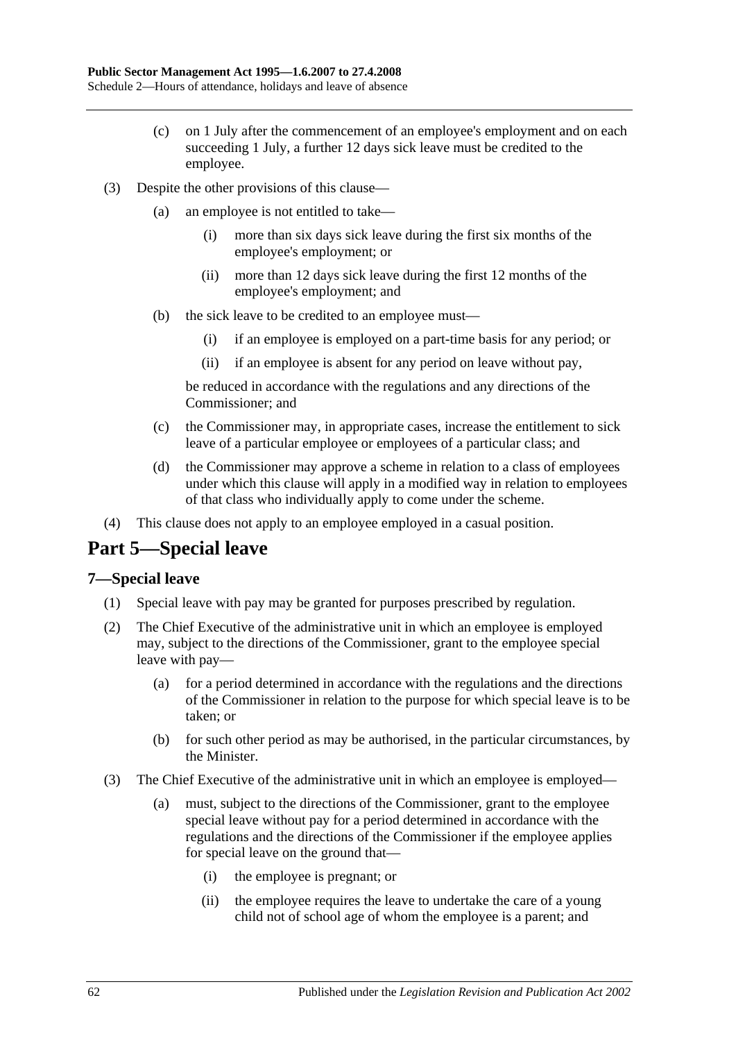(c) on 1 July after the commencement of an employee's employment and on each succeeding 1 July, a further 12 days sick leave must be credited to the employee.

(3) Despite the other provisions of this clause—

(a) an employee is not entitled to take—

(i) more than six days sick leave during the first six months of the employee's employment; or

(ii) more than 12 days sick leave during the first 12 months of the employee's employment; and

(b) the sick leave to be credited to an employee must—

(i) if an employee is employed on a part-time basis for any period; or

(ii) if an employee is absent for any period on leave without pay,

be reduced in accordance with the regulations and any directions of the Commissioner; and

(c) the Commissioner may, in appropriate cases, increase the entitlement to sick leave of a particular employee or employees of a particular class; and

(d) the Commissioner may approve a scheme in relation to a class of employees under which this clause will apply in a modified way in relation to employees of that class who individually apply to come under the scheme.

(4) This clause does not apply to an employee employed in a casual position.

# Part 5—Special leave

## 7—Special leave

(1) Special leave with pay may be granted for purposes prescribed by regulation.

(2) The Chief Executive of the administrative unit in which an employee is employed may, subject to the directions of the Commissioner, grant to the employee special leave with pay—

(a) for a period determined in accordance with the regulations and the directions of the Commissioner in relation to the purpose for which special leave is to be taken; or

(b) for such other period as may be authorised, in the particular circumstances, by the Minister.

(3) The Chief Executive of the administrative unit in which an employee is employed—

(a) must, subject to the directions of the Commissioner, grant to the employee special leave without pay for a period determined in accordance with the regulations and the directions of the Commissioner if the employee applies for special leave on the ground that—

(i) the employee is pregnant; or

(ii) the employee requires the leave to undertake the care of a young child not of school age of whom the employee is a parent; and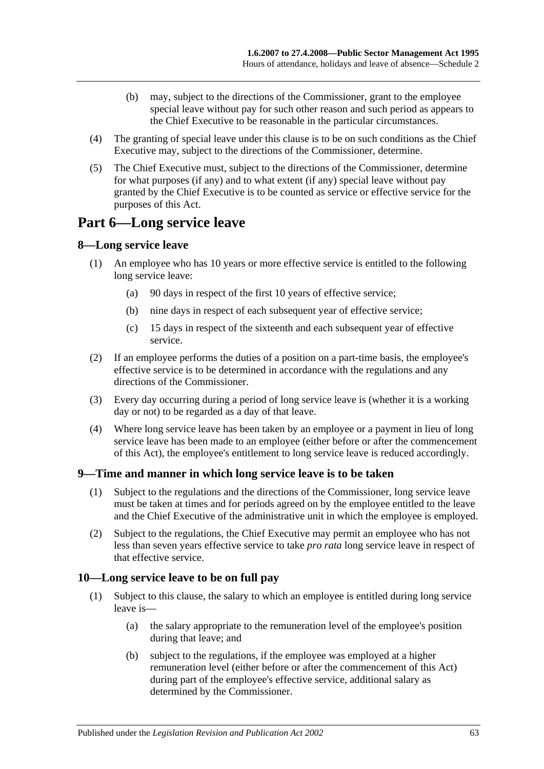(b) may, subject to the directions of the Commissioner, grant to the employee special leave without pay for such other reason and such period as appears to the Chief Executive to be reasonable in the particular circumstances.

(4) The granting of special leave under this clause is to be on such conditions as the Chief Executive may, subject to the directions of the Commissioner, determine.

(5) The Chief Executive must, subject to the directions of the Commissioner, determine for what purposes (if any) and to what extent (if any) special leave without pay granted by the Chief Executive is to be counted as service or effective service for the purposes of this Act.

# Part 6—Long service leave

## 8—Long service leave

(1) An employee who has 10 years or more effective service is entitled to the following long service leave:

(a) 90 days in respect of the first 10 years of effective service;

(b) nine days in respect of each subsequent year of effective service;

(c) 15 days in respect of the sixteenth and each subsequent year of effective service.

(2) If an employee performs the duties of a position on a part-time basis, the employee's effective service is to be determined in accordance with the regulations and any directions of the Commissioner.

(3) Every day occurring during a period of long service leave is (whether it is a working day or not) to be regarded as a day of that leave.

(4) Where long service leave has been taken by an employee or a payment in lieu of long service leave has been made to an employee (either before or after the commencement of this Act), the employee's entitlement to long service leave is reduced accordingly.

## 9—Time and manner in which long service leave is to be taken

(1) Subject to the regulations and the directions of the Commissioner, long service leave must be taken at times and for periods agreed on by the employee entitled to the leave and the Chief Executive of the administrative unit in which the employee is employed.

(2) Subject to the regulations, the Chief Executive may permit an employee who has not less than seven years effective service to take *pro rata* long service leave in respect of that effective service.

## 10—Long service leave to be on full pay

(1) Subject to this clause, the salary to which an employee is entitled during long service leave is—

(a) the salary appropriate to the remuneration level of the employee's position during that leave; and

(b) subject to the regulations, if the employee was employed at a higher remuneration level (either before or after the commencement of this Act) during part of the employee's effective service, additional salary as determined by the Commissioner.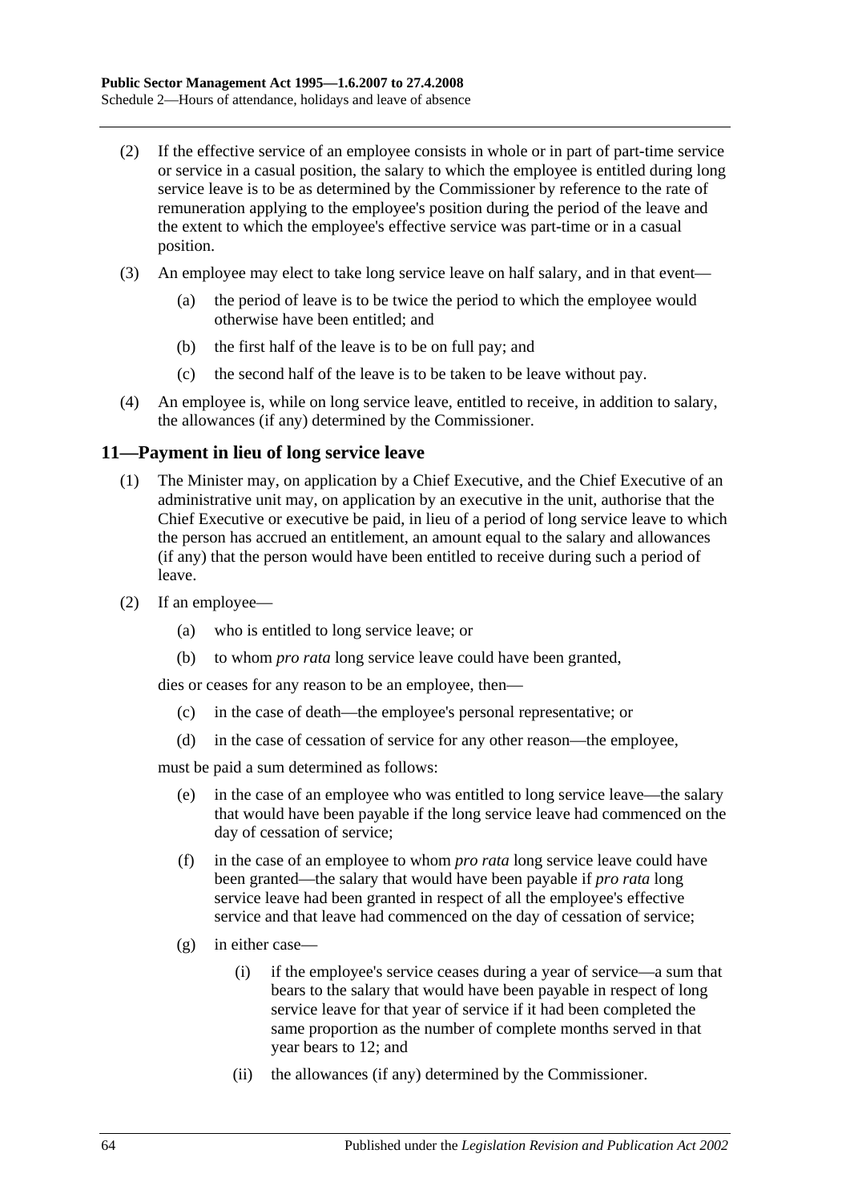(2) If the effective service of an employee consists in whole or in part of part-time service or service in a casual position, the salary to which the employee is entitled during long service leave is to be as determined by the Commissioner by reference to the rate of remuneration applying to the employee's position during the period of the leave and the extent to which the employee's effective service was part-time or in a casual position.

(3) An employee may elect to take long service leave on half salary, and in that event—

- (a) the period of leave is to be twice the period to which the employee would otherwise have been entitled; and
- (b) the first half of the leave is to be on full pay; and
- (c) the second half of the leave is to be taken to be leave without pay.

(4) An employee is, while on long service leave, entitled to receive, in addition to salary, the allowances (if any) determined by the Commissioner.

## 11—Payment in lieu of long service leave

(1) The Minister may, on application by a Chief Executive, and the Chief Executive of an administrative unit may, on application by an executive in the unit, authorise that the Chief Executive or executive be paid, in lieu of a period of long service leave to which the person has accrued an entitlement, an amount equal to the salary and allowances (if any) that the person would have been entitled to receive during such a period of leave.

(2) If an employee—

- (a) who is entitled to long service leave; or
- (b) to whom *pro rata* long service leave could have been granted,

dies or ceases for any reason to be an employee, then—

- (c) in the case of death—the employee's personal representative; or
- (d) in the case of cessation of service for any other reason—the employee,

must be paid a sum determined as follows:

- (e) in the case of an employee who was entitled to long service leave—the salary that would have been payable if the long service leave had commenced on the day of cessation of service;
- (f) in the case of an employee to whom *pro rata* long service leave could have been granted—the salary that would have been payable if *pro rata* long service leave had been granted in respect of all the employee's effective service and that leave had commenced on the day of cessation of service;
- (g) in either case—
  - (i) if the employee's service ceases during a year of service—a sum that bears to the salary that would have been payable in respect of long service leave for that year of service if it had been completed the same proportion as the number of complete months served in that year bears to 12; and
  - (ii) the allowances (if any) determined by the Commissioner.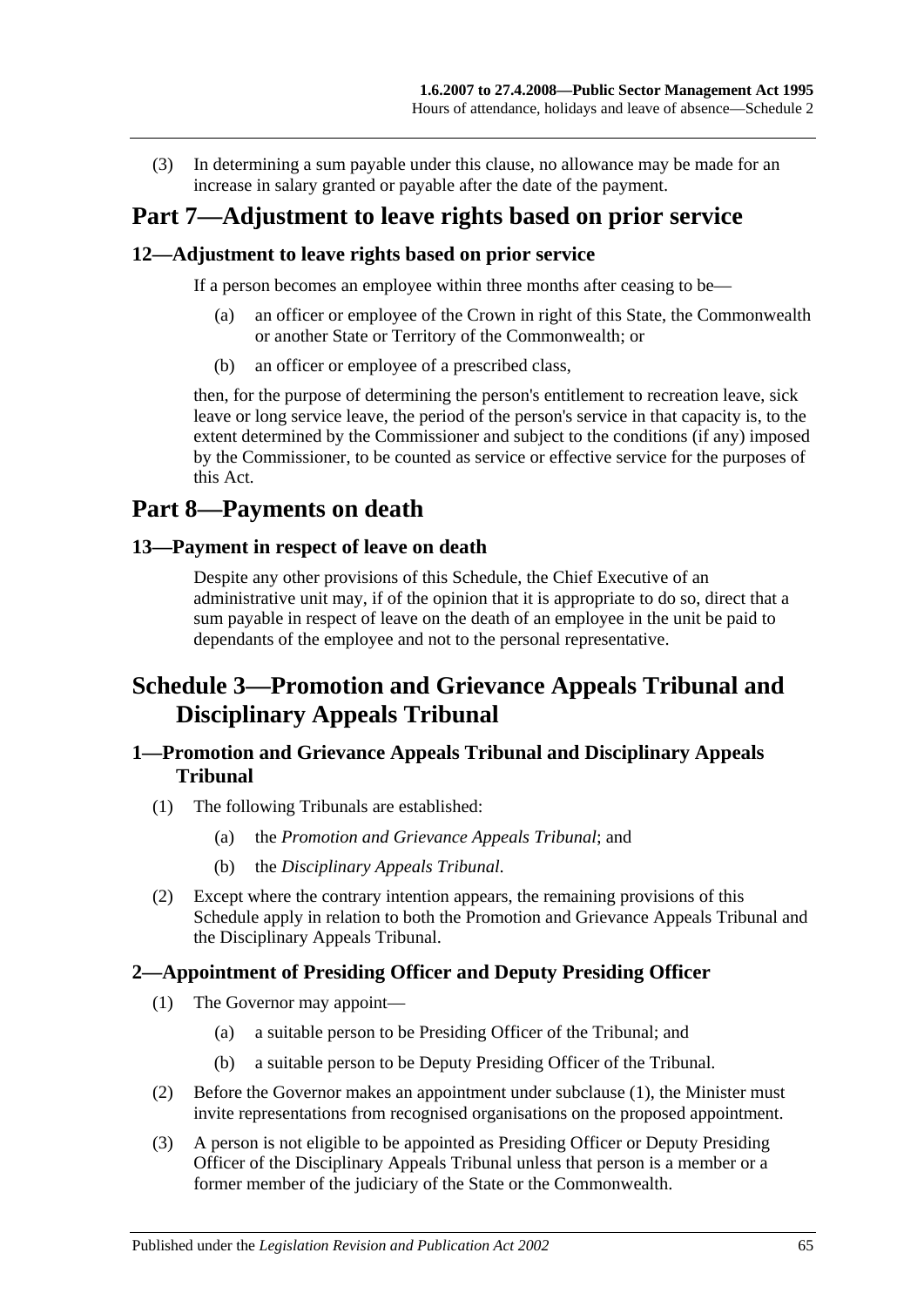(3) In determining a sum payable under this clause, no allowance may be made for an increase in salary granted or payable after the date of the payment.

# Part 7—Adjustment to leave rights based on prior service

## 12—Adjustment to leave rights based on prior service

If a person becomes an employee within three months after ceasing to be—

(a) an officer or employee of the Crown in right of this State, the Commonwealth or another State or Territory of the Commonwealth; or

(b) an officer or employee of a prescribed class,

then, for the purpose of determining the person's entitlement to recreation leave, sick leave or long service leave, the period of the person's service in that capacity is, to the extent determined by the Commissioner and subject to the conditions (if any) imposed by the Commissioner, to be counted as service or effective service for the purposes of this Act.

# Part 8—Payments on death

## 13—Payment in respect of leave on death

Despite any other provisions of this Schedule, the Chief Executive of an administrative unit may, if of the opinion that it is appropriate to do so, direct that a sum payable in respect of leave on the death of an employee in the unit be paid to dependants of the employee and not to the personal representative.

# Schedule 3—Promotion and Grievance Appeals Tribunal and Disciplinary Appeals Tribunal

## 1—Promotion and Grievance Appeals Tribunal and Disciplinary Appeals Tribunal

(1) The following Tribunals are established:

(a) the *Promotion and Grievance Appeals Tribunal*; and

(b) the *Disciplinary Appeals Tribunal*.

(2) Except where the contrary intention appears, the remaining provisions of this Schedule apply in relation to both the Promotion and Grievance Appeals Tribunal and the Disciplinary Appeals Tribunal.

## 2—Appointment of Presiding Officer and Deputy Presiding Officer

(1) The Governor may appoint—

(a) a suitable person to be Presiding Officer of the Tribunal; and

(b) a suitable person to be Deputy Presiding Officer of the Tribunal.

(2) Before the Governor makes an appointment under subclause (1), the Minister must invite representations from recognised organisations on the proposed appointment.

(3) A person is not eligible to be appointed as Presiding Officer or Deputy Presiding Officer of the Disciplinary Appeals Tribunal unless that person is a member or a former member of the judiciary of the State or the Commonwealth.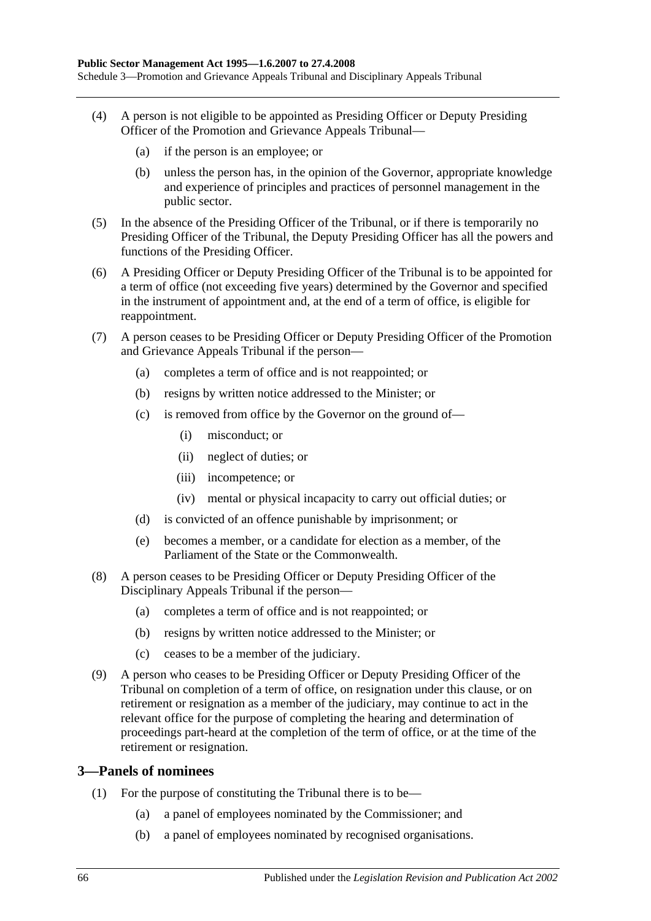(4) A person is not eligible to be appointed as Presiding Officer or Deputy Presiding Officer of the Promotion and Grievance Appeals Tribunal—

(a) if the person is an employee; or

(b) unless the person has, in the opinion of the Governor, appropriate knowledge and experience of principles and practices of personnel management in the public sector.

(5) In the absence of the Presiding Officer of the Tribunal, or if there is temporarily no Presiding Officer of the Tribunal, the Deputy Presiding Officer has all the powers and functions of the Presiding Officer.

(6) A Presiding Officer or Deputy Presiding Officer of the Tribunal is to be appointed for a term of office (not exceeding five years) determined by the Governor and specified in the instrument of appointment and, at the end of a term of office, is eligible for reappointment.

(7) A person ceases to be Presiding Officer or Deputy Presiding Officer of the Promotion and Grievance Appeals Tribunal if the person—

(a) completes a term of office and is not reappointed; or

(b) resigns by written notice addressed to the Minister; or

(c) is removed from office by the Governor on the ground of—

(i) misconduct; or

(ii) neglect of duties; or

(iii) incompetence; or

(iv) mental or physical incapacity to carry out official duties; or

(d) is convicted of an offence punishable by imprisonment; or

(e) becomes a member, or a candidate for election as a member, of the Parliament of the State or the Commonwealth.

(8) A person ceases to be Presiding Officer or Deputy Presiding Officer of the Disciplinary Appeals Tribunal if the person—

(a) completes a term of office and is not reappointed; or

(b) resigns by written notice addressed to the Minister; or

(c) ceases to be a member of the judiciary.

(9) A person who ceases to be Presiding Officer or Deputy Presiding Officer of the Tribunal on completion of a term of office, on resignation under this clause, or on retirement or resignation as a member of the judiciary, may continue to act in the relevant office for the purpose of completing the hearing and determination of proceedings part-heard at the completion of the term of office, or at the time of the retirement or resignation.

## 3—Panels of nominees

(1) For the purpose of constituting the Tribunal there is to be—

(a) a panel of employees nominated by the Commissioner; and

(b) a panel of employees nominated by recognised organisations.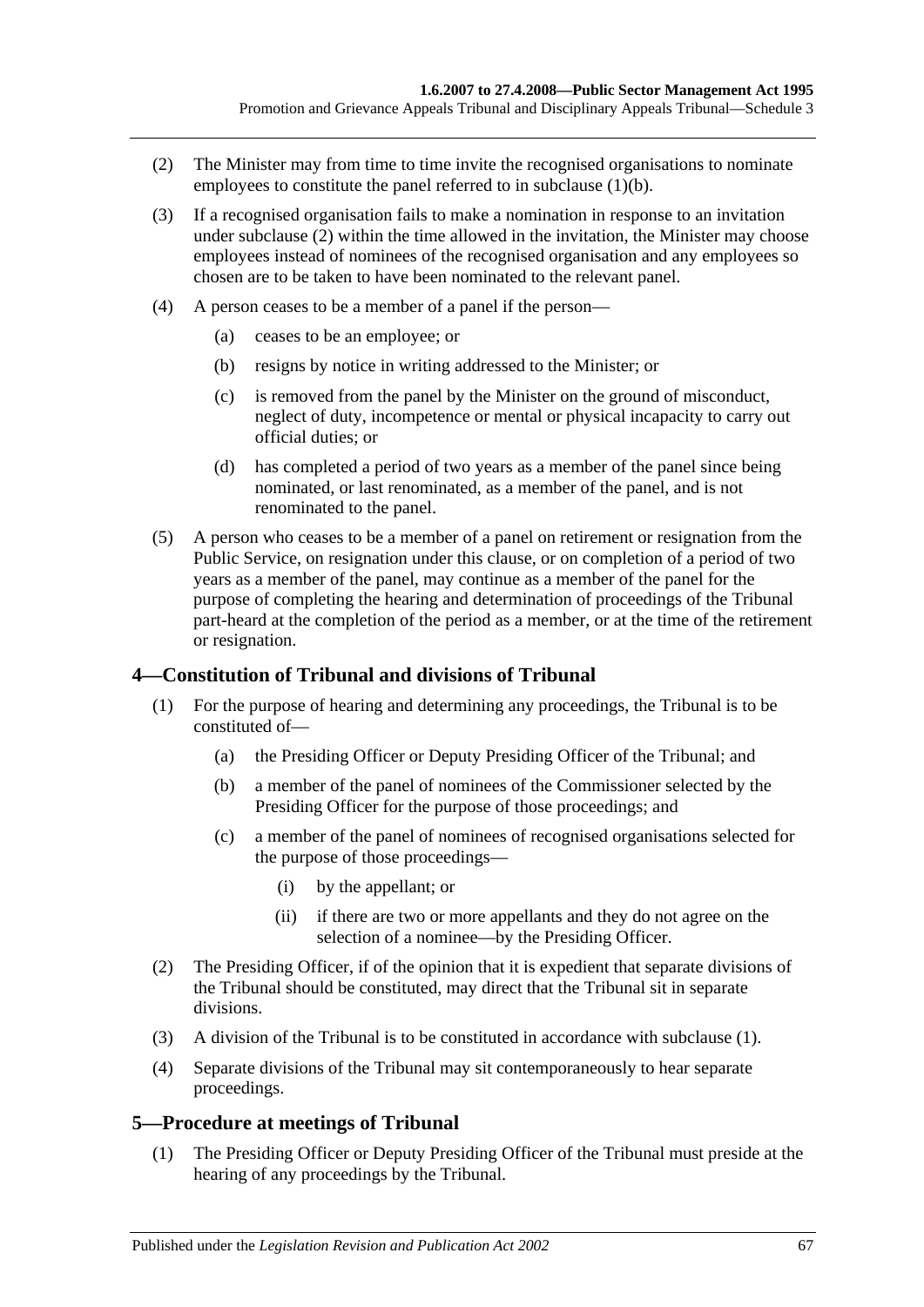(2) The Minister may from time to time invite the recognised organisations to nominate employees to constitute the panel referred to in subclause (1)(b).

(3) If a recognised organisation fails to make a nomination in response to an invitation under subclause (2) within the time allowed in the invitation, the Minister may choose employees instead of nominees of the recognised organisation and any employees so chosen are to be taken to have been nominated to the relevant panel.

(4) A person ceases to be a member of a panel if the person—

(a) ceases to be an employee; or

(b) resigns by notice in writing addressed to the Minister; or

(c) is removed from the panel by the Minister on the ground of misconduct, neglect of duty, incompetence or mental or physical incapacity to carry out official duties; or

(d) has completed a period of two years as a member of the panel since being nominated, or last renominated, as a member of the panel, and is not renominated to the panel.

(5) A person who ceases to be a member of a panel on retirement or resignation from the Public Service, on resignation under this clause, or on completion of a period of two years as a member of the panel, may continue as a member of the panel for the purpose of completing the hearing and determination of proceedings of the Tribunal part-heard at the completion of the period as a member, or at the time of the retirement or resignation.

## 4—Constitution of Tribunal and divisions of Tribunal

(1) For the purpose of hearing and determining any proceedings, the Tribunal is to be constituted of—

(a) the Presiding Officer or Deputy Presiding Officer of the Tribunal; and

(b) a member of the panel of nominees of the Commissioner selected by the Presiding Officer for the purpose of those proceedings; and

(c) a member of the panel of nominees of recognised organisations selected for the purpose of those proceedings—

(i) by the appellant; or

(ii) if there are two or more appellants and they do not agree on the selection of a nominee—by the Presiding Officer.

(2) The Presiding Officer, if of the opinion that it is expedient that separate divisions of the Tribunal should be constituted, may direct that the Tribunal sit in separate divisions.

(3) A division of the Tribunal is to be constituted in accordance with subclause (1).

(4) Separate divisions of the Tribunal may sit contemporaneously to hear separate proceedings.

## 5—Procedure at meetings of Tribunal

(1) The Presiding Officer or Deputy Presiding Officer of the Tribunal must preside at the hearing of any proceedings by the Tribunal.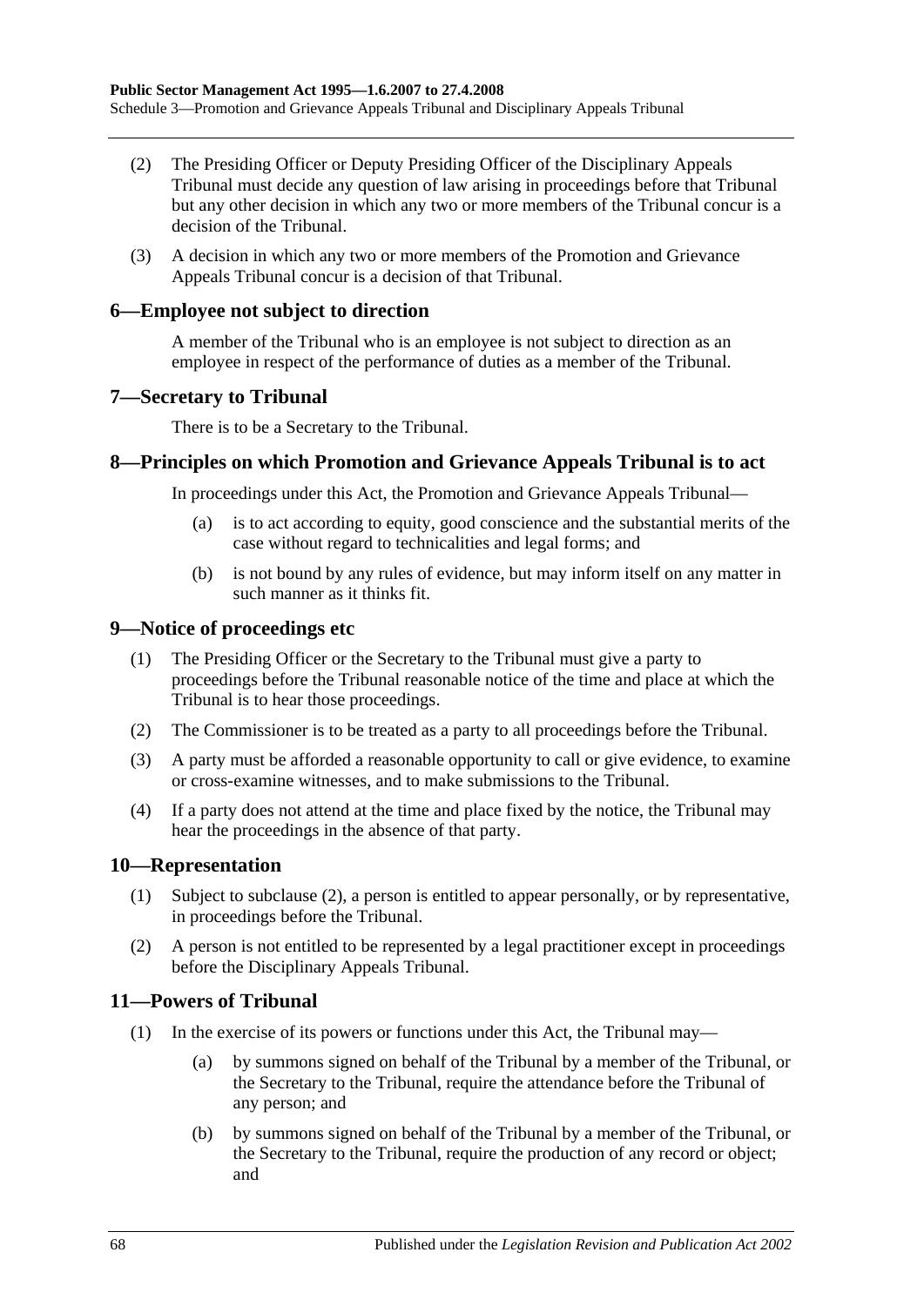(2) The Presiding Officer or Deputy Presiding Officer of the Disciplinary Appeals Tribunal must decide any question of law arising in proceedings before that Tribunal but any other decision in which any two or more members of the Tribunal concur is a decision of the Tribunal.

(3) A decision in which any two or more members of the Promotion and Grievance Appeals Tribunal concur is a decision of that Tribunal.

## 6—Employee not subject to direction

A member of the Tribunal who is an employee is not subject to direction as an employee in respect of the performance of duties as a member of the Tribunal.

## 7—Secretary to Tribunal

There is to be a Secretary to the Tribunal.

## 8—Principles on which Promotion and Grievance Appeals Tribunal is to act

In proceedings under this Act, the Promotion and Grievance Appeals Tribunal—

(a) is to act according to equity, good conscience and the substantial merits of the case without regard to technicalities and legal forms; and

(b) is not bound by any rules of evidence, but may inform itself on any matter in such manner as it thinks fit.

## 9—Notice of proceedings etc

(1) The Presiding Officer or the Secretary to the Tribunal must give a party to proceedings before the Tribunal reasonable notice of the time and place at which the Tribunal is to hear those proceedings.

(2) The Commissioner is to be treated as a party to all proceedings before the Tribunal.

(3) A party must be afforded a reasonable opportunity to call or give evidence, to examine or cross-examine witnesses, and to make submissions to the Tribunal.

(4) If a party does not attend at the time and place fixed by the notice, the Tribunal may hear the proceedings in the absence of that party.

## 10—Representation

(1) Subject to subclause (2), a person is entitled to appear personally, or by representative, in proceedings before the Tribunal.

(2) A person is not entitled to be represented by a legal practitioner except in proceedings before the Disciplinary Appeals Tribunal.

## 11—Powers of Tribunal

(1) In the exercise of its powers or functions under this Act, the Tribunal may—

(a) by summons signed on behalf of the Tribunal by a member of the Tribunal, or the Secretary to the Tribunal, require the attendance before the Tribunal of any person; and

(b) by summons signed on behalf of the Tribunal by a member of the Tribunal, or the Secretary to the Tribunal, require the production of any record or object; and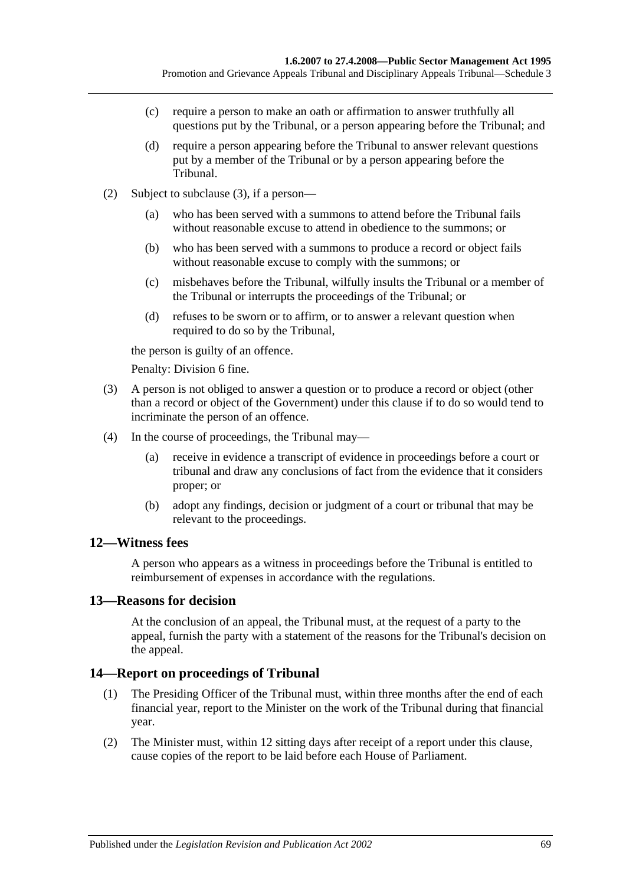(c) require a person to make an oath or affirmation to answer truthfully all questions put by the Tribunal, or a person appearing before the Tribunal; and

(d) require a person appearing before the Tribunal to answer relevant questions put by a member of the Tribunal or by a person appearing before the Tribunal.

(2) Subject to subclause (3), if a person—

(a) who has been served with a summons to attend before the Tribunal fails without reasonable excuse to attend in obedience to the summons; or

(b) who has been served with a summons to produce a record or object fails without reasonable excuse to comply with the summons; or

(c) misbehaves before the Tribunal, wilfully insults the Tribunal or a member of the Tribunal or interrupts the proceedings of the Tribunal; or

(d) refuses to be sworn or to affirm, or to answer a relevant question when required to do so by the Tribunal,

the person is guilty of an offence.

Penalty: Division 6 fine.

(3) A person is not obliged to answer a question or to produce a record or object (other than a record or object of the Government) under this clause if to do so would tend to incriminate the person of an offence.

(4) In the course of proceedings, the Tribunal may—

(a) receive in evidence a transcript of evidence in proceedings before a court or tribunal and draw any conclusions of fact from the evidence that it considers proper; or

(b) adopt any findings, decision or judgment of a court or tribunal that may be relevant to the proceedings.

## 12—Witness fees

A person who appears as a witness in proceedings before the Tribunal is entitled to reimbursement of expenses in accordance with the regulations.

## 13—Reasons for decision

At the conclusion of an appeal, the Tribunal must, at the request of a party to the appeal, furnish the party with a statement of the reasons for the Tribunal's decision on the appeal.

## 14—Report on proceedings of Tribunal

(1) The Presiding Officer of the Tribunal must, within three months after the end of each financial year, report to the Minister on the work of the Tribunal during that financial year.

(2) The Minister must, within 12 sitting days after receipt of a report under this clause, cause copies of the report to be laid before each House of Parliament.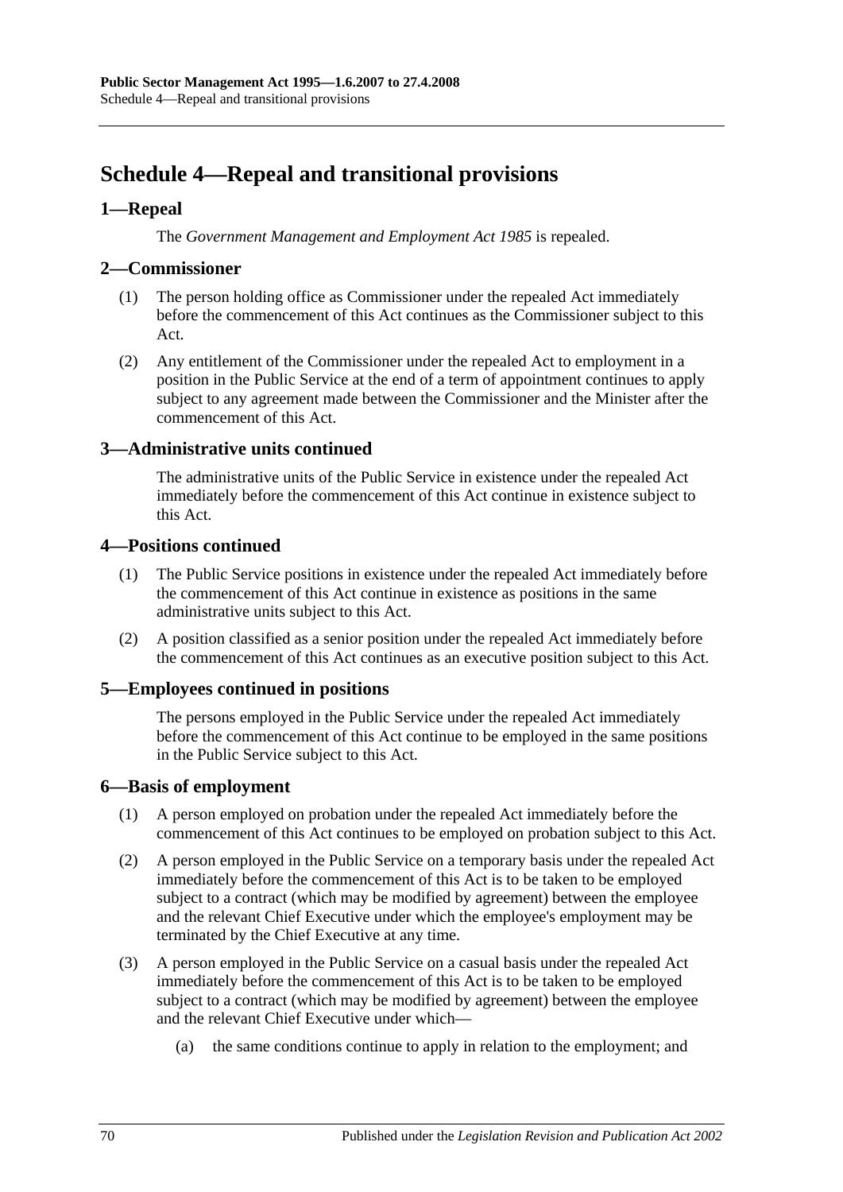# Schedule 4—Repeal and transitional provisions

## 1—Repeal

The *Government Management and Employment Act 1985* is repealed.

## 2—Commissioner

(1) The person holding office as Commissioner under the repealed Act immediately before the commencement of this Act continues as the Commissioner subject to this Act.

(2) Any entitlement of the Commissioner under the repealed Act to employment in a position in the Public Service at the end of a term of appointment continues to apply subject to any agreement made between the Commissioner and the Minister after the commencement of this Act.

## 3—Administrative units continued

The administrative units of the Public Service in existence under the repealed Act immediately before the commencement of this Act continue in existence subject to this Act.

## 4—Positions continued

(1) The Public Service positions in existence under the repealed Act immediately before the commencement of this Act continue in existence as positions in the same administrative units subject to this Act.

(2) A position classified as a senior position under the repealed Act immediately before the commencement of this Act continues as an executive position subject to this Act.

## 5—Employees continued in positions

The persons employed in the Public Service under the repealed Act immediately before the commencement of this Act continue to be employed in the same positions in the Public Service subject to this Act.

## 6—Basis of employment

(1) A person employed on probation under the repealed Act immediately before the commencement of this Act continues to be employed on probation subject to this Act.

(2) A person employed in the Public Service on a temporary basis under the repealed Act immediately before the commencement of this Act is to be taken to be employed subject to a contract (which may be modified by agreement) between the employee and the relevant Chief Executive under which the employee's employment may be terminated by the Chief Executive at any time.

(3) A person employed in the Public Service on a casual basis under the repealed Act immediately before the commencement of this Act is to be taken to be employed subject to a contract (which may be modified by agreement) between the employee and the relevant Chief Executive under which—

(a) the same conditions continue to apply in relation to the employment; and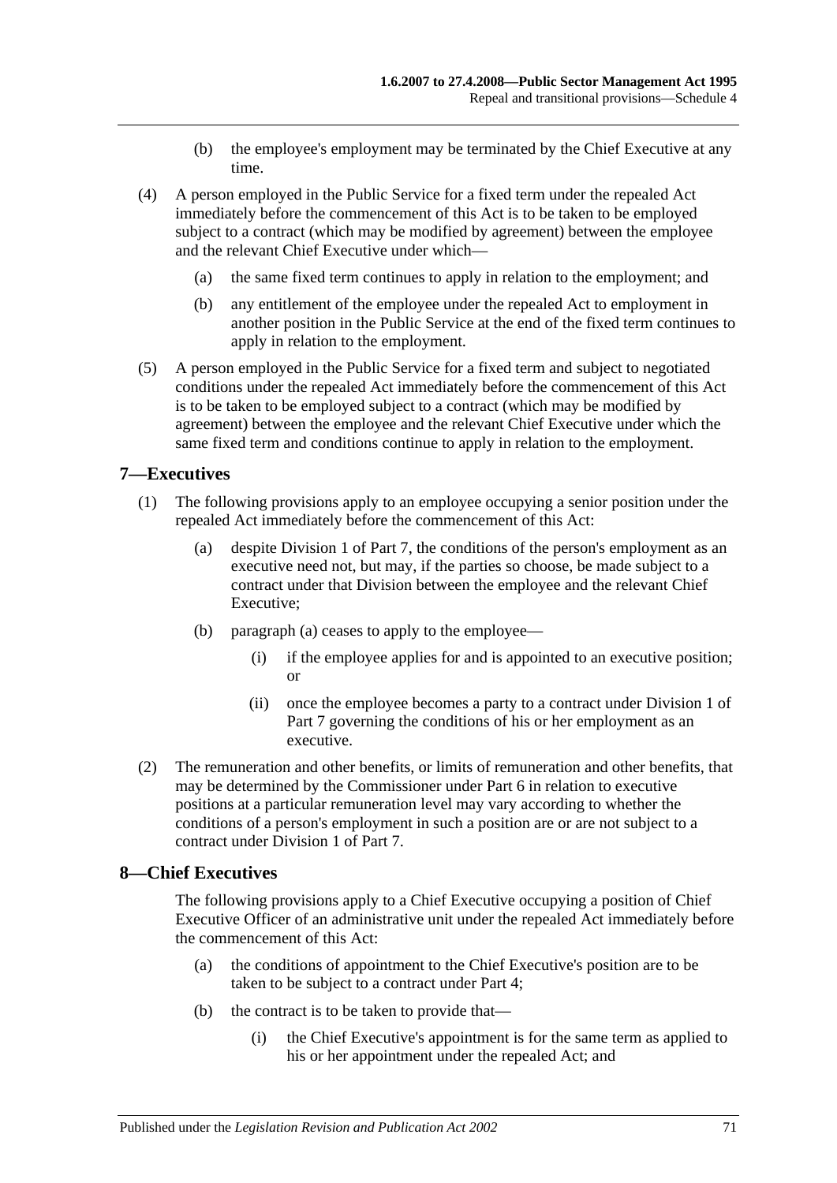(b) the employee's employment may be terminated by the Chief Executive at any time.

(4) A person employed in the Public Service for a fixed term under the repealed Act immediately before the commencement of this Act is to be taken to be employed subject to a contract (which may be modified by agreement) between the employee and the relevant Chief Executive under which—

(a) the same fixed term continues to apply in relation to the employment; and

(b) any entitlement of the employee under the repealed Act to employment in another position in the Public Service at the end of the fixed term continues to apply in relation to the employment.

(5) A person employed in the Public Service for a fixed term and subject to negotiated conditions under the repealed Act immediately before the commencement of this Act is to be taken to be employed subject to a contract (which may be modified by agreement) between the employee and the relevant Chief Executive under which the same fixed term and conditions continue to apply in relation to the employment.

## 7—Executives

(1) The following provisions apply to an employee occupying a senior position under the repealed Act immediately before the commencement of this Act:

(a) despite Division 1 of Part 7, the conditions of the person's employment as an executive need not, but may, if the parties so choose, be made subject to a contract under that Division between the employee and the relevant Chief Executive;

(b) paragraph (a) ceases to apply to the employee—

(i) if the employee applies for and is appointed to an executive position; or

(ii) once the employee becomes a party to a contract under Division 1 of Part 7 governing the conditions of his or her employment as an executive.

(2) The remuneration and other benefits, or limits of remuneration and other benefits, that may be determined by the Commissioner under Part 6 in relation to executive positions at a particular remuneration level may vary according to whether the conditions of a person's employment in such a position are or are not subject to a contract under Division 1 of Part 7.

## 8—Chief Executives

The following provisions apply to a Chief Executive occupying a position of Chief Executive Officer of an administrative unit under the repealed Act immediately before the commencement of this Act:

(a) the conditions of appointment to the Chief Executive's position are to be taken to be subject to a contract under Part 4;

(b) the contract is to be taken to provide that—

(i) the Chief Executive's appointment is for the same term as applied to his or her appointment under the repealed Act; and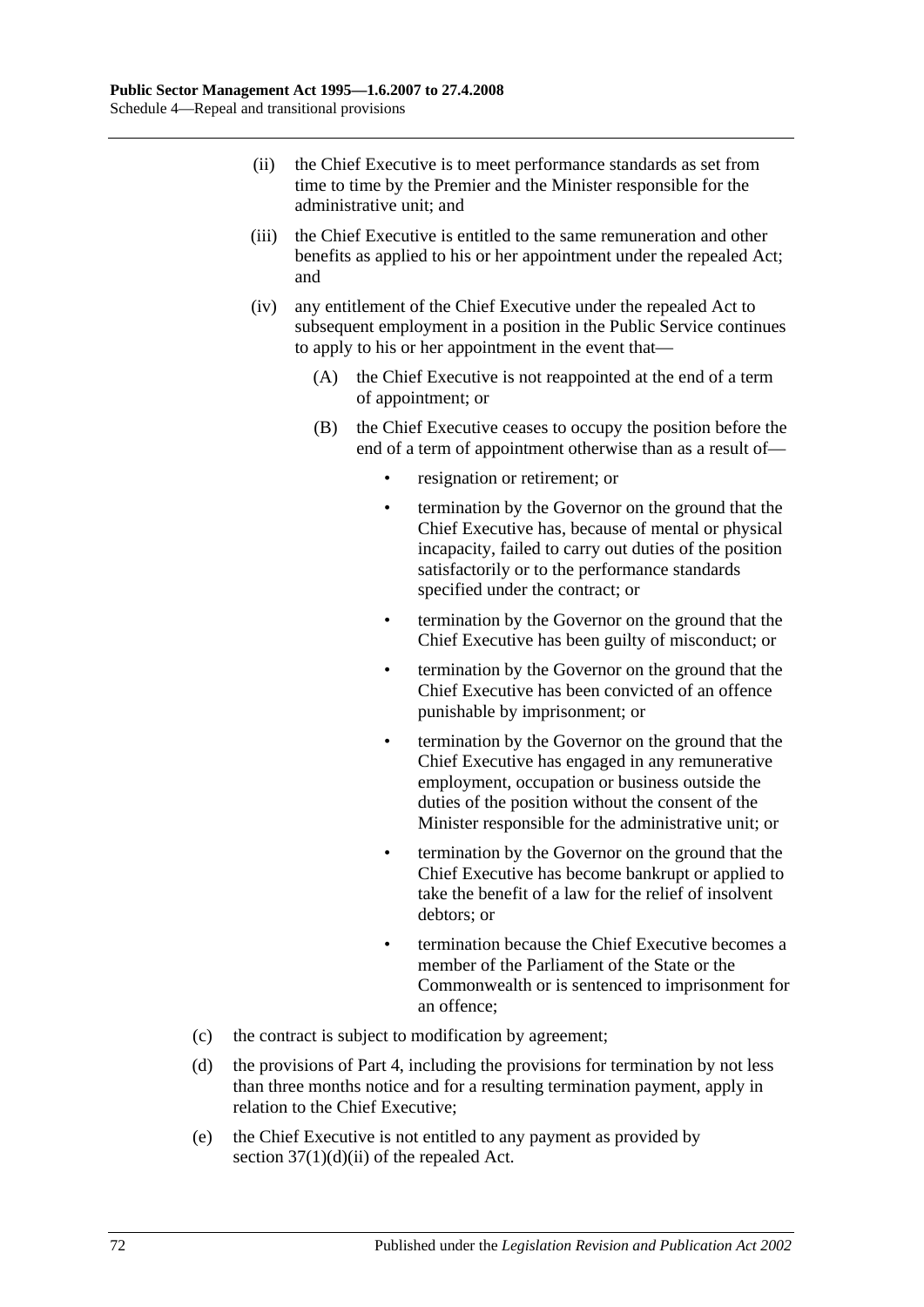(ii) the Chief Executive is to meet performance standards as set from time to time by the Premier and the Minister responsible for the administrative unit; and

(iii) the Chief Executive is entitled to the same remuneration and other benefits as applied to his or her appointment under the repealed Act; and

(iv) any entitlement of the Chief Executive under the repealed Act to subsequent employment in a position in the Public Service continues to apply to his or her appointment in the event that—

(A) the Chief Executive is not reappointed at the end of a term of appointment; or

(B) the Chief Executive ceases to occupy the position before the end of a term of appointment otherwise than as a result of—

- resignation or retirement; or
- termination by the Governor on the ground that the Chief Executive has, because of mental or physical incapacity, failed to carry out duties of the position satisfactorily or to the performance standards specified under the contract; or
- termination by the Governor on the ground that the Chief Executive has been guilty of misconduct; or
- termination by the Governor on the ground that the Chief Executive has been convicted of an offence punishable by imprisonment; or
- termination by the Governor on the ground that the Chief Executive has engaged in any remunerative employment, occupation or business outside the duties of the position without the consent of the Minister responsible for the administrative unit; or
- termination by the Governor on the ground that the Chief Executive has become bankrupt or applied to take the benefit of a law for the relief of insolvent debtors; or
- termination because the Chief Executive becomes a member of the Parliament of the State or the Commonwealth or is sentenced to imprisonment for an offence;

(c) the contract is subject to modification by agreement;

(d) the provisions of Part 4, including the provisions for termination by not less than three months notice and for a resulting termination payment, apply in relation to the Chief Executive;

(e) the Chief Executive is not entitled to any payment as provided by section 37(1)(d)(ii) of the repealed Act.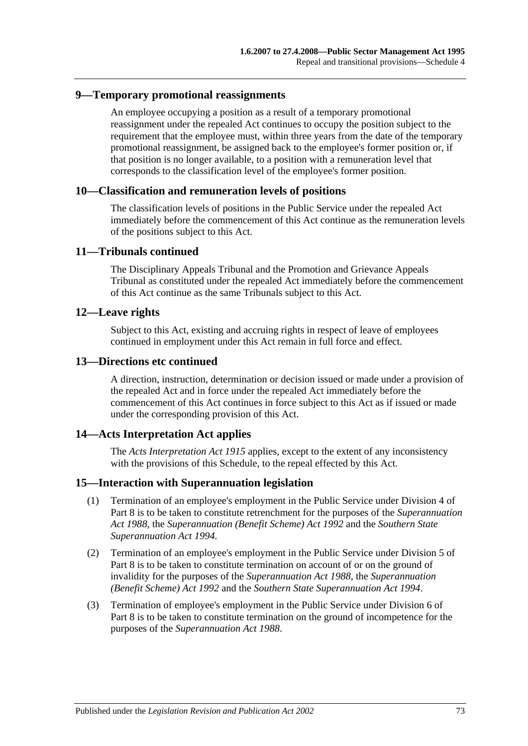## 9—Temporary promotional reassignments

An employee occupying a position as a result of a temporary promotional reassignment under the repealed Act continues to occupy the position subject to the requirement that the employee must, within three years from the date of the temporary promotional reassignment, be assigned back to the employee's former position or, if that position is no longer available, to a position with a remuneration level that corresponds to the classification level of the employee's former position.

## 10—Classification and remuneration levels of positions

The classification levels of positions in the Public Service under the repealed Act immediately before the commencement of this Act continue as the remuneration levels of the positions subject to this Act.

## 11—Tribunals continued

The Disciplinary Appeals Tribunal and the Promotion and Grievance Appeals Tribunal as constituted under the repealed Act immediately before the commencement of this Act continue as the same Tribunals subject to this Act.

## 12—Leave rights

Subject to this Act, existing and accruing rights in respect of leave of employees continued in employment under this Act remain in full force and effect.

## 13—Directions etc continued

A direction, instruction, determination or decision issued or made under a provision of the repealed Act and in force under the repealed Act immediately before the commencement of this Act continues in force subject to this Act as if issued or made under the corresponding provision of this Act.

## 14—Acts Interpretation Act applies

The *Acts Interpretation Act 1915* applies, except to the extent of any inconsistency with the provisions of this Schedule, to the repeal effected by this Act.

## 15—Interaction with Superannuation legislation

(1) Termination of an employee's employment in the Public Service under Division 4 of Part 8 is to be taken to constitute retrenchment for the purposes of the *Superannuation Act 1988*, the *Superannuation (Benefit Scheme) Act 1992* and the *Southern State Superannuation Act 1994*.

(2) Termination of an employee's employment in the Public Service under Division 5 of Part 8 is to be taken to constitute termination on account of or on the ground of invalidity for the purposes of the *Superannuation Act 1988*, the *Superannuation (Benefit Scheme) Act 1992* and the *Southern State Superannuation Act 1994*.

(3) Termination of employee's employment in the Public Service under Division 6 of Part 8 is to be taken to constitute termination on the ground of incompetence for the purposes of the *Superannuation Act 1988*.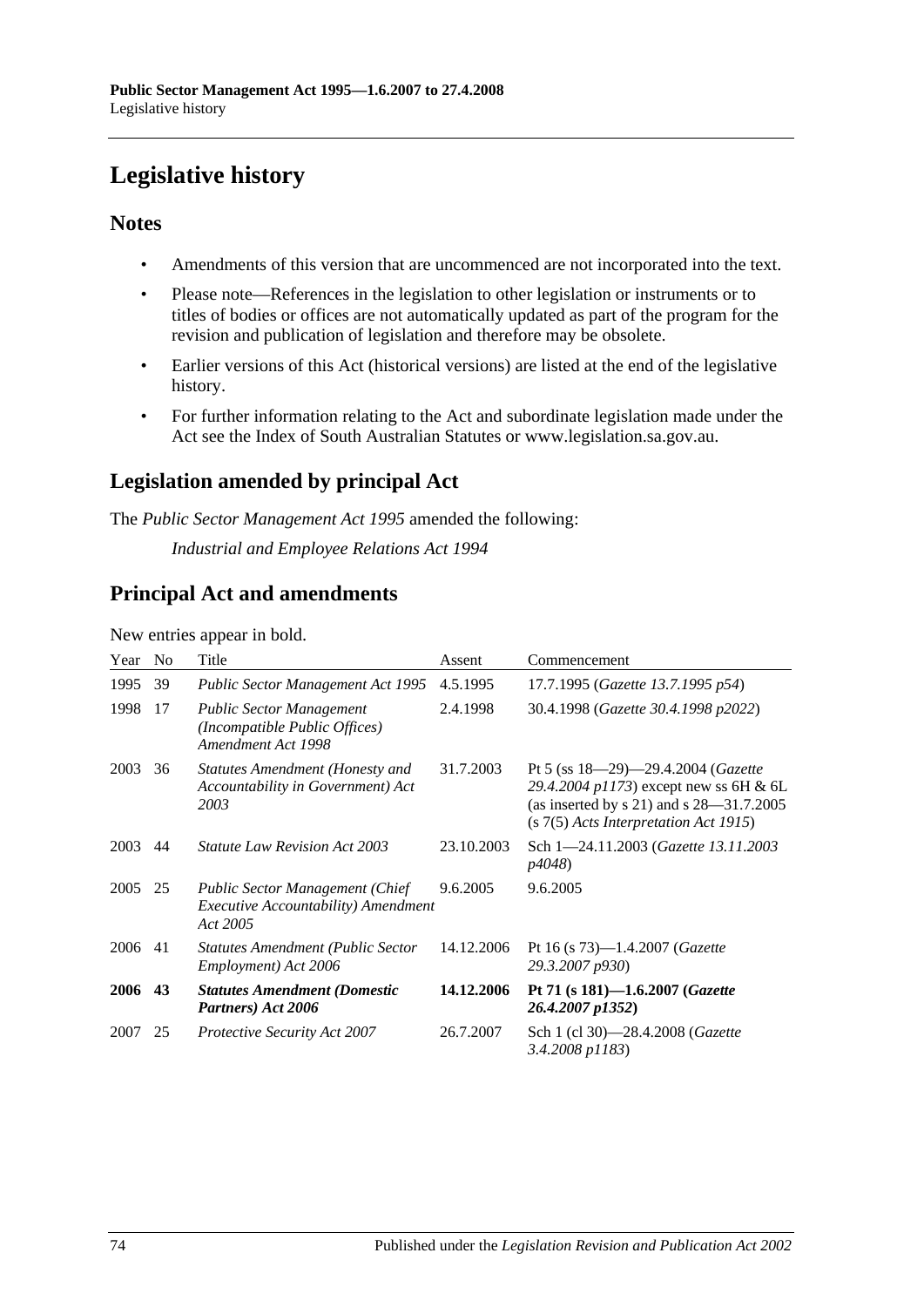# Legislative history

## Notes

- Amendments of this version that are uncommenced are not incorporated into the text.
- Please note—References in the legislation to other legislation or instruments or to titles of bodies or offices are not automatically updated as part of the program for the revision and publication of legislation and therefore may be obsolete.
- Earlier versions of this Act (historical versions) are listed at the end of the legislative history.
- For further information relating to the Act and subordinate legislation made under the Act see the Index of South Australian Statutes or www.legislation.sa.gov.au.

## Legislation amended by principal Act

The *Public Sector Management Act 1995* amended the following:

*Industrial and Employee Relations Act 1994*

## Principal Act and amendments

New entries appear in bold.

| Year | No | Title | Assent | Commencement |
|---|---|---|---|---|
| 1995 | 39 | *Public Sector Management Act 1995* | 4.5.1995 | 17.7.1995 (*Gazette 13.7.1995 p54*) |
| 1998 | 17 | *Public Sector Management (Incompatible Public Offices) Amendment Act 1998* | 2.4.1998 | 30.4.1998 (*Gazette 30.4.1998 p2022*) |
| 2003 | 36 | *Statutes Amendment (Honesty and Accountability in Government) Act 2003* | 31.7.2003 | Pt 5 (ss 18—29)—29.4.2004 (*Gazette 29.4.2004 p1173*) except new ss 6H & 6L (as inserted by s 21) and s 28—31.7.2005 (s 7(5) *Acts Interpretation Act 1915*) |
| 2003 | 44 | *Statute Law Revision Act 2003* | 23.10.2003 | Sch 1—24.11.2003 (*Gazette 13.11.2003 p4048*) |
| 2005 | 25 | *Public Sector Management (Chief Executive Accountability) Amendment Act 2005* | 9.6.2005 | 9.6.2005 |
| 2006 | 41 | *Statutes Amendment (Public Sector Employment) Act 2006* | 14.12.2006 | Pt 16 (s 73)—1.4.2007 (*Gazette 29.3.2007 p930*) |
| **2006** | **43** | ***Statutes Amendment (Domestic Partners) Act 2006*** | **14.12.2006** | **Pt 71 (s 181)—1.6.2007 (*Gazette 26.4.2007 p1352*)** |
| 2007 | 25 | *Protective Security Act 2007* | 26.7.2007 | Sch 1 (cl 30)—28.4.2008 (*Gazette 3.4.2008 p1183*) |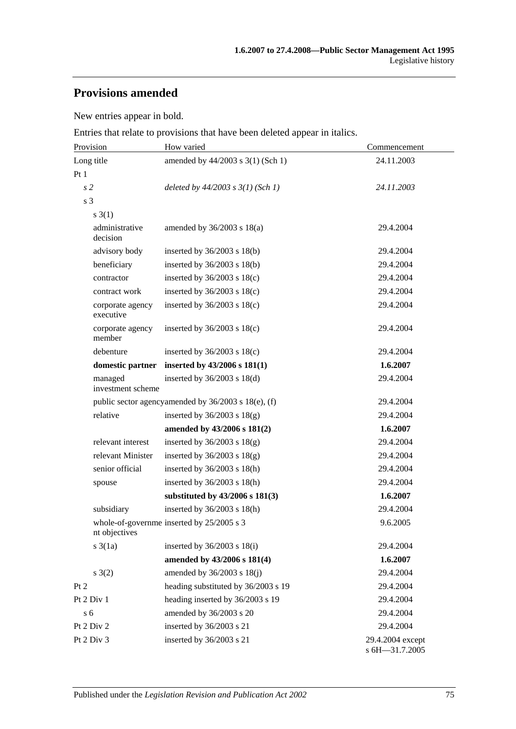## Provisions amended

New entries appear in bold.

Entries that relate to provisions that have been deleted appear in italics.

| Provision | How varied | Commencement |
|---|---|---|
| Long title | amended by 44/2003 s 3(1) (Sch 1) | 24.11.2003 |
| Pt 1 | | |
| *s 2* | *deleted by 44/2003 s 3(1) (Sch 1)* | *24.11.2003* |
| s 3 | | |
| s 3(1) | | |
| administrative decision | amended by 36/2003 s 18(a) | 29.4.2004 |
| advisory body | inserted by 36/2003 s 18(b) | 29.4.2004 |
| beneficiary | inserted by 36/2003 s 18(b) | 29.4.2004 |
| contractor | inserted by 36/2003 s 18(c) | 29.4.2004 |
| contract work | inserted by 36/2003 s 18(c) | 29.4.2004 |
| corporate agency executive | inserted by 36/2003 s 18(c) | 29.4.2004 |
| corporate agency member | inserted by 36/2003 s 18(c) | 29.4.2004 |
| debenture | inserted by 36/2003 s 18(c) | 29.4.2004 |
| **domestic partner** | **inserted by 43/2006 s 181(1)** | **1.6.2007** |
| managed investment scheme | inserted by 36/2003 s 18(d) | 29.4.2004 |
| public sector agency | amended by 36/2003 s 18(e), (f) | 29.4.2004 |
| relative | inserted by 36/2003 s 18(g) | 29.4.2004 |
| | **amended by 43/2006 s 181(2)** | **1.6.2007** |
| relevant interest | inserted by 36/2003 s 18(g) | 29.4.2004 |
| relevant Minister | inserted by 36/2003 s 18(g) | 29.4.2004 |
| senior official | inserted by 36/2003 s 18(h) | 29.4.2004 |
| spouse | inserted by 36/2003 s 18(h) | 29.4.2004 |
| | **substituted by 43/2006 s 181(3)** | **1.6.2007** |
| subsidiary | inserted by 36/2003 s 18(h) | 29.4.2004 |
| whole-of-government objectives | inserted by 25/2005 s 3 | 9.6.2005 |
| s 3(1a) | inserted by 36/2003 s 18(i) | 29.4.2004 |
| | **amended by 43/2006 s 181(4)** | **1.6.2007** |
| s 3(2) | amended by 36/2003 s 18(j) | 29.4.2004 |
| Pt 2 | heading substituted by 36/2003 s 19 | 29.4.2004 |
| Pt 2 Div 1 | heading inserted by 36/2003 s 19 | 29.4.2004 |
| s 6 | amended by 36/2003 s 20 | 29.4.2004 |
| Pt 2 Div 2 | inserted by 36/2003 s 21 | 29.4.2004 |
| Pt 2 Div 3 | inserted by 36/2003 s 21 | 29.4.2004 except s 6H—31.7.2005 |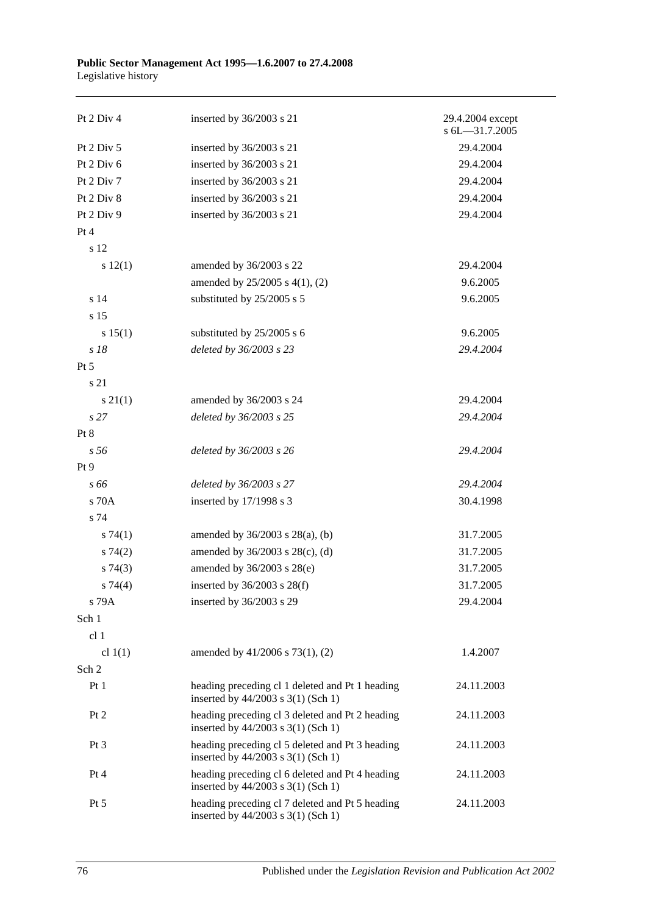| | | |
|---|---|---|
| Pt 2 Div 4 | inserted by 36/2003 s 21 | 29.4.2004 except s 6L—31.7.2005 |
| Pt 2 Div 5 | inserted by 36/2003 s 21 | 29.4.2004 |
| Pt 2 Div 6 | inserted by 36/2003 s 21 | 29.4.2004 |
| Pt 2 Div 7 | inserted by 36/2003 s 21 | 29.4.2004 |
| Pt 2 Div 8 | inserted by 36/2003 s 21 | 29.4.2004 |
| Pt 2 Div 9 | inserted by 36/2003 s 21 | 29.4.2004 |
| Pt 4 | | |
| s 12 | | |
| s 12(1) | amended by 36/2003 s 22 | 29.4.2004 |
| | amended by 25/2005 s 4(1), (2) | 9.6.2005 |
| s 14 | substituted by 25/2005 s 5 | 9.6.2005 |
| s 15 | | |
| s 15(1) | substituted by 25/2005 s 6 | 9.6.2005 |
| *s 18* | *deleted by 36/2003 s 23* | *29.4.2004* |
| Pt 5 | | |
| s 21 | | |
| s 21(1) | amended by 36/2003 s 24 | 29.4.2004 |
| *s 27* | *deleted by 36/2003 s 25* | *29.4.2004* |
| Pt 8 | | |
| *s 56* | *deleted by 36/2003 s 26* | *29.4.2004* |
| Pt 9 | | |
| *s 66* | *deleted by 36/2003 s 27* | *29.4.2004* |
| s 70A | inserted by 17/1998 s 3 | 30.4.1998 |
| s 74 | | |
| s 74(1) | amended by 36/2003 s 28(a), (b) | 31.7.2005 |
| s 74(2) | amended by 36/2003 s 28(c), (d) | 31.7.2005 |
| s 74(3) | amended by 36/2003 s 28(e) | 31.7.2005 |
| s 74(4) | inserted by 36/2003 s 28(f) | 31.7.2005 |
| s 79A | inserted by 36/2003 s 29 | 29.4.2004 |
| Sch 1 | | |
| cl 1 | | |
| cl 1(1) | amended by 41/2006 s 73(1), (2) | 1.4.2007 |
| Sch 2 | | |
| Pt 1 | heading preceding cl 1 deleted and Pt 1 heading inserted by 44/2003 s 3(1) (Sch 1) | 24.11.2003 |
| Pt 2 | heading preceding cl 3 deleted and Pt 2 heading inserted by 44/2003 s 3(1) (Sch 1) | 24.11.2003 |
| Pt 3 | heading preceding cl 5 deleted and Pt 3 heading inserted by 44/2003 s 3(1) (Sch 1) | 24.11.2003 |
| Pt 4 | heading preceding cl 6 deleted and Pt 4 heading inserted by 44/2003 s 3(1) (Sch 1) | 24.11.2003 |
| Pt 5 | heading preceding cl 7 deleted and Pt 5 heading inserted by 44/2003 s 3(1) (Sch 1) | 24.11.2003 |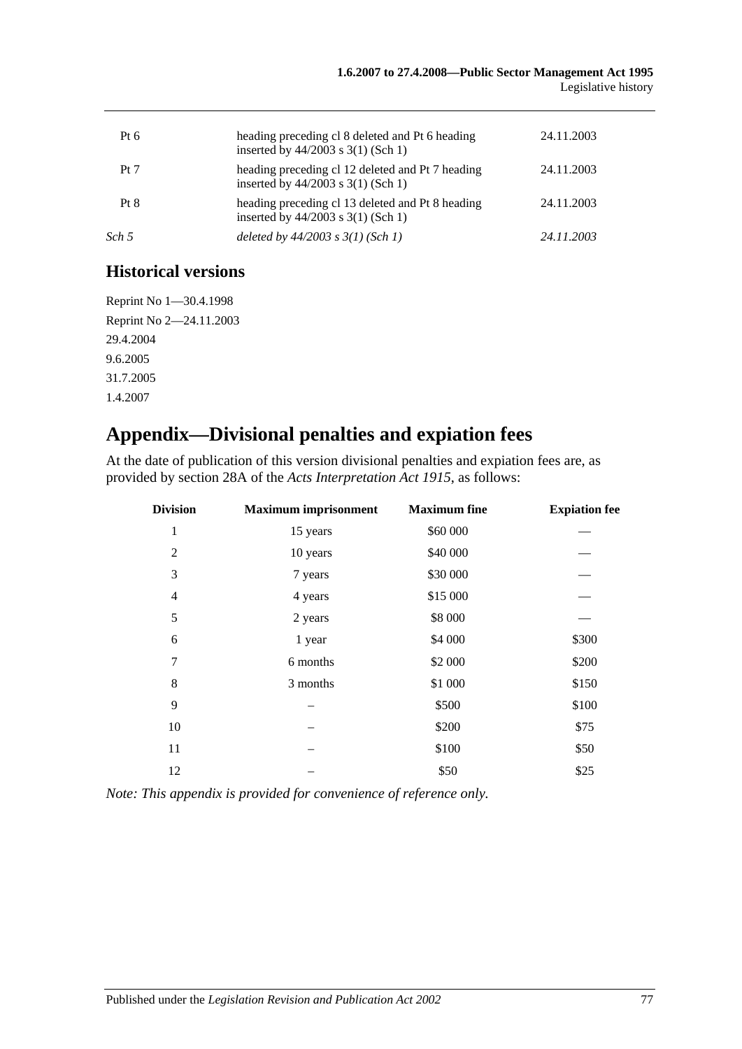| | | |
|---|---|---|
| Pt 6 | heading preceding cl 8 deleted and Pt 6 heading inserted by 44/2003 s 3(1) (Sch 1) | 24.11.2003 |
| Pt 7 | heading preceding cl 12 deleted and Pt 7 heading inserted by 44/2003 s 3(1) (Sch 1) | 24.11.2003 |
| Pt 8 | heading preceding cl 13 deleted and Pt 8 heading inserted by 44/2003 s 3(1) (Sch 1) | 24.11.2003 |
| *Sch 5* | *deleted by 44/2003 s 3(1) (Sch 1)* | *24.11.2003* |

## Historical versions

Reprint No 1—30.4.1998

Reprint No 2—24.11.2003

29.4.2004

9.6.2005

31.7.2005

1.4.2007

# Appendix—Divisional penalties and expiation fees

At the date of publication of this version divisional penalties and expiation fees are, as provided by section 28A of the *Acts Interpretation Act 1915*, as follows:

| Division | Maximum imprisonment | Maximum fine | Expiation fee |
|---|---|---|---|
| 1 | 15 years | $60 000 | — |
| 2 | 10 years | $40 000 | — |
| 3 | 7 years | $30 000 | — |
| 4 | 4 years | $15 000 | — |
| 5 | 2 years | $8 000 | — |
| 6 | 1 year | $4 000 | $300 |
| 7 | 6 months | $2 000 | $200 |
| 8 | 3 months | $1 000 | $150 |
| 9 | – | $500 | $100 |
| 10 | – | $200 | $75 |
| 11 | – | $100 | $50 |
| 12 | – | $50 | $25 |

*Note: This appendix is provided for convenience of reference only.*